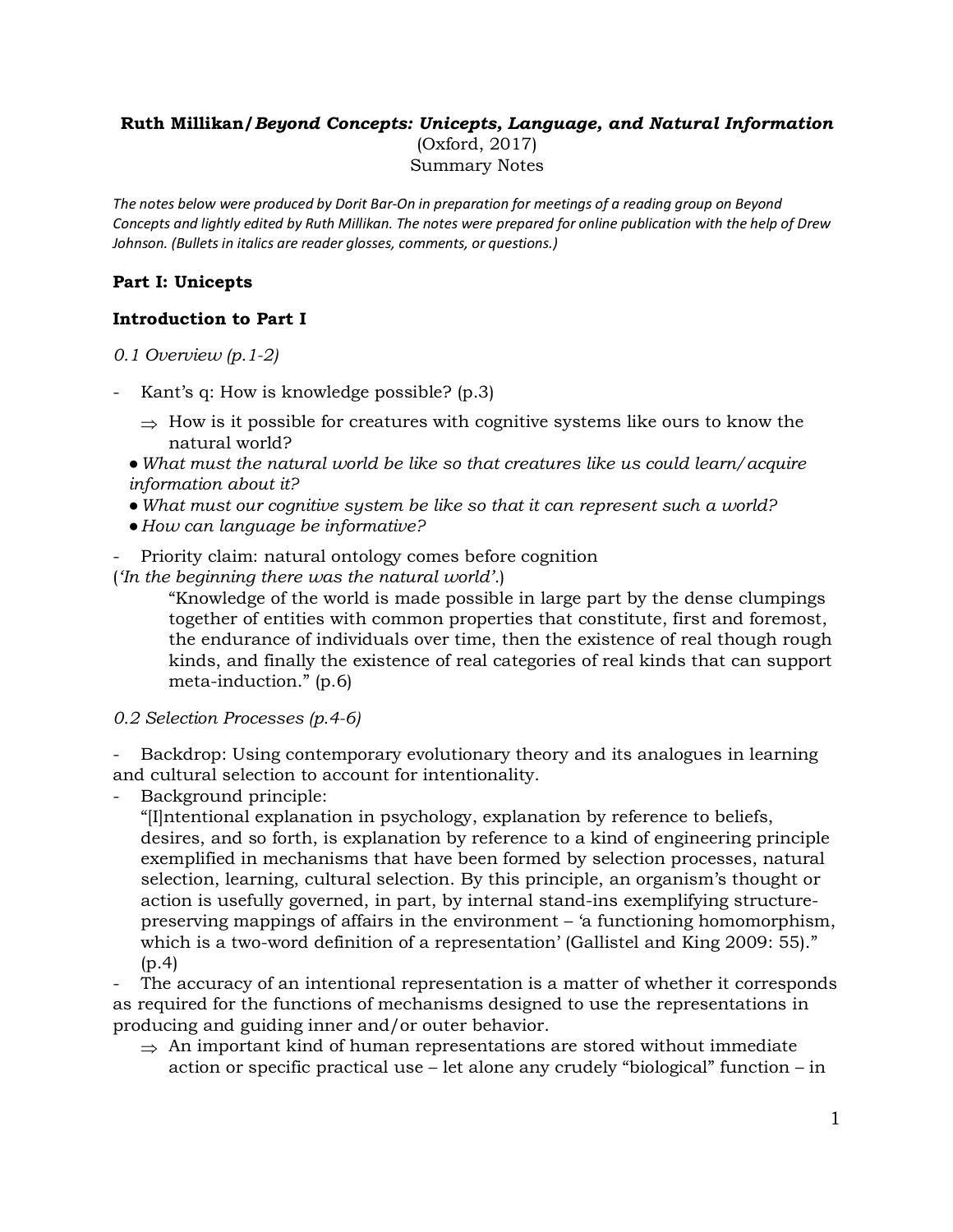**Ruth Millikan/*Beyond Concepts: Unicepts, Language, and Natural Information***
(Oxford, 2017)
Summary Notes

*The notes below were produced by Dorit Bar-On in preparation for meetings of a reading group on Beyond Concepts and lightly edited by Ruth Millikan. The notes were prepared for online publication with the help of Drew Johnson. (Bullets in italics are reader glosses, comments, or questions.)*

## Part I: Unicepts

### Introduction to Part I

*0.1 Overview (p.1-2)*

- Kant's q: How is knowledge possible? (p.3)
  - ⇒ How is it possible for creatures with cognitive systems like ours to know the natural world?
  - *What must the natural world be like so that creatures like us could learn/acquire information about it?*
  - *What must our cognitive system be like so that it can represent such a world?*
  - *How can language be informative?*
- Priority claim: natural ontology comes before cognition

(*'In the beginning there was the natural world'.*)

> "Knowledge of the world is made possible in large part by the dense clumpings together of entities with common properties that constitute, first and foremost, the endurance of individuals over time, then the existence of real though rough kinds, and finally the existence of real categories of real kinds that can support meta-induction." (p.6)

*0.2 Selection Processes (p.4-6)*

- Backdrop: Using contemporary evolutionary theory and its analogues in learning and cultural selection to account for intentionality.
- Background principle:

> "[I]ntentional explanation in psychology, explanation by reference to beliefs, desires, and so forth, is explanation by reference to a kind of engineering principle exemplified in mechanisms that have been formed by selection processes, natural selection, learning, cultural selection. By this principle, an organism's thought or action is usefully governed, in part, by internal stand-ins exemplifying structure-preserving mappings of affairs in the environment – 'a functioning homomorphism, which is a two-word definition of a representation' (Gallistel and King 2009: 55)." (p.4)

- The accuracy of an intentional representation is a matter of whether it corresponds as required for the functions of mechanisms designed to use the representations in producing and guiding inner and/or outer behavior.
  - ⇒ An important kind of human representations are stored without immediate action or specific practical use – let alone any crudely "biological" function – in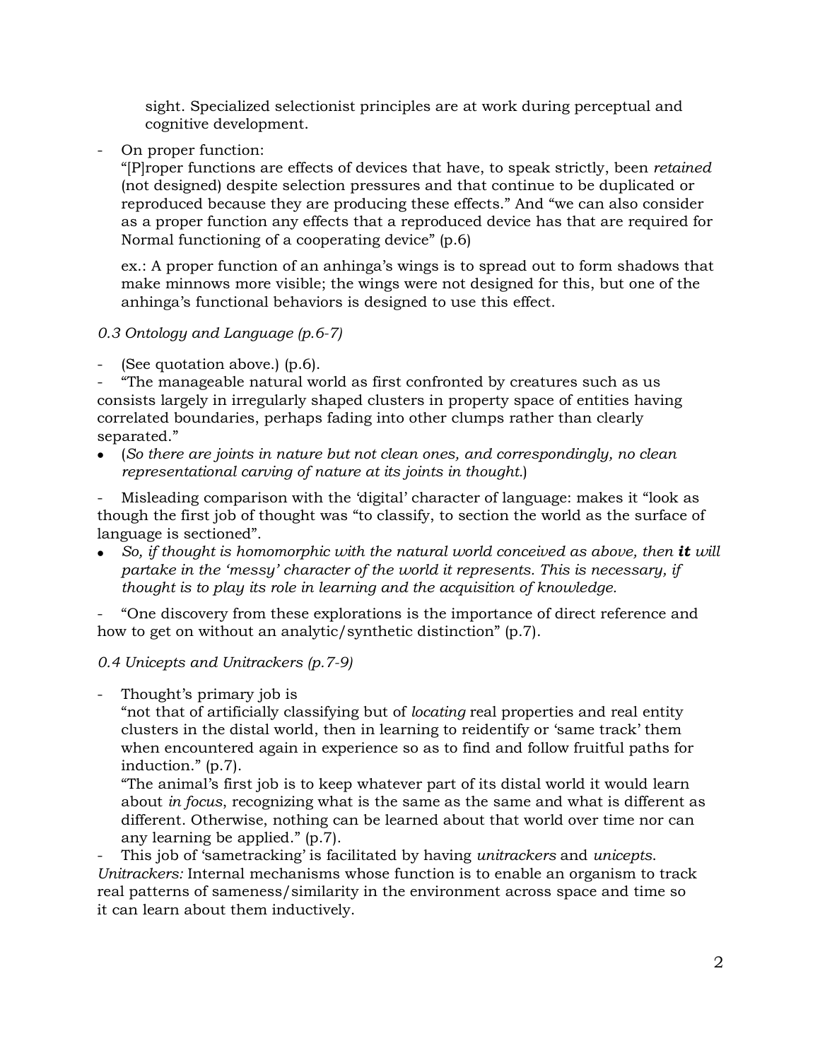sight. Specialized selectionist principles are at work during perceptual and cognitive development.

- On proper function:
  "[P]roper functions are effects of devices that have, to speak strictly, been *retained* (not designed) despite selection pressures and that continue to be duplicated or reproduced because they are producing these effects." And "we can also consider as a proper function any effects that a reproduced device has that are required for Normal functioning of a cooperating device" (p.6)

  ex.: A proper function of an anhinga's wings is to spread out to form shadows that make minnows more visible; the wings were not designed for this, but one of the anhinga's functional behaviors is designed to use this effect.

*0.3 Ontology and Language (p.6-7)*

- (See quotation above.) (p.6).
- "The manageable natural world as first confronted by creatures such as us consists largely in irregularly shaped clusters in property space of entities having correlated boundaries, perhaps fading into other clumps rather than clearly separated."
- (*So there are joints in nature but not clean ones, and correspondingly, no clean representational carving of nature at its joints in thought.*)

- Misleading comparison with the 'digital' character of language: makes it "look as though the first job of thought was "to classify, to section the world as the surface of language is sectioned".
- *So, if thought is homomorphic with the natural world conceived as above, then **it** will partake in the 'messy' character of the world it represents. This is necessary, if thought is to play its role in learning and the acquisition of knowledge.*

- "One discovery from these explorations is the importance of direct reference and how to get on without an analytic/synthetic distinction" (p.7).

*0.4 Unicepts and Unitrackers (p.7-9)*

- Thought's primary job is
  "not that of artificially classifying but of *locating* real properties and real entity clusters in the distal world, then in learning to reidentify or 'same track' them when encountered again in experience so as to find and follow fruitful paths for induction." (p.7).
  "The animal's first job is to keep whatever part of its distal world it would learn about *in focus*, recognizing what is the same as the same and what is different as different. Otherwise, nothing can be learned about that world over time nor can any learning be applied." (p.7).
- This job of 'sametracking' is facilitated by having *unitrackers* and *unicepts*.

*Unitrackers:* Internal mechanisms whose function is to enable an organism to track real patterns of sameness/similarity in the environment across space and time so it can learn about them inductively.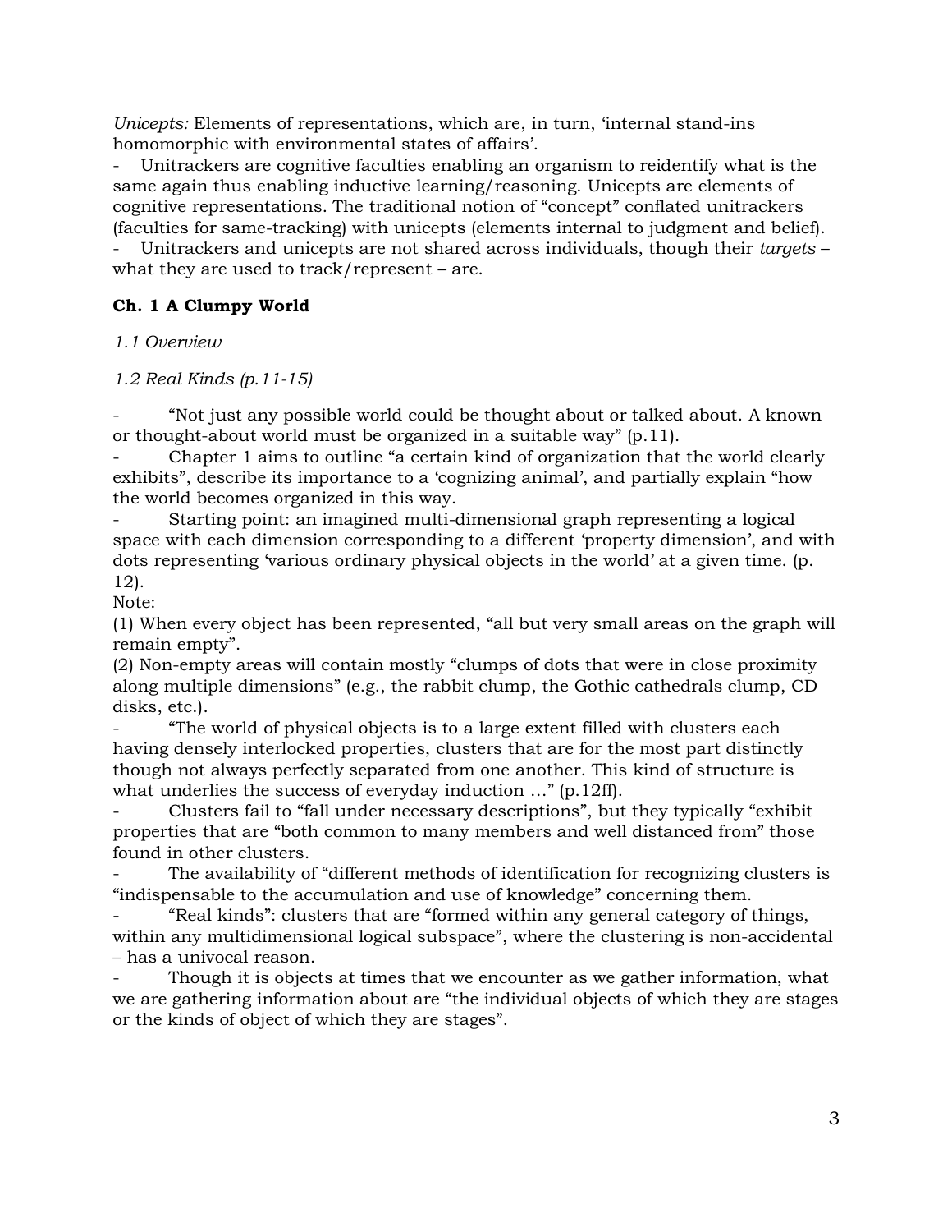*Unicepts:* Elements of representations, which are, in turn, 'internal stand-ins homomorphic with environmental states of affairs'.

- Unitrackers are cognitive faculties enabling an organism to reidentify what is the same again thus enabling inductive learning/reasoning. Unicepts are elements of cognitive representations. The traditional notion of "concept" conflated unitrackers (faculties for same-tracking) with unicepts (elements internal to judgment and belief).
- Unitrackers and unicepts are not shared across individuals, though their *targets* – what they are used to track/represent – are.

**Ch. 1 A Clumpy World**

*1.1 Overview*

*1.2 Real Kinds (p.11-15)*

- "Not just any possible world could be thought about or talked about. A known or thought-about world must be organized in a suitable way" (p.11).
- Chapter 1 aims to outline "a certain kind of organization that the world clearly exhibits", describe its importance to a 'cognizing animal', and partially explain "how the world becomes organized in this way.
- Starting point: an imagined multi-dimensional graph representing a logical space with each dimension corresponding to a different 'property dimension', and with dots representing 'various ordinary physical objects in the world' at a given time. (p. 12).

Note:

(1) When every object has been represented, "all but very small areas on the graph will remain empty".

(2) Non-empty areas will contain mostly "clumps of dots that were in close proximity along multiple dimensions" (e.g., the rabbit clump, the Gothic cathedrals clump, CD disks, etc.).

- "The world of physical objects is to a large extent filled with clusters each having densely interlocked properties, clusters that are for the most part distinctly though not always perfectly separated from one another. This kind of structure is what underlies the success of everyday induction …" (p.12ff).
- Clusters fail to "fall under necessary descriptions", but they typically "exhibit properties that are "both common to many members and well distanced from" those found in other clusters.
- The availability of "different methods of identification for recognizing clusters is "indispensable to the accumulation and use of knowledge" concerning them.
- "Real kinds": clusters that are "formed within any general category of things, within any multidimensional logical subspace", where the clustering is non-accidental – has a univocal reason.
- Though it is objects at times that we encounter as we gather information, what we are gathering information about are "the individual objects of which they are stages or the kinds of object of which they are stages".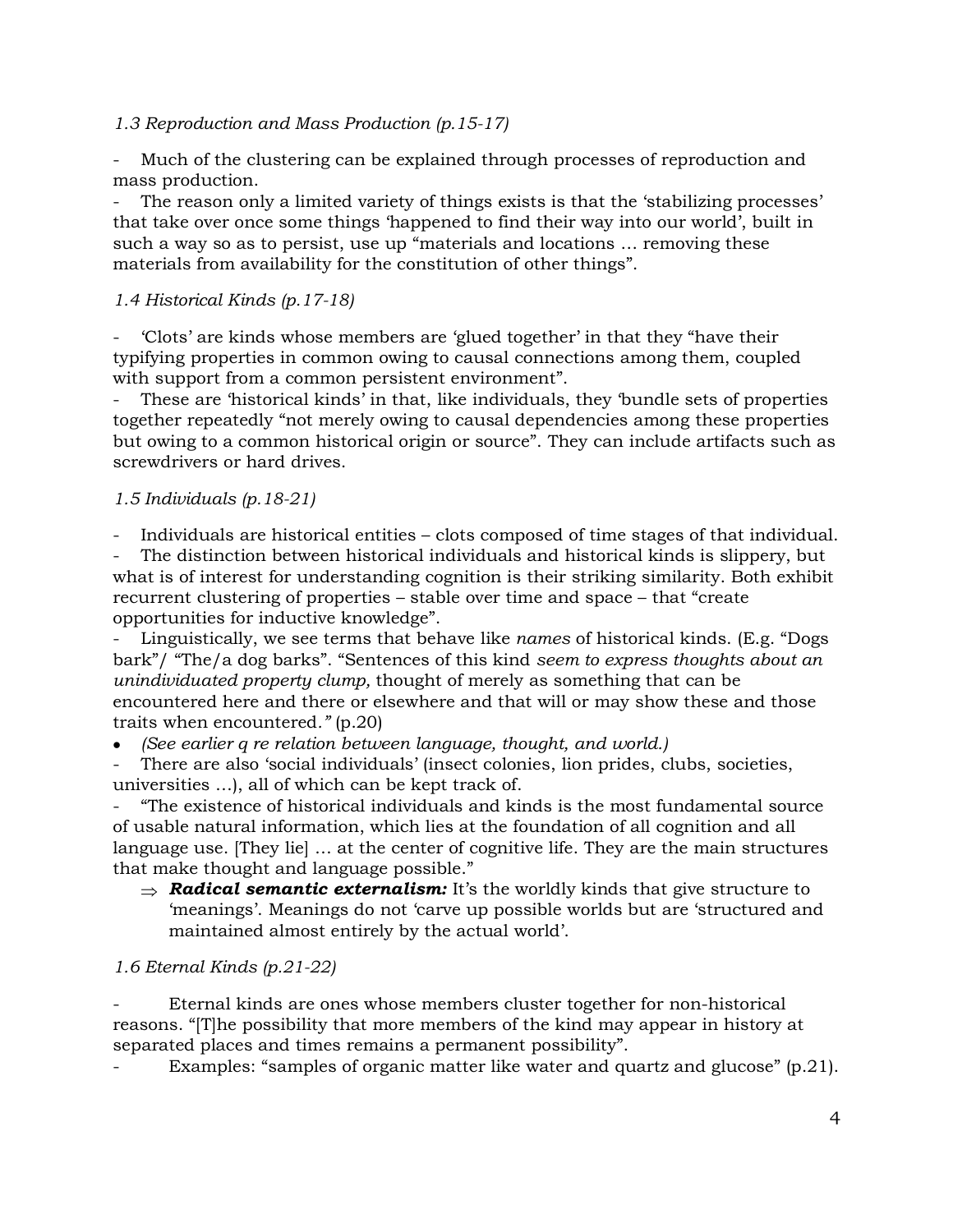*1.3 Reproduction and Mass Production (p.15-17)*

- Much of the clustering can be explained through processes of reproduction and mass production.
- The reason only a limited variety of things exists is that the 'stabilizing processes' that take over once some things 'happened to find their way into our world', built in such a way so as to persist, use up "materials and locations … removing these materials from availability for the constitution of other things".

*1.4 Historical Kinds (p.17-18)*

- 'Clots' are kinds whose members are 'glued together' in that they "have their typifying properties in common owing to causal connections among them, coupled with support from a common persistent environment".
- These are 'historical kinds' in that, like individuals, they 'bundle sets of properties together repeatedly "not merely owing to causal dependencies among these properties but owing to a common historical origin or source". They can include artifacts such as screwdrivers or hard drives.

*1.5 Individuals (p.18-21)*

- Individuals are historical entities – clots composed of time stages of that individual.
- The distinction between historical individuals and historical kinds is slippery, but what is of interest for understanding cognition is their striking similarity. Both exhibit recurrent clustering of properties – stable over time and space – that "create opportunities for inductive knowledge".
- Linguistically, we see terms that behave like *names* of historical kinds. (E.g. "Dogs bark"/ "The/a dog barks". "Sentences of this kind *seem to express thoughts about an unindividuated property clump,* thought of merely as something that can be encountered here and there or elsewhere and that will or may show these and those traits when encountered.*"* (p.20)
- *(See earlier q re relation between language, thought, and world.)*
- There are also 'social individuals' (insect colonies, lion prides, clubs, societies, universities …), all of which can be kept track of.
- "The existence of historical individuals and kinds is the most fundamental source of usable natural information, which lies at the foundation of all cognition and all language use. [They lie] … at the center of cognitive life. They are the main structures that make thought and language possible."
  - ⇒ ***Radical semantic externalism:*** It's the worldly kinds that give structure to 'meanings'. Meanings do not 'carve up possible worlds but are 'structured and maintained almost entirely by the actual world'.

*1.6 Eternal Kinds (p.21-22)*

- Eternal kinds are ones whose members cluster together for non-historical reasons. "[T]he possibility that more members of the kind may appear in history at separated places and times remains a permanent possibility".
- Examples: "samples of organic matter like water and quartz and glucose" (p.21).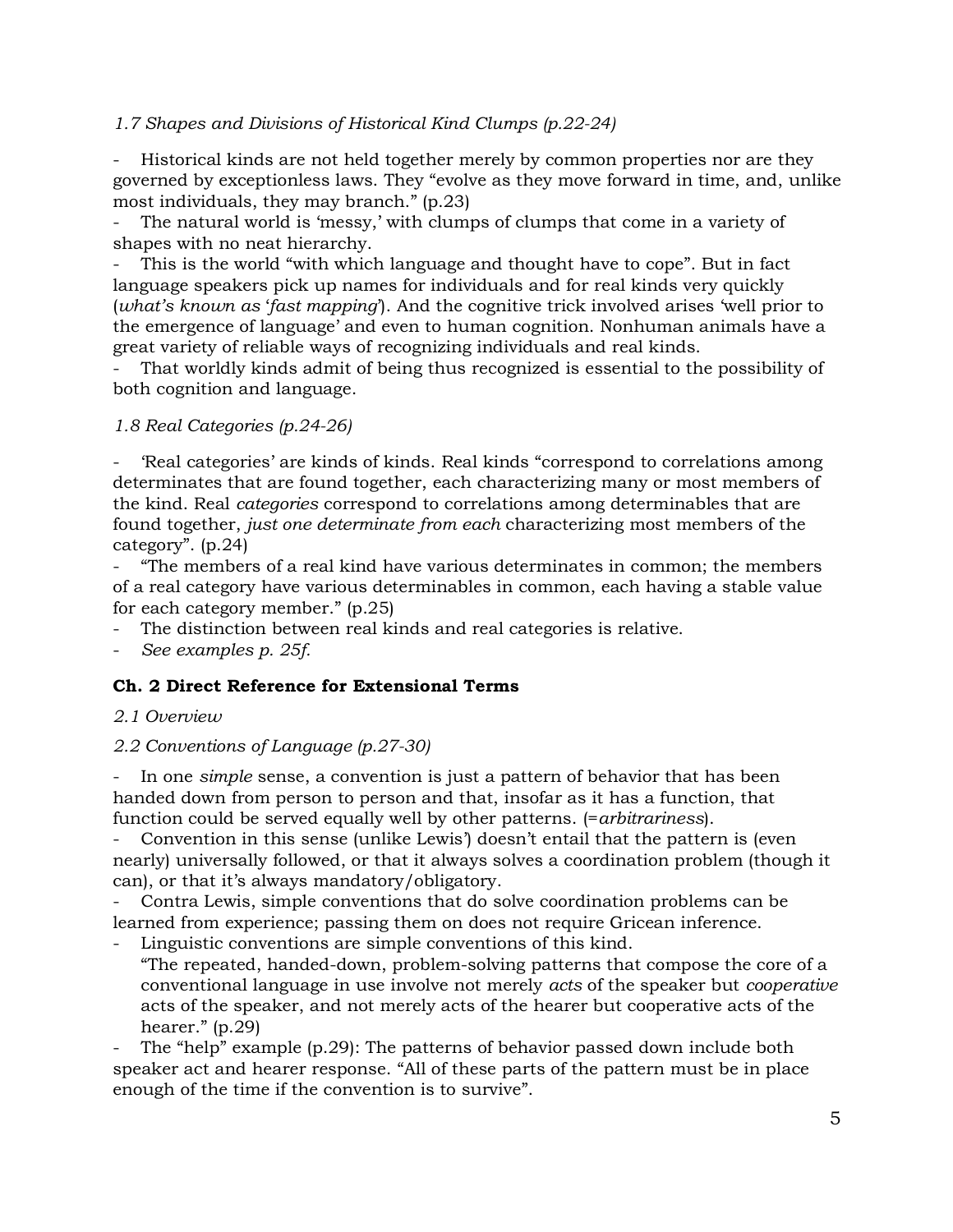*1.7 Shapes and Divisions of Historical Kind Clumps (p.22-24)*

- Historical kinds are not held together merely by common properties nor are they governed by exceptionless laws. They "evolve as they move forward in time, and, unlike most individuals, they may branch." (p.23)
- The natural world is 'messy,' with clumps of clumps that come in a variety of shapes with no neat hierarchy.
- This is the world "with which language and thought have to cope". But in fact language speakers pick up names for individuals and for real kinds very quickly (*what's known as 'fast mapping'*). And the cognitive trick involved arises 'well prior to the emergence of language' and even to human cognition. Nonhuman animals have a great variety of reliable ways of recognizing individuals and real kinds.
- That worldly kinds admit of being thus recognized is essential to the possibility of both cognition and language.

*1.8 Real Categories (p.24-26)*

- 'Real categories' are kinds of kinds. Real kinds "correspond to correlations among determinates that are found together, each characterizing many or most members of the kind. Real *categories* correspond to correlations among determinables that are found together, *just one determinate from each* characterizing most members of the category". (p.24)
- "The members of a real kind have various determinates in common; the members of a real category have various determinables in common, each having a stable value for each category member." (p.25)
- The distinction between real kinds and real categories is relative.
- *See examples p. 25f.*

**Ch. 2 Direct Reference for Extensional Terms**

*2.1 Overview*

*2.2 Conventions of Language (p.27-30)*

- In one *simple* sense, a convention is just a pattern of behavior that has been handed down from person to person and that, insofar as it has a function, that function could be served equally well by other patterns. (=*arbitrariness*).
- Convention in this sense (unlike Lewis') doesn't entail that the pattern is (even nearly) universally followed, or that it always solves a coordination problem (though it can), or that it's always mandatory/obligatory.
- Contra Lewis, simple conventions that do solve coordination problems can be learned from experience; passing them on does not require Gricean inference.
- Linguistic conventions are simple conventions of this kind.
  "The repeated, handed-down, problem-solving patterns that compose the core of a conventional language in use involve not merely *acts* of the speaker but *cooperative* acts of the speaker, and not merely acts of the hearer but cooperative acts of the hearer." (p.29)
- The "help" example (p.29): The patterns of behavior passed down include both speaker act and hearer response. "All of these parts of the pattern must be in place enough of the time if the convention is to survive".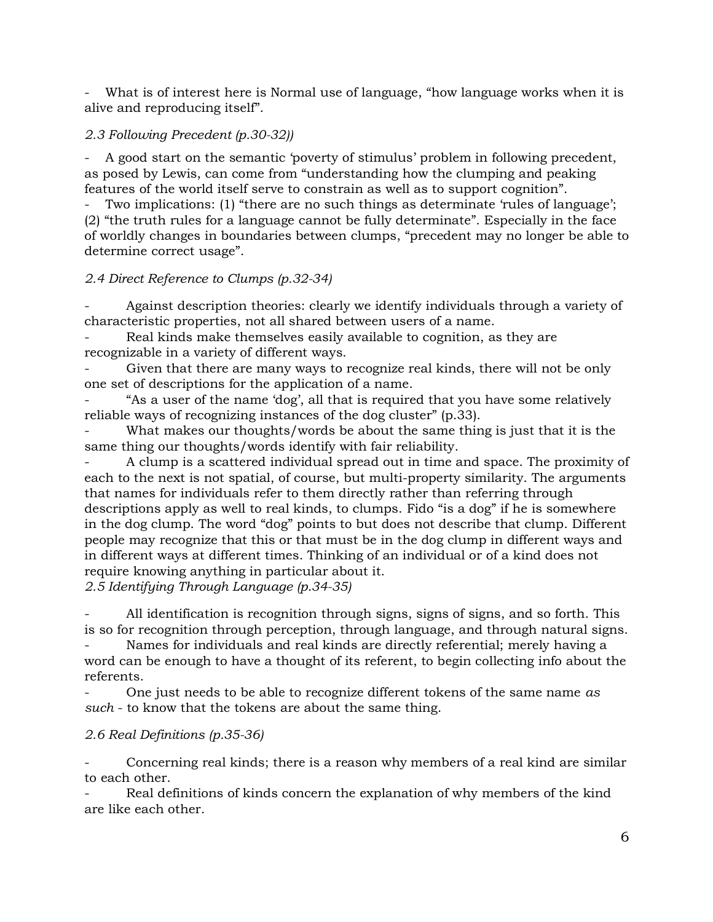- What is of interest here is Normal use of language, “how language works when it is alive and reproducing itself”.

*2.3 Following Precedent (p.30-32))*

- A good start on the semantic ‘poverty of stimulus’ problem in following precedent, as posed by Lewis, can come from “understanding how the clumping and peaking features of the world itself serve to constrain as well as to support cognition”.
- Two implications: (1) “there are no such things as determinate ‘rules of language’; (2) “the truth rules for a language cannot be fully determinate”. Especially in the face of worldly changes in boundaries between clumps, “precedent may no longer be able to determine correct usage”.

*2.4 Direct Reference to Clumps (p.32-34)*

- Against description theories: clearly we identify individuals through a variety of characteristic properties, not all shared between users of a name.
- Real kinds make themselves easily available to cognition, as they are recognizable in a variety of different ways.
- Given that there are many ways to recognize real kinds, there will not be only one set of descriptions for the application of a name.
- “As a user of the name ‘dog’, all that is required that you have some relatively reliable ways of recognizing instances of the dog cluster” (p.33).
- What makes our thoughts/words be about the same thing is just that it is the same thing our thoughts/words identify with fair reliability.
- A clump is a scattered individual spread out in time and space. The proximity of each to the next is not spatial, of course, but multi-property similarity. The arguments that names for individuals refer to them directly rather than referring through descriptions apply as well to real kinds, to clumps. Fido “is a dog” if he is somewhere in the dog clump. The word “dog” points to but does not describe that clump. Different people may recognize that this or that must be in the dog clump in different ways and in different ways at different times. Thinking of an individual or of a kind does not require knowing anything in particular about it.

*2.5 Identifying Through Language (p.34-35)*

- All identification is recognition through signs, signs of signs, and so forth. This is so for recognition through perception, through language, and through natural signs.
- Names for individuals and real kinds are directly referential; merely having a word can be enough to have a thought of its referent, to begin collecting info about the referents.
- One just needs to be able to recognize different tokens of the same name *as such* - to know that the tokens are about the same thing.

*2.6 Real Definitions (p.35-36)*

- Concerning real kinds; there is a reason why members of a real kind are similar to each other.
- Real definitions of kinds concern the explanation of why members of the kind are like each other.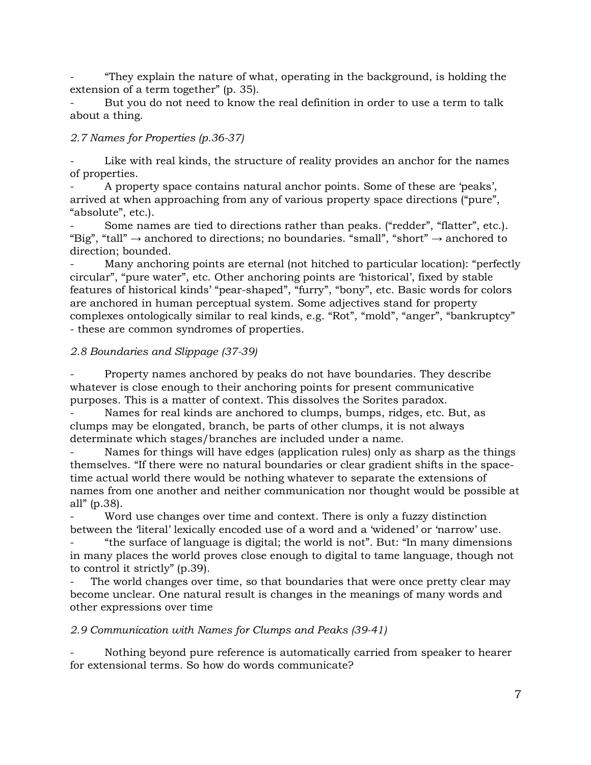- “They explain the nature of what, operating in the background, is holding the extension of a term together” (p. 35).
- But you do not need to know the real definition in order to use a term to talk about a thing.

*2.7 Names for Properties (p.36-37)*

- Like with real kinds, the structure of reality provides an anchor for the names of properties.
- A property space contains natural anchor points. Some of these are ‘peaks’, arrived at when approaching from any of various property space directions (“pure”, “absolute”, etc.).
- Some names are tied to directions rather than peaks. (“redder”, “flatter”, etc.). “Big”, “tall” → anchored to directions; no boundaries. “small”, “short” → anchored to direction; bounded.
- Many anchoring points are eternal (not hitched to particular location): “perfectly circular”, “pure water”, etc. Other anchoring points are ‘historical’, fixed by stable features of historical kinds’ “pear-shaped”, “furry”, “bony”, etc. Basic words for colors are anchored in human perceptual system. Some adjectives stand for property complexes ontologically similar to real kinds, e.g. “Rot”, “mold”, “anger”, “bankruptcy” - these are common syndromes of properties.

*2.8 Boundaries and Slippage (37-39)*

- Property names anchored by peaks do not have boundaries. They describe whatever is close enough to their anchoring points for present communicative purposes. This is a matter of context. This dissolves the Sorites paradox.
- Names for real kinds are anchored to clumps, bumps, ridges, etc. But, as clumps may be elongated, branch, be parts of other clumps, it is not always determinate which stages/branches are included under a name.
- Names for things will have edges (application rules) only as sharp as the things themselves. “If there were no natural boundaries or clear gradient shifts in the space-time actual world there would be nothing whatever to separate the extensions of names from one another and neither communication nor thought would be possible at all” (p.38).
- Word use changes over time and context. There is only a fuzzy distinction between the ‘literal’ lexically encoded use of a word and a ‘widened’ or ‘narrow’ use.
- “the surface of language is digital; the world is not”. But: “In many dimensions in many places the world proves close enough to digital to tame language, though not to control it strictly” (p.39).
- The world changes over time, so that boundaries that were once pretty clear may become unclear. One natural result is changes in the meanings of many words and other expressions over time

*2.9 Communication with Names for Clumps and Peaks (39-41)*

- Nothing beyond pure reference is automatically carried from speaker to hearer for extensional terms. So how do words communicate?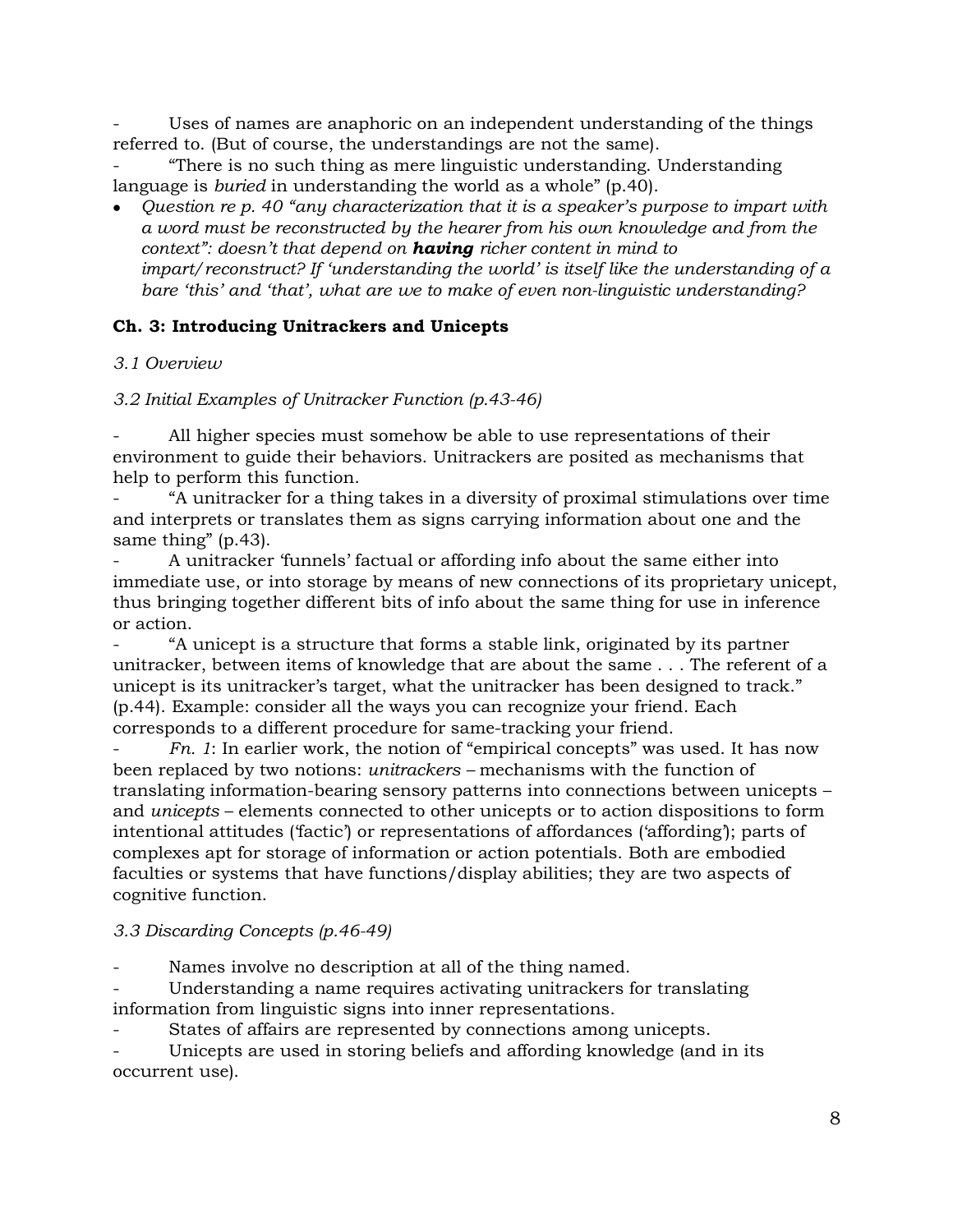- Uses of names are anaphoric on an independent understanding of the things referred to. (But of course, the understandings are not the same).
- "There is no such thing as mere linguistic understanding. Understanding language is *buried* in understanding the world as a whole" (p.40).

- *Question re p. 40 "any characterization that it is a speaker's purpose to impart with a word must be reconstructed by the hearer from his own knowledge and from the context": doesn't that depend on **having** richer content in mind to impart/reconstruct? If 'understanding the world' is itself like the understanding of a bare 'this' and 'that', what are we to make of even non-linguistic understanding?*

### Ch. 3: Introducing Unitrackers and Unicepts

*3.1 Overview*

*3.2 Initial Examples of Unitracker Function (p.43-46)*

- All higher species must somehow be able to use representations of their environment to guide their behaviors. Unitrackers are posited as mechanisms that help to perform this function.
- "A unitracker for a thing takes in a diversity of proximal stimulations over time and interprets or translates them as signs carrying information about one and the same thing" (p.43).
- A unitracker 'funnels' factual or affording info about the same either into immediate use, or into storage by means of new connections of its proprietary unicept, thus bringing together different bits of info about the same thing for use in inference or action.
- "A unicept is a structure that forms a stable link, originated by its partner unitracker, between items of knowledge that are about the same . . . The referent of a unicept is its unitracker's target, what the unitracker has been designed to track." (p.44). Example: consider all the ways you can recognize your friend. Each corresponds to a different procedure for same-tracking your friend.
- *Fn. 1*: In earlier work, the notion of "empirical concepts" was used. It has now been replaced by two notions: *unitrackers* – mechanisms with the function of translating information-bearing sensory patterns into connections between unicepts – and *unicepts* – elements connected to other unicepts or to action dispositions to form intentional attitudes ('factic') or representations of affordances ('affording'); parts of complexes apt for storage of information or action potentials. Both are embodied faculties or systems that have functions/display abilities; they are two aspects of cognitive function.

*3.3 Discarding Concepts (p.46-49)*

- Names involve no description at all of the thing named.
- Understanding a name requires activating unitrackers for translating information from linguistic signs into inner representations.
- States of affairs are represented by connections among unicepts.
- Unicepts are used in storing beliefs and affording knowledge (and in its occurrent use).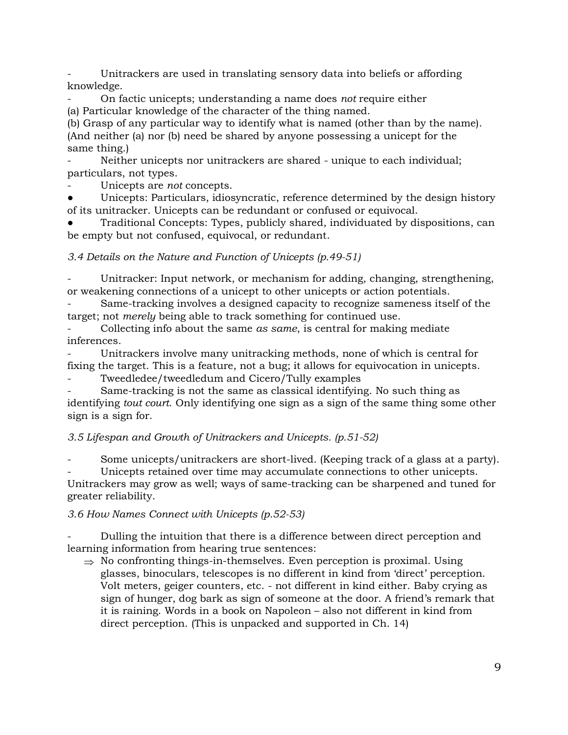- Unitrackers are used in translating sensory data into beliefs or affording knowledge.
- On factic unicepts; understanding a name does *not* require either
(a) Particular knowledge of the character of the thing named.
(b) Grasp of any particular way to identify what is named (other than by the name).
(And neither (a) nor (b) need be shared by anyone possessing a unicept for the same thing.)
- Neither unicepts nor unitrackers are shared - unique to each individual; particulars, not types.
- Unicepts are *not* concepts.

● Unicepts: Particulars, idiosyncratic, reference determined by the design history of its unitracker. Unicepts can be redundant or confused or equivocal.
● Traditional Concepts: Types, publicly shared, individuated by dispositions, can be empty but not confused, equivocal, or redundant.

*3.4 Details on the Nature and Function of Unicepts (p.49-51)*

- Unitracker: Input network, or mechanism for adding, changing, strengthening, or weakening connections of a unicept to other unicepts or action potentials.
- Same-tracking involves a designed capacity to recognize sameness itself of the target; not *merely* being able to track something for continued use.
- Collecting info about the same *as same*, is central for making mediate inferences.
- Unitrackers involve many unitracking methods, none of which is central for fixing the target. This is a feature, not a bug; it allows for equivocation in unicepts.
- Tweedledee/tweedledum and Cicero/Tully examples
- Same-tracking is not the same as classical identifying. No such thing as identifying *tout court*. Only identifying one sign as a sign of the same thing some other sign is a sign for.

*3.5 Lifespan and Growth of Unitrackers and Unicepts. (p.51-52)*

- Some unicepts/unitrackers are short-lived. (Keeping track of a glass at a party).
- Unicepts retained over time may accumulate connections to other unicepts. Unitrackers may grow as well; ways of same-tracking can be sharpened and tuned for greater reliability.

*3.6 How Names Connect with Unicepts (p.52-53)*

- Dulling the intuition that there is a difference between direct perception and learning information from hearing true sentences:
  ⇒ No confronting things-in-themselves. Even perception is proximal. Using glasses, binoculars, telescopes is no different in kind from 'direct' perception. Volt meters, geiger counters, etc. - not different in kind either. Baby crying as sign of hunger, dog bark as sign of someone at the door. A friend's remark that it is raining. Words in a book on Napoleon – also not different in kind from direct perception. (This is unpacked and supported in Ch. 14)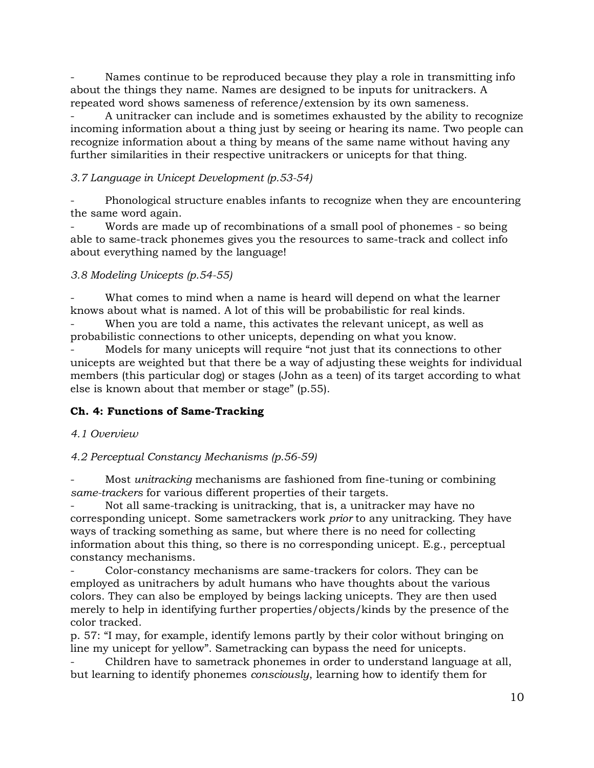- Names continue to be reproduced because they play a role in transmitting info about the things they name. Names are designed to be inputs for unitrackers. A repeated word shows sameness of reference/extension by its own sameness.
- A unitracker can include and is sometimes exhausted by the ability to recognize incoming information about a thing just by seeing or hearing its name. Two people can recognize information about a thing by means of the same name without having any further similarities in their respective unitrackers or unicepts for that thing.

*3.7 Language in Unicept Development (p.53-54)*

- Phonological structure enables infants to recognize when they are encountering the same word again.
- Words are made up of recombinations of a small pool of phonemes - so being able to same-track phonemes gives you the resources to same-track and collect info about everything named by the language!

*3.8 Modeling Unicepts (p.54-55)*

- What comes to mind when a name is heard will depend on what the learner knows about what is named. A lot of this will be probabilistic for real kinds.
- When you are told a name, this activates the relevant unicept, as well as probabilistic connections to other unicepts, depending on what you know.
- Models for many unicepts will require "not just that its connections to other unicepts are weighted but that there be a way of adjusting these weights for individual members (this particular dog) or stages (John as a teen) of its target according to what else is known about that member or stage" (p.55).

**Ch. 4: Functions of Same-Tracking**

*4.1 Overview*

*4.2 Perceptual Constancy Mechanisms (p.56-59)*

- Most *unitracking* mechanisms are fashioned from fine-tuning or combining *same-trackers* for various different properties of their targets.
- Not all same-tracking is unitracking, that is, a unitracker may have no corresponding unicept. Some sametrackers work *prior* to any unitracking. They have ways of tracking something as same, but where there is no need for collecting information about this thing, so there is no corresponding unicept. E.g., perceptual constancy mechanisms.
- Color-constancy mechanisms are same-trackers for colors. They can be employed as unitrachers by adult humans who have thoughts about the various colors. They can also be employed by beings lacking unicepts. They are then used merely to help in identifying further properties/objects/kinds by the presence of the color tracked.

p. 57: "I may, for example, identify lemons partly by their color without bringing on line my unicept for yellow". Sametracking can bypass the need for unicepts.

- Children have to sametrack phonemes in order to understand language at all, but learning to identify phonemes *consciously*, learning how to identify them for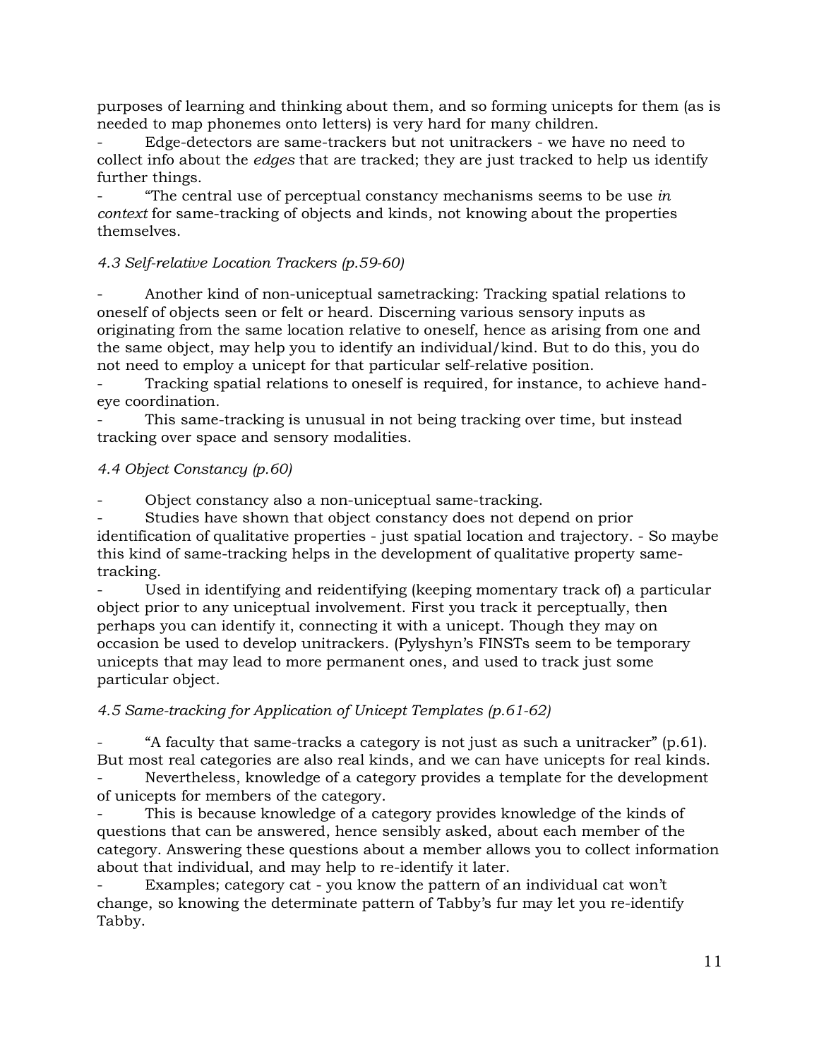purposes of learning and thinking about them, and so forming unicepts for them (as is needed to map phonemes onto letters) is very hard for many children.

- Edge-detectors are same-trackers but not unitrackers - we have no need to collect info about the *edges* that are tracked; they are just tracked to help us identify further things.
- "The central use of perceptual constancy mechanisms seems to be use *in context* for same-tracking of objects and kinds, not knowing about the properties themselves.

*4.3 Self-relative Location Trackers (p.59-60)*

- Another kind of non-uniceptual sametracking: Tracking spatial relations to oneself of objects seen or felt or heard. Discerning various sensory inputs as originating from the same location relative to oneself, hence as arising from one and the same object, may help you to identify an individual/kind. But to do this, you do not need to employ a unicept for that particular self-relative position.
- Tracking spatial relations to oneself is required, for instance, to achieve hand-eye coordination.
- This same-tracking is unusual in not being tracking over time, but instead tracking over space and sensory modalities.

*4.4 Object Constancy (p.60)*

- Object constancy also a non-uniceptual same-tracking.
- Studies have shown that object constancy does not depend on prior identification of qualitative properties - just spatial location and trajectory. - So maybe this kind of same-tracking helps in the development of qualitative property same-tracking.
- Used in identifying and reidentifying (keeping momentary track of) a particular object prior to any uniceptual involvement. First you track it perceptually, then perhaps you can identify it, connecting it with a unicept. Though they may on occasion be used to develop unitrackers. (Pylyshyn's FINSTs seem to be temporary unicepts that may lead to more permanent ones, and used to track just some particular object.

*4.5 Same-tracking for Application of Unicept Templates (p.61-62)*

- "A faculty that same-tracks a category is not just as such a unitracker" (p.61). But most real categories are also real kinds, and we can have unicepts for real kinds.
- Nevertheless, knowledge of a category provides a template for the development of unicepts for members of the category.
- This is because knowledge of a category provides knowledge of the kinds of questions that can be answered, hence sensibly asked, about each member of the category. Answering these questions about a member allows you to collect information about that individual, and may help to re-identify it later.
- Examples; category cat - you know the pattern of an individual cat won't change, so knowing the determinate pattern of Tabby's fur may let you re-identify Tabby.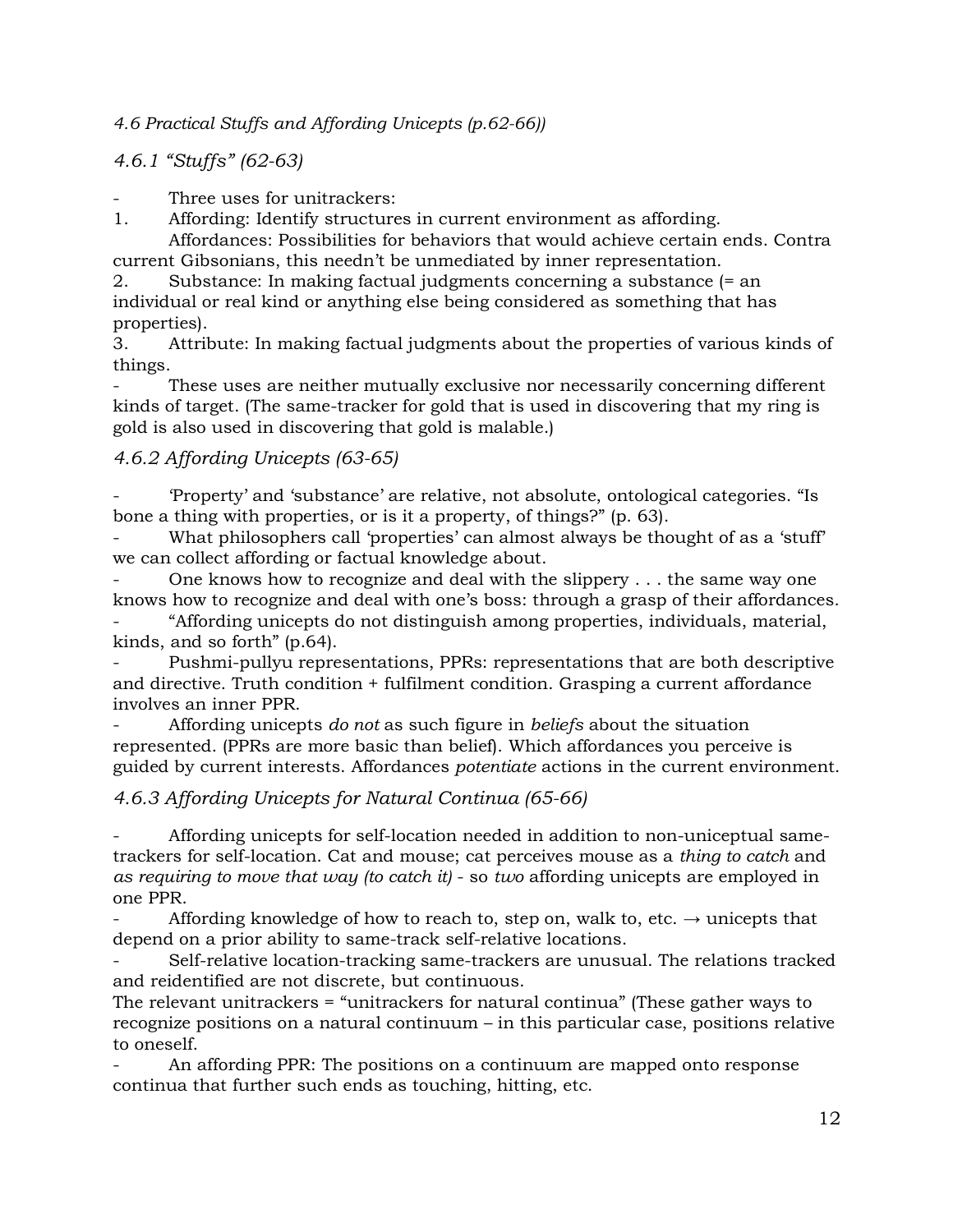*4.6 Practical Stuffs and Affording Unicepts (p.62-66))*

*4.6.1 "Stuffs" (62-63)*

- Three uses for unitrackers:

1. Affording: Identify structures in current environment as affording.
   Affordances: Possibilities for behaviors that would achieve certain ends. Contra current Gibsonians, this needn't be unmediated by inner representation.
2. Substance: In making factual judgments concerning a substance (= an individual or real kind or anything else being considered as something that has properties).
3. Attribute: In making factual judgments about the properties of various kinds of things.

- These uses are neither mutually exclusive nor necessarily concerning different kinds of target. (The same-tracker for gold that is used in discovering that my ring is gold is also used in discovering that gold is malable.)

*4.6.2 Affording Unicepts (63-65)*

- 'Property' and 'substance' are relative, not absolute, ontological categories. "Is bone a thing with properties, or is it a property, of things?" (p. 63).
- What philosophers call 'properties' can almost always be thought of as a 'stuff' we can collect affording or factual knowledge about.
- One knows how to recognize and deal with the slippery . . . the same way one knows how to recognize and deal with one's boss: through a grasp of their affordances.
- "Affording unicepts do not distinguish among properties, individuals, material, kinds, and so forth" (p.64).
- Pushmi-pullyu representations, PPRs: representations that are both descriptive and directive. Truth condition + fulfilment condition. Grasping a current affordance involves an inner PPR.
- Affording unicepts *do not* as such figure in *beliefs* about the situation represented. (PPRs are more basic than belief). Which affordances you perceive is guided by current interests. Affordances *potentiate* actions in the current environment.

*4.6.3 Affording Unicepts for Natural Continua (65-66)*

- Affording unicepts for self-location needed in addition to non-uniceptual same-trackers for self-location. Cat and mouse; cat perceives mouse as a *thing to catch* and *as requiring to move that way (to catch it)* - so *two* affording unicepts are employed in one PPR.
- Affording knowledge of how to reach to, step on, walk to, etc. → unicepts that depend on a prior ability to same-track self-relative locations.
- Self-relative location-tracking same-trackers are unusual. The relations tracked and reidentified are not discrete, but continuous.

The relevant unitrackers = "unitrackers for natural continua" (These gather ways to recognize positions on a natural continuum – in this particular case, positions relative to oneself.

- An affording PPR: The positions on a continuum are mapped onto response continua that further such ends as touching, hitting, etc.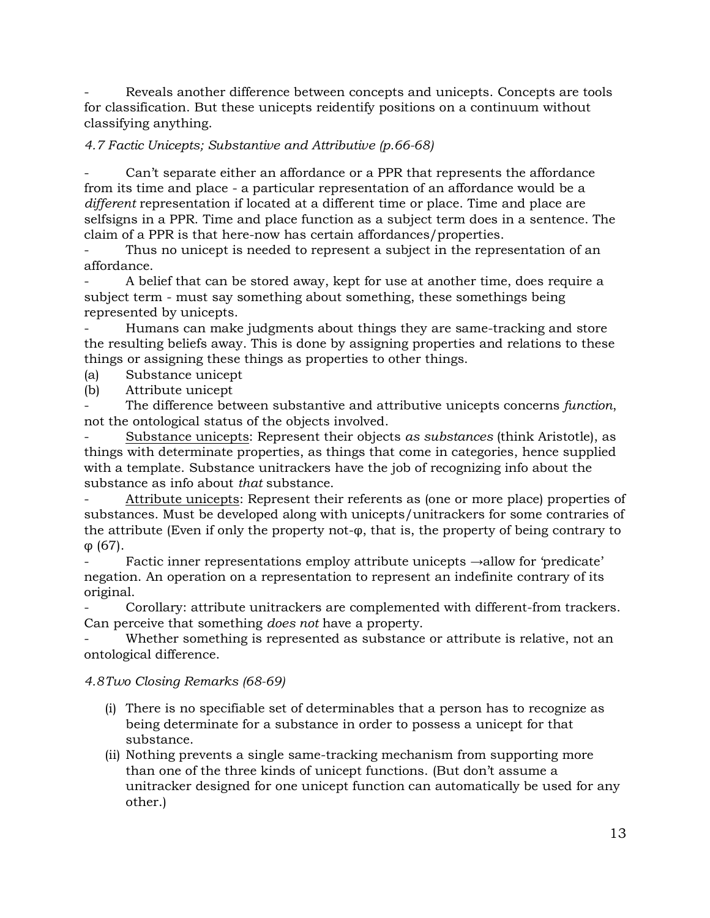- Reveals another difference between concepts and unicepts. Concepts are tools for classification. But these unicepts reidentify positions on a continuum without classifying anything.

*4.7 Factic Unicepts; Substantive and Attributive (p.66-68)*

- Can't separate either an affordance or a PPR that represents the affordance from its time and place - a particular representation of an affordance would be a *different* representation if located at a different time or place. Time and place are selfsigns in a PPR. Time and place function as a subject term does in a sentence. The claim of a PPR is that here-now has certain affordances/properties.
- Thus no unicept is needed to represent a subject in the representation of an affordance.
- A belief that can be stored away, kept for use at another time, does require a subject term - must say something about something, these somethings being represented by unicepts.
- Humans can make judgments about things they are same-tracking and store the resulting beliefs away. This is done by assigning properties and relations to these things or assigning these things as properties to other things.

(a) Substance unicept
(b) Attribute unicept

- The difference between substantive and attributive unicepts concerns *function*, not the ontological status of the objects involved.
- <u>Substance unicepts</u>: Represent their objects *as substances* (think Aristotle), as things with determinate properties, as things that come in categories, hence supplied with a template. Substance unitrackers have the job of recognizing info about the substance as info about *that* substance.
- <u>Attribute unicepts</u>: Represent their referents as (one or more place) properties of substances. Must be developed along with unicepts/unitrackers for some contraries of the attribute (Even if only the property not-φ, that is, the property of being contrary to φ (67).
- Factic inner representations employ attribute unicepts →allow for 'predicate' negation. An operation on a representation to represent an indefinite contrary of its original.
- Corollary: attribute unitrackers are complemented with different-from trackers. Can perceive that something *does not* have a property.
- Whether something is represented as substance or attribute is relative, not an ontological difference.

*4.8Two Closing Remarks (68-69)*

(i) There is no specifiable set of determinables that a person has to recognize as being determinate for a substance in order to possess a unicept for that substance.
(ii) Nothing prevents a single same-tracking mechanism from supporting more than one of the three kinds of unicept functions. (But don't assume a unitracker designed for one unicept function can automatically be used for any other.)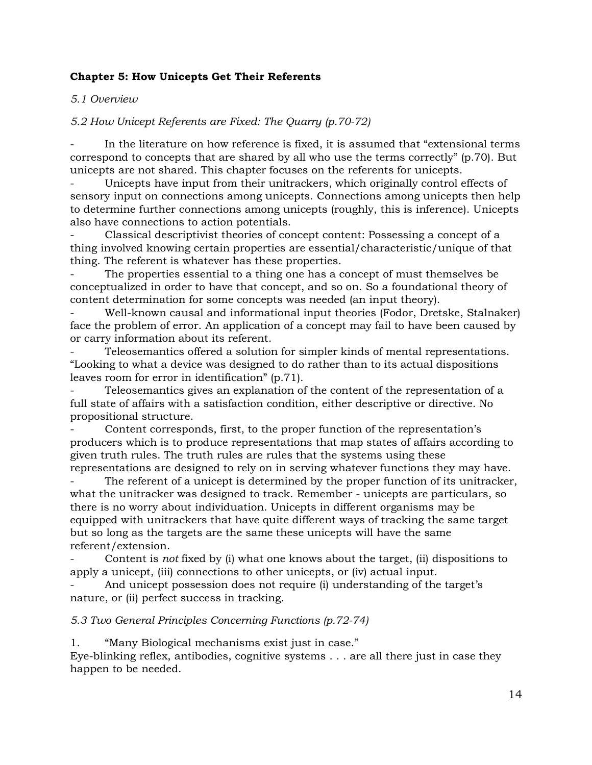**Chapter 5: How Unicepts Get Their Referents**

*5.1 Overview*

*5.2 How Unicept Referents are Fixed: The Quarry (p.70-72)*

- In the literature on how reference is fixed, it is assumed that “extensional terms correspond to concepts that are shared by all who use the terms correctly” (p.70). But unicepts are not shared. This chapter focuses on the referents for unicepts.
- Unicepts have input from their unitrackers, which originally control effects of sensory input on connections among unicepts. Connections among unicepts then help to determine further connections among unicepts (roughly, this is inference). Unicepts also have connections to action potentials.
- Classical descriptivist theories of concept content: Possessing a concept of a thing involved knowing certain properties are essential/characteristic/unique of that thing. The referent is whatever has these properties.
- The properties essential to a thing one has a concept of must themselves be conceptualized in order to have that concept, and so on. So a foundational theory of content determination for some concepts was needed (an input theory).
- Well-known causal and informational input theories (Fodor, Dretske, Stalnaker) face the problem of error. An application of a concept may fail to have been caused by or carry information about its referent.
- Teleosemantics offered a solution for simpler kinds of mental representations. “Looking to what a device was designed to do rather than to its actual dispositions leaves room for error in identification” (p.71).
- Teleosemantics gives an explanation of the content of the representation of a full state of affairs with a satisfaction condition, either descriptive or directive. No propositional structure.
- Content corresponds, first, to the proper function of the representation’s producers which is to produce representations that map states of affairs according to given truth rules. The truth rules are rules that the systems using these representations are designed to rely on in serving whatever functions they may have.
- The referent of a unicept is determined by the proper function of its unitracker, what the unitracker was designed to track. Remember - unicepts are particulars, so there is no worry about individuation. Unicepts in different organisms may be equipped with unitrackers that have quite different ways of tracking the same target but so long as the targets are the same these unicepts will have the same referent/extension.
- Content is *not* fixed by (i) what one knows about the target, (ii) dispositions to apply a unicept, (iii) connections to other unicepts, or (iv) actual input.
- And unicept possession does not require (i) understanding of the target’s nature, or (ii) perfect success in tracking.

*5.3 Two General Principles Concerning Functions (p.72-74)*

1. “Many Biological mechanisms exist just in case.”

Eye-blinking reflex, antibodies, cognitive systems . . . are all there just in case they happen to be needed.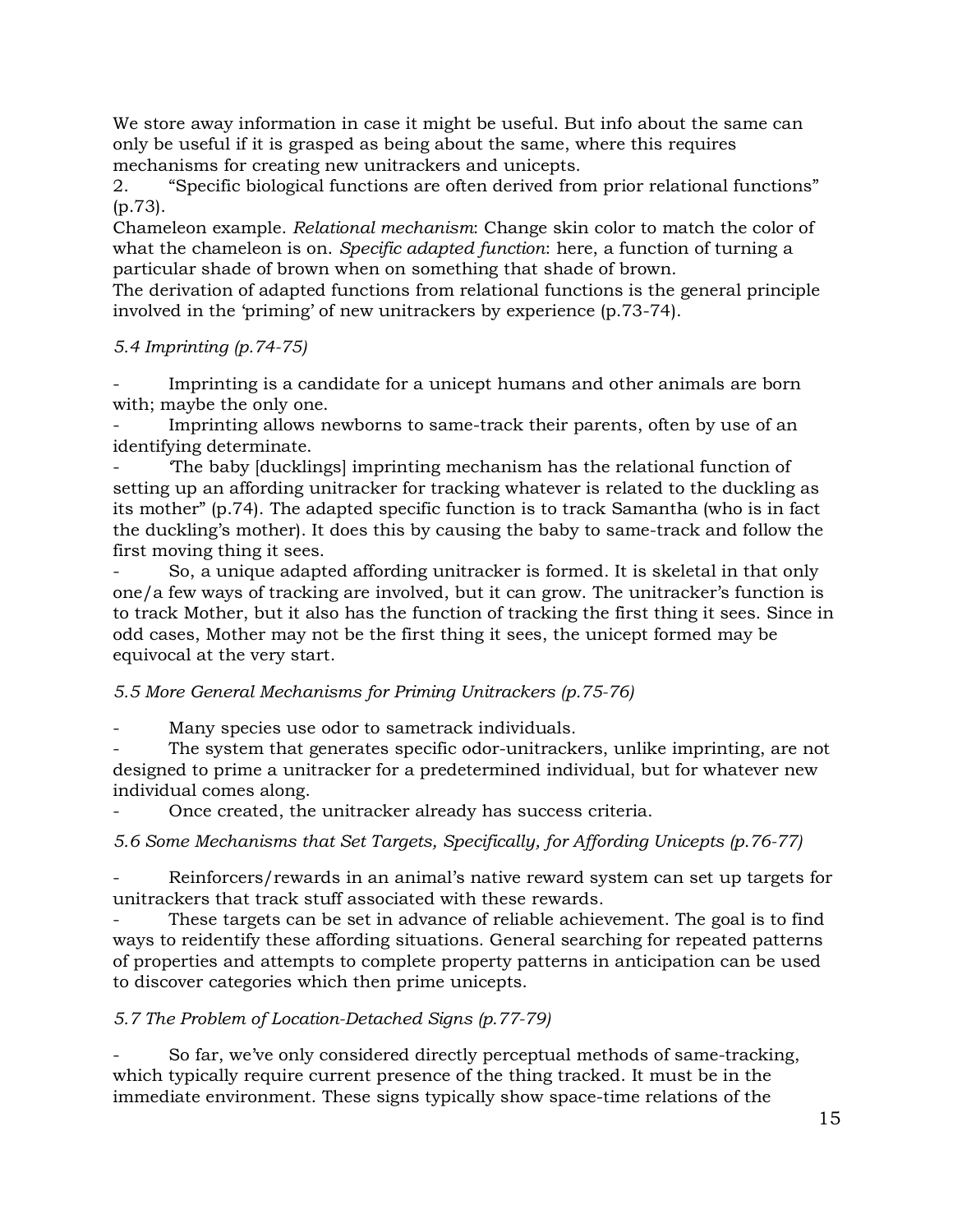We store away information in case it might be useful. But info about the same can only be useful if it is grasped as being about the same, where this requires mechanisms for creating new unitrackers and unicepts.

2. "Specific biological functions are often derived from prior relational functions" (p.73).

Chameleon example. *Relational mechanism*: Change skin color to match the color of what the chameleon is on. *Specific adapted function*: here, a function of turning a particular shade of brown when on something that shade of brown.

The derivation of adapted functions from relational functions is the general principle involved in the 'priming' of new unitrackers by experience (p.73-74).

*5.4 Imprinting (p.74-75)*

- Imprinting is a candidate for a unicept humans and other animals are born with; maybe the only one.
- Imprinting allows newborns to same-track their parents, often by use of an identifying determinate.
- 'The baby [ducklings] imprinting mechanism has the relational function of setting up an affording unitracker for tracking whatever is related to the duckling as its mother" (p.74). The adapted specific function is to track Samantha (who is in fact the duckling's mother). It does this by causing the baby to same-track and follow the first moving thing it sees.
- So, a unique adapted affording unitracker is formed. It is skeletal in that only one/a few ways of tracking are involved, but it can grow. The unitracker's function is to track Mother, but it also has the function of tracking the first thing it sees. Since in odd cases, Mother may not be the first thing it sees, the unicept formed may be equivocal at the very start.

*5.5 More General Mechanisms for Priming Unitrackers (p.75-76)*

- Many species use odor to sametrack individuals.
- The system that generates specific odor-unitrackers, unlike imprinting, are not designed to prime a unitracker for a predetermined individual, but for whatever new individual comes along.
- Once created, the unitracker already has success criteria.

*5.6 Some Mechanisms that Set Targets, Specifically, for Affording Unicepts (p.76-77)*

- Reinforcers/rewards in an animal's native reward system can set up targets for unitrackers that track stuff associated with these rewards.
- These targets can be set in advance of reliable achievement. The goal is to find ways to reidentify these affording situations. General searching for repeated patterns of properties and attempts to complete property patterns in anticipation can be used to discover categories which then prime unicepts.

*5.7 The Problem of Location-Detached Signs (p.77-79)*

- So far, we've only considered directly perceptual methods of same-tracking, which typically require current presence of the thing tracked. It must be in the immediate environment. These signs typically show space-time relations of the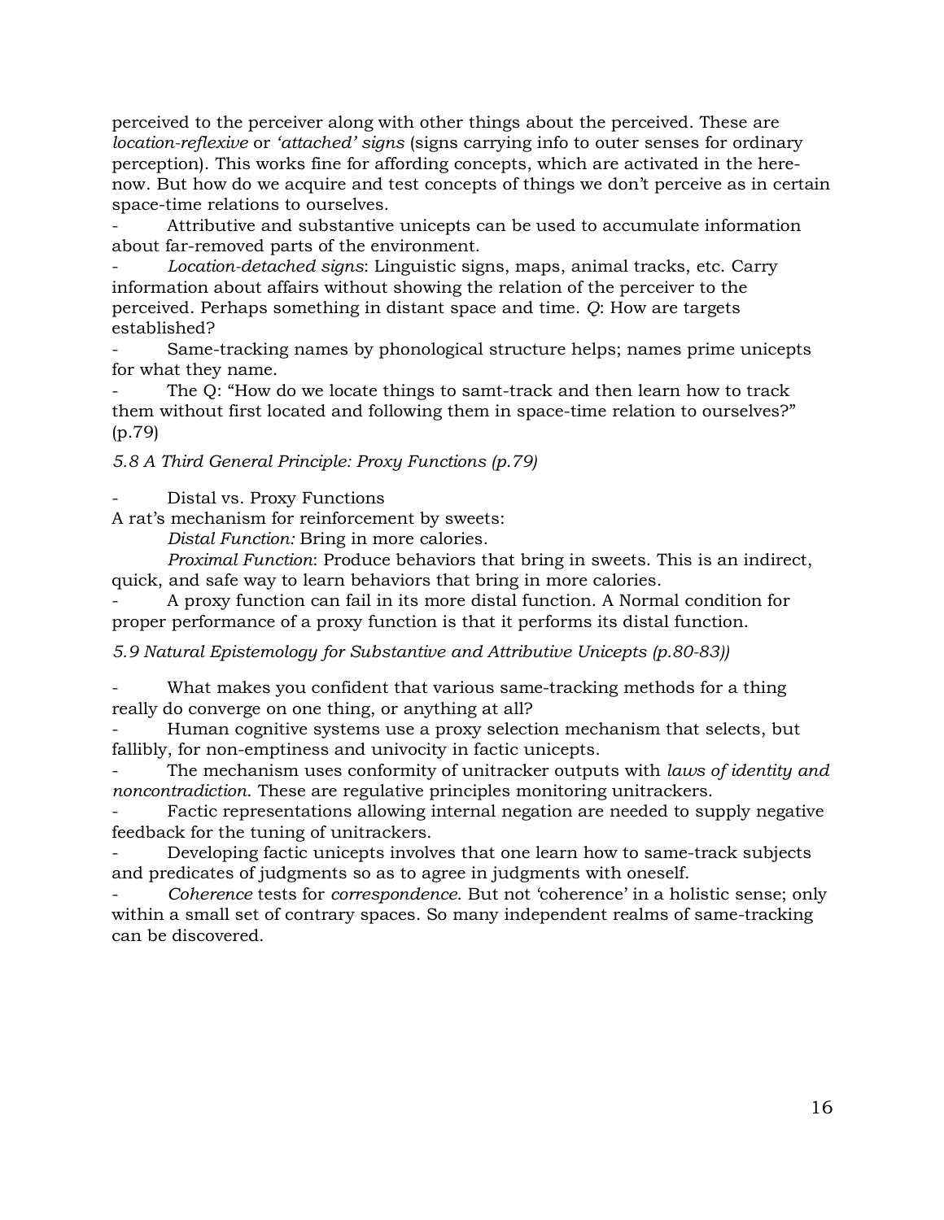perceived to the perceiver along with other things about the perceived. These are *location-reflexive* or *'attached' signs* (signs carrying info to outer senses for ordinary perception). This works fine for affording concepts, which are activated in the here-now. But how do we acquire and test concepts of things we don't perceive as in certain space-time relations to ourselves.

- Attributive and substantive unicepts can be used to accumulate information about far-removed parts of the environment.
- *Location-detached signs*: Linguistic signs, maps, animal tracks, etc. Carry information about affairs without showing the relation of the perceiver to the perceived. Perhaps something in distant space and time. *Q*: How are targets established?
- Same-tracking names by phonological structure helps; names prime unicepts for what they name.
- The Q: "How do we locate things to samt-track and then learn how to track them without first located and following them in space-time relation to ourselves?" (p.79)

*5.8 A Third General Principle: Proxy Functions (p.79)*

- Distal vs. Proxy Functions

A rat's mechanism for reinforcement by sweets:

*Distal Function:* Bring in more calories.

*Proximal Function*: Produce behaviors that bring in sweets. This is an indirect, quick, and safe way to learn behaviors that bring in more calories.

- A proxy function can fail in its more distal function. A Normal condition for proper performance of a proxy function is that it performs its distal function.

*5.9 Natural Epistemology for Substantive and Attributive Unicepts (p.80-83))*

- What makes you confident that various same-tracking methods for a thing really do converge on one thing, or anything at all?
- Human cognitive systems use a proxy selection mechanism that selects, but fallibly, for non-emptiness and univocity in factic unicepts.
- The mechanism uses conformity of unitracker outputs with *laws of identity and noncontradiction*. These are regulative principles monitoring unitrackers.
- Factic representations allowing internal negation are needed to supply negative feedback for the tuning of unitrackers.
- Developing factic unicepts involves that one learn how to same-track subjects and predicates of judgments so as to agree in judgments with oneself.
- *Coherence* tests for *correspondence*. But not 'coherence' in a holistic sense; only within a small set of contrary spaces. So many independent realms of same-tracking can be discovered.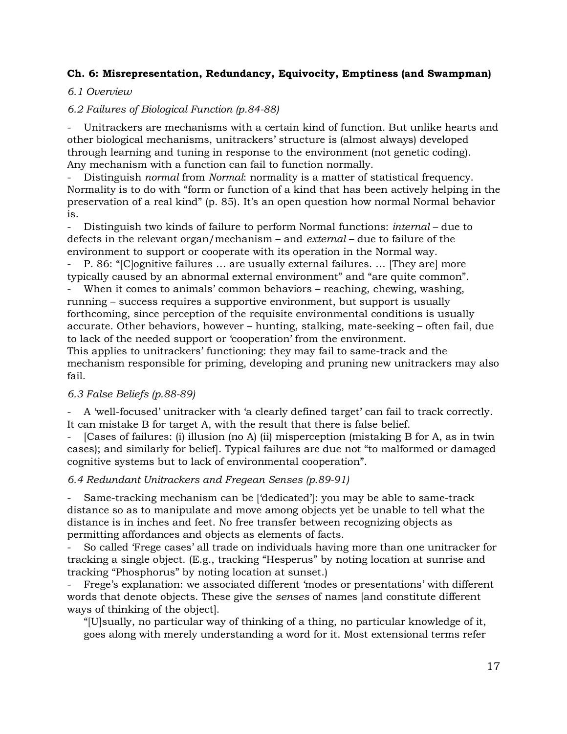**Ch. 6: Misrepresentation, Redundancy, Equivocity, Emptiness (and Swampman)**

*6.1 Overview*

*6.2 Failures of Biological Function (p.84-88)*

- Unitrackers are mechanisms with a certain kind of function. But unlike hearts and other biological mechanisms, unitrackers' structure is (almost always) developed through learning and tuning in response to the environment (not genetic coding). Any mechanism with a function can fail to function normally.
- Distinguish *normal* from *Normal*: normality is a matter of statistical frequency. Normality is to do with "form or function of a kind that has been actively helping in the preservation of a real kind" (p. 85). It's an open question how normal Normal behavior is.
- Distinguish two kinds of failure to perform Normal functions: *internal* – due to defects in the relevant organ/mechanism – and *external* – due to failure of the environment to support or cooperate with its operation in the Normal way.
- P. 86: "[C]ognitive failures … are usually external failures. … [They are] more typically caused by an abnormal external environment" and "are quite common".
- When it comes to animals' common behaviors – reaching, chewing, washing, running – success requires a supportive environment, but support is usually forthcoming, since perception of the requisite environmental conditions is usually accurate. Other behaviors, however – hunting, stalking, mate-seeking – often fail, due to lack of the needed support or 'cooperation' from the environment.

This applies to unitrackers' functioning: they may fail to same-track and the mechanism responsible for priming, developing and pruning new unitrackers may also fail.

*6.3 False Beliefs (p.88-89)*

- A 'well-focused' unitracker with 'a clearly defined target' can fail to track correctly. It can mistake B for target A, with the result that there is false belief.
- [Cases of failures: (i) illusion (no A) (ii) misperception (mistaking B for A, as in twin cases); and similarly for belief]. Typical failures are due not "to malformed or damaged cognitive systems but to lack of environmental cooperation".

*6.4 Redundant Unitrackers and Fregean Senses (p.89-91)*

- Same-tracking mechanism can be ['dedicated']: you may be able to same-track distance so as to manipulate and move among objects yet be unable to tell what the distance is in inches and feet. No free transfer between recognizing objects as permitting affordances and objects as elements of facts.
- So called 'Frege cases' all trade on individuals having more than one unitracker for tracking a single object. (E.g., tracking "Hesperus" by noting location at sunrise and tracking "Phosphorus" by noting location at sunset.)
- Frege's explanation: we associated different 'modes or presentations' with different words that denote objects. These give the *senses* of names [and constitute different ways of thinking of the object].

> "[U]sually, no particular way of thinking of a thing, no particular knowledge of it, goes along with merely understanding a word for it. Most extensional terms refer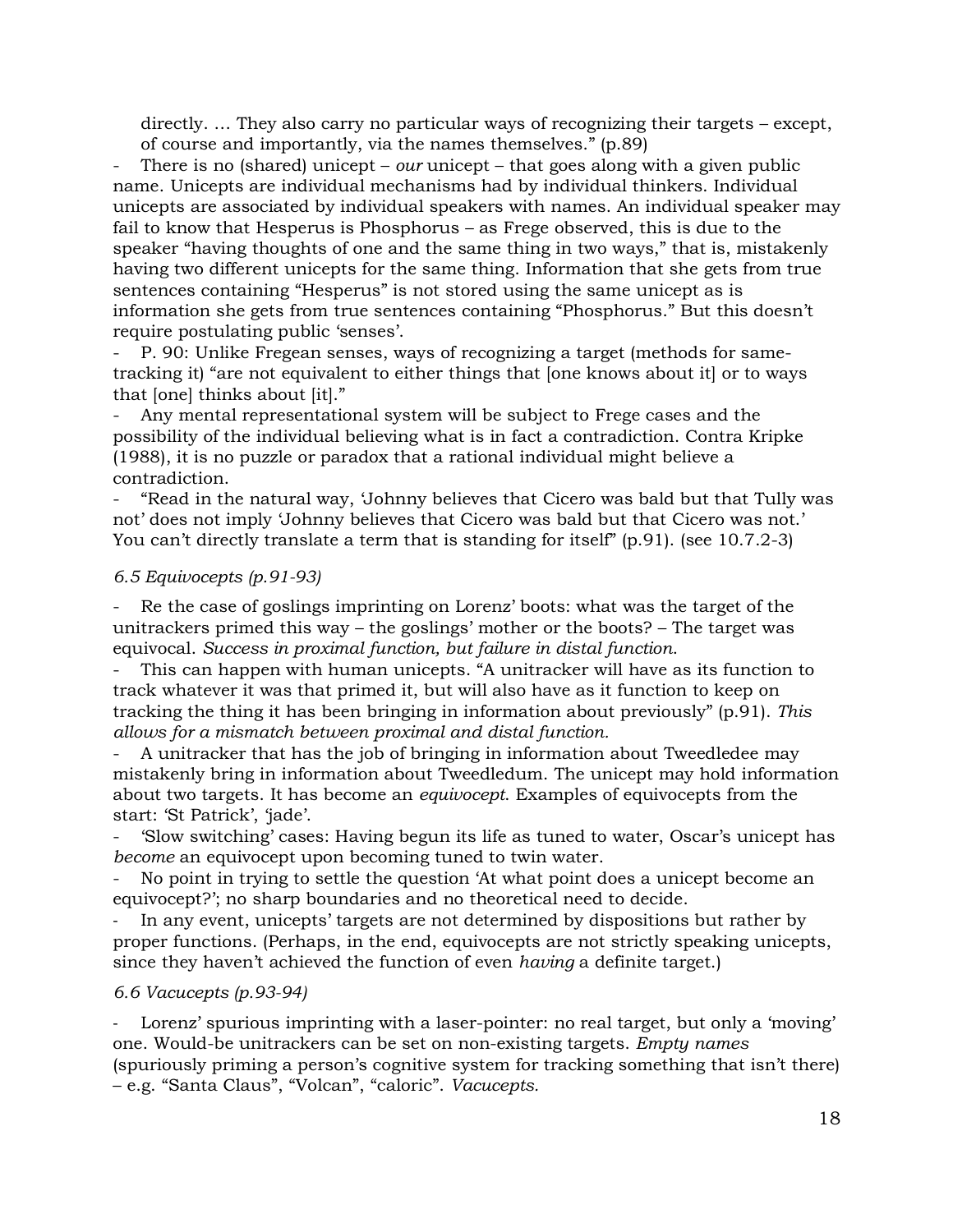directly. … They also carry no particular ways of recognizing their targets – except, of course and importantly, via the names themselves." (p.89)

- There is no (shared) unicept – *our* unicept – that goes along with a given public name. Unicepts are individual mechanisms had by individual thinkers. Individual unicepts are associated by individual speakers with names. An individual speaker may fail to know that Hesperus is Phosphorus – as Frege observed, this is due to the speaker "having thoughts of one and the same thing in two ways," that is, mistakenly having two different unicepts for the same thing. Information that she gets from true sentences containing "Hesperus" is not stored using the same unicept as is information she gets from true sentences containing "Phosphorus." But this doesn't require postulating public 'senses'.
- P. 90: Unlike Fregean senses, ways of recognizing a target (methods for same-tracking it) "are not equivalent to either things that [one knows about it] or to ways that [one] thinks about [it]."
- Any mental representational system will be subject to Frege cases and the possibility of the individual believing what is in fact a contradiction. Contra Kripke (1988), it is no puzzle or paradox that a rational individual might believe a contradiction.
- "Read in the natural way, 'Johnny believes that Cicero was bald but that Tully was not' does not imply 'Johnny believes that Cicero was bald but that Cicero was not.' You can't directly translate a term that is standing for itself" (p.91). (see 10.7.2-3)

*6.5 Equivocepts (p.91-93)*

- Re the case of goslings imprinting on Lorenz' boots: what was the target of the unitrackers primed this way – the goslings' mother or the boots? – The target was equivocal. *Success in proximal function, but failure in distal function.*
- This can happen with human unicepts. "A unitracker will have as its function to track whatever it was that primed it, but will also have as it function to keep on tracking the thing it has been bringing in information about previously" (p.91). *This allows for a mismatch between proximal and distal function.*
- A unitracker that has the job of bringing in information about Tweedledee may mistakenly bring in information about Tweedledum. The unicept may hold information about two targets. It has become an *equivocept*. Examples of equivocepts from the start: 'St Patrick', 'jade'.
- 'Slow switching' cases: Having begun its life as tuned to water, Oscar's unicept has *become* an equivocept upon becoming tuned to twin water.
- No point in trying to settle the question 'At what point does a unicept become an equivocept?'; no sharp boundaries and no theoretical need to decide.
- In any event, unicepts' targets are not determined by dispositions but rather by proper functions. (Perhaps, in the end, equivocepts are not strictly speaking unicepts, since they haven't achieved the function of even *having* a definite target.)

*6.6 Vacucepts (p.93-94)*

- Lorenz' spurious imprinting with a laser-pointer: no real target, but only a 'moving' one. Would-be unitrackers can be set on non-existing targets. *Empty names* (spuriously priming a person's cognitive system for tracking something that isn't there) – e.g. "Santa Claus", "Volcan", "caloric". *Vacucepts.*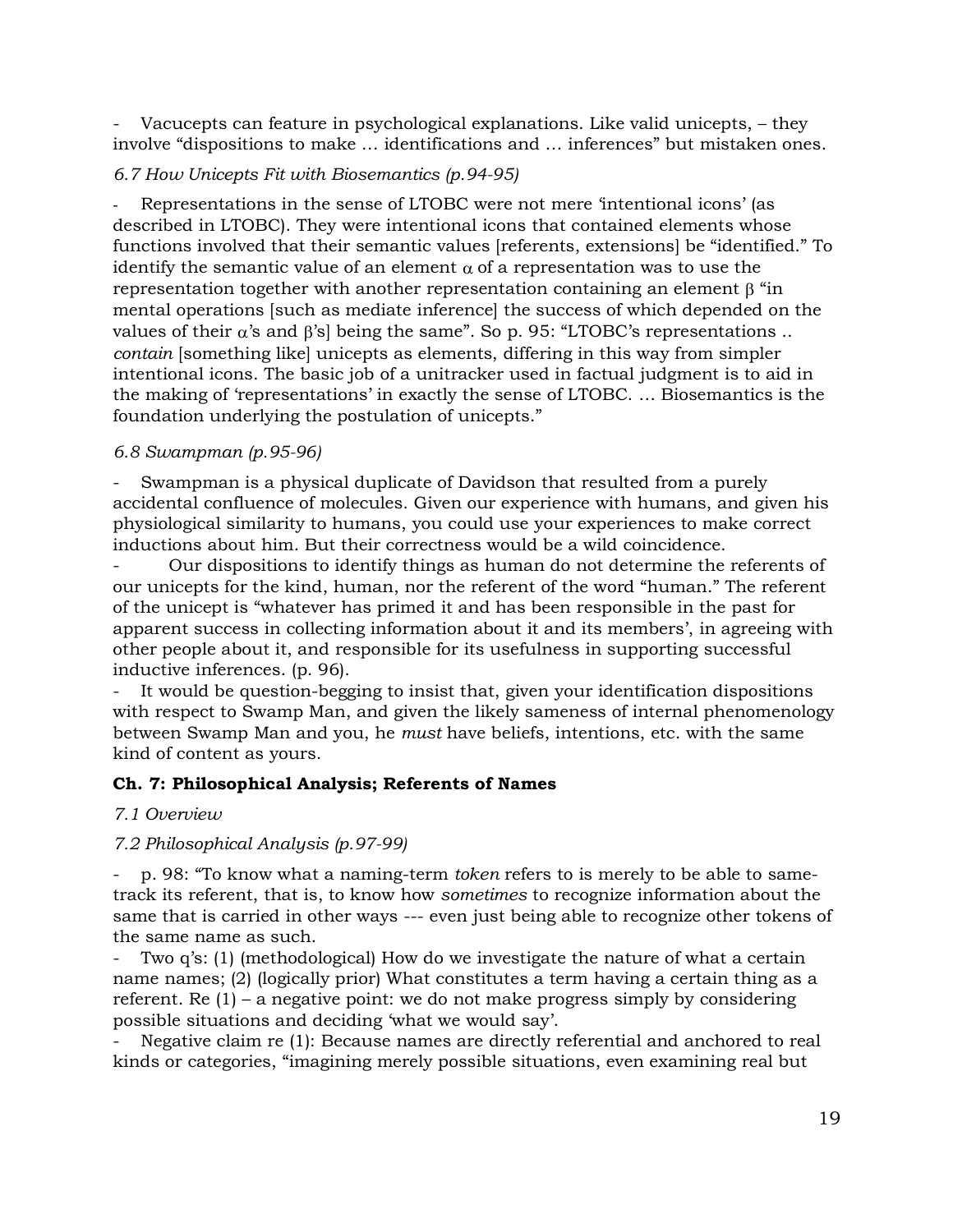- Vacucepts can feature in psychological explanations. Like valid unicepts, – they involve “dispositions to make … identifications and … inferences” but mistaken ones.

*6.7 How Unicepts Fit with Biosemantics (p.94-95)*

- Representations in the sense of LTOBC were not mere ‘intentional icons’ (as described in LTOBC). They were intentional icons that contained elements whose functions involved that their semantic values [referents, extensions] be “identified.” To identify the semantic value of an element $\alpha$ of a representation was to use the representation together with another representation containing an element $\beta$ “in mental operations [such as mediate inference] the success of which depended on the values of their $\alpha$’s and $\beta$’s] being the same”. So p. 95: “LTOBC’s representations .. *contain* [something like] unicepts as elements, differing in this way from simpler intentional icons. The basic job of a unitracker used in factual judgment is to aid in the making of ‘representations’ in exactly the sense of LTOBC. … Biosemantics is the foundation underlying the postulation of unicepts.”

*6.8 Swampman (p.95-96)*

- Swampman is a physical duplicate of Davidson that resulted from a purely accidental confluence of molecules. Given our experience with humans, and given his physiological similarity to humans, you could use your experiences to make correct inductions about him. But their correctness would be a wild coincidence.
- Our dispositions to identify things as human do not determine the referents of our unicepts for the kind, human, nor the referent of the word “human.” The referent of the unicept is “whatever has primed it and has been responsible in the past for apparent success in collecting information about it and its members’, in agreeing with other people about it, and responsible for its usefulness in supporting successful inductive inferences. (p. 96).
- It would be question-begging to insist that, given your identification dispositions with respect to Swamp Man, and given the likely sameness of internal phenomenology between Swamp Man and you, he *must* have beliefs, intentions, etc. with the same kind of content as yours.

**Ch. 7: Philosophical Analysis; Referents of Names**

*7.1 Overview*

*7.2 Philosophical Analysis (p.97-99)*

- p. 98: “To know what a naming-term *token* refers to is merely to be able to same-track its referent, that is, to know how *sometimes* to recognize information about the same that is carried in other ways --- even just being able to recognize other tokens of the same name as such.
- Two q’s: (1) (methodological) How do we investigate the nature of what a certain name names; (2) (logically prior) What constitutes a term having a certain thing as a referent. Re (1) – a negative point: we do not make progress simply by considering possible situations and deciding ‘what we would say’.
- Negative claim re (1): Because names are directly referential and anchored to real kinds or categories, “imagining merely possible situations, even examining real but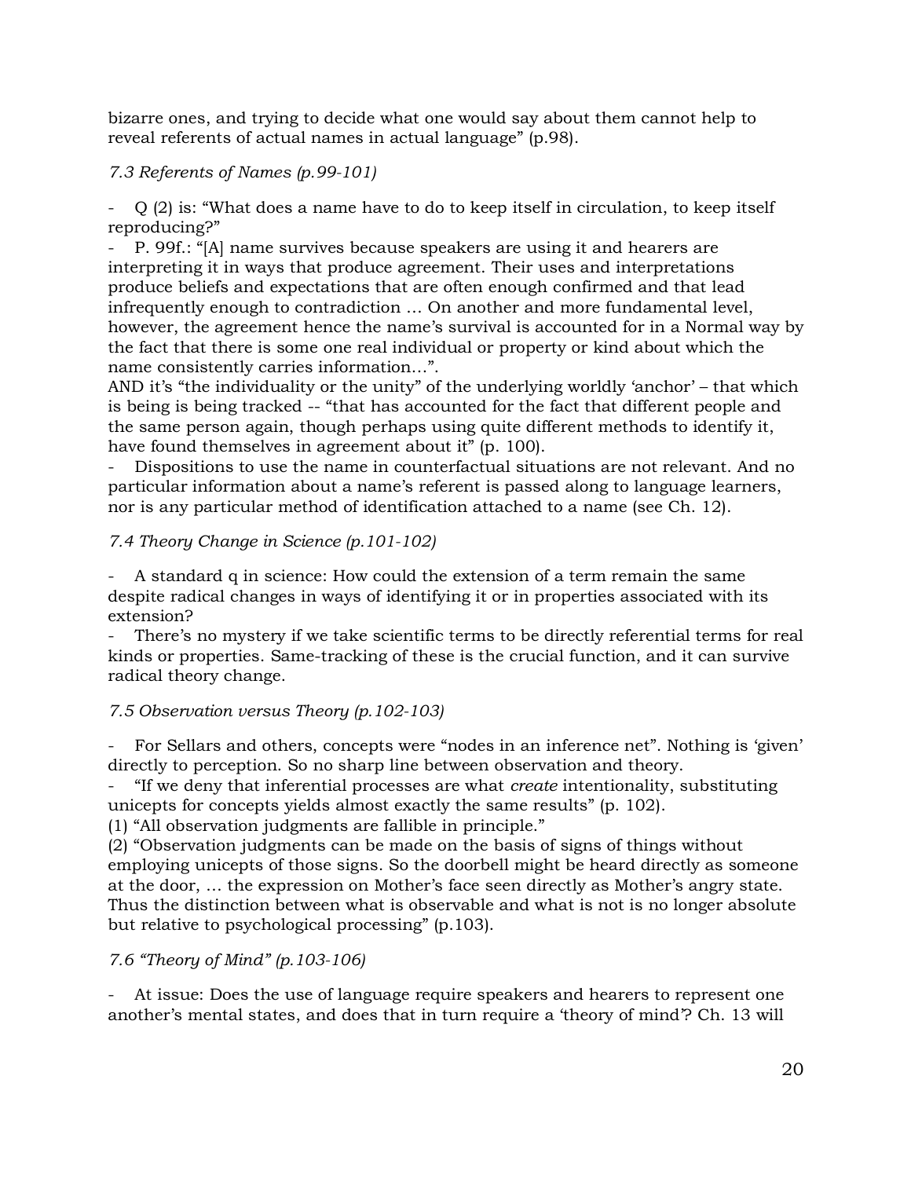bizarre ones, and trying to decide what one would say about them cannot help to reveal referents of actual names in actual language" (p.98).

*7.3 Referents of Names (p.99-101)*

- Q (2) is: "What does a name have to do to keep itself in circulation, to keep itself reproducing?"
- P. 99f.: "[A] name survives because speakers are using it and hearers are interpreting it in ways that produce agreement. Their uses and interpretations produce beliefs and expectations that are often enough confirmed and that lead infrequently enough to contradiction … On another and more fundamental level, however, the agreement hence the name's survival is accounted for in a Normal way by the fact that there is some one real individual or property or kind about which the name consistently carries information…".

AND it's "the individuality or the unity" of the underlying worldly 'anchor' – that which is being is being tracked -- "that has accounted for the fact that different people and the same person again, though perhaps using quite different methods to identify it, have found themselves in agreement about it" (p. 100).

- Dispositions to use the name in counterfactual situations are not relevant. And no particular information about a name's referent is passed along to language learners, nor is any particular method of identification attached to a name (see Ch. 12).

*7.4 Theory Change in Science (p.101-102)*

- A standard q in science: How could the extension of a term remain the same despite radical changes in ways of identifying it or in properties associated with its extension?
- There's no mystery if we take scientific terms to be directly referential terms for real kinds or properties. Same-tracking of these is the crucial function, and it can survive radical theory change.

*7.5 Observation versus Theory (p.102-103)*

- For Sellars and others, concepts were "nodes in an inference net". Nothing is 'given' directly to perception. So no sharp line between observation and theory.
- "If we deny that inferential processes are what *create* intentionality, substituting unicepts for concepts yields almost exactly the same results" (p. 102).

(1) "All observation judgments are fallible in principle."

(2) "Observation judgments can be made on the basis of signs of things without employing unicepts of those signs. So the doorbell might be heard directly as someone at the door, … the expression on Mother's face seen directly as Mother's angry state. Thus the distinction between what is observable and what is not is no longer absolute but relative to psychological processing" (p.103).

*7.6 "Theory of Mind" (p.103-106)*

- At issue: Does the use of language require speakers and hearers to represent one another's mental states, and does that in turn require a 'theory of mind'? Ch. 13 will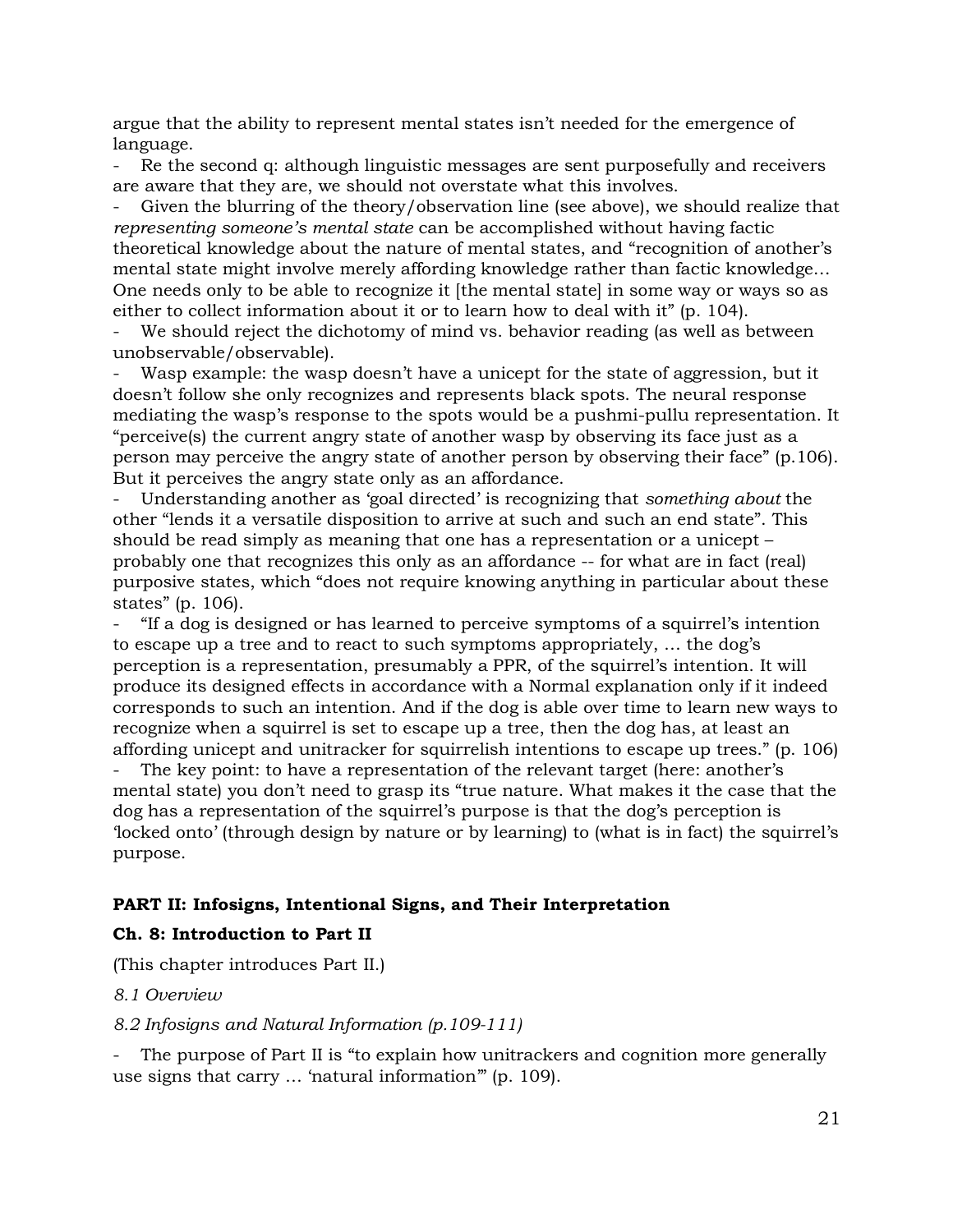argue that the ability to represent mental states isn't needed for the emergence of language.

- Re the second q: although linguistic messages are sent purposefully and receivers are aware that they are, we should not overstate what this involves.
- Given the blurring of the theory/observation line (see above), we should realize that *representing someone's mental state* can be accomplished without having factic theoretical knowledge about the nature of mental states, and "recognition of another's mental state might involve merely affording knowledge rather than factic knowledge… One needs only to be able to recognize it [the mental state] in some way or ways so as either to collect information about it or to learn how to deal with it" (p. 104).
- We should reject the dichotomy of mind vs. behavior reading (as well as between unobservable/observable).
- Wasp example: the wasp doesn't have a unicept for the state of aggression, but it doesn't follow she only recognizes and represents black spots. The neural response mediating the wasp's response to the spots would be a pushmi-pullu representation. It "perceive(s) the current angry state of another wasp by observing its face just as a person may perceive the angry state of another person by observing their face" (p.106). But it perceives the angry state only as an affordance.
- Understanding another as 'goal directed' is recognizing that *something about* the other "lends it a versatile disposition to arrive at such and such an end state". This should be read simply as meaning that one has a representation or a unicept – probably one that recognizes this only as an affordance -- for what are in fact (real) purposive states, which "does not require knowing anything in particular about these states" (p. 106).
- "If a dog is designed or has learned to perceive symptoms of a squirrel's intention to escape up a tree and to react to such symptoms appropriately, … the dog's perception is a representation, presumably a PPR, of the squirrel's intention. It will produce its designed effects in accordance with a Normal explanation only if it indeed corresponds to such an intention. And if the dog is able over time to learn new ways to recognize when a squirrel is set to escape up a tree, then the dog has, at least an affording unicept and unitracker for squirrelish intentions to escape up trees." (p. 106)
- The key point: to have a representation of the relevant target (here: another's mental state) you don't need to grasp its "true nature. What makes it the case that the dog has a representation of the squirrel's purpose is that the dog's perception is 'locked onto' (through design by nature or by learning) to (what is in fact) the squirrel's purpose.

## PART II: Infosigns, Intentional Signs, and Their Interpretation

### Ch. 8: Introduction to Part II

(This chapter introduces Part II.)

*8.1 Overview*

*8.2 Infosigns and Natural Information (p.109-111)*

- The purpose of Part II is "to explain how unitrackers and cognition more generally use signs that carry … 'natural information'" (p. 109).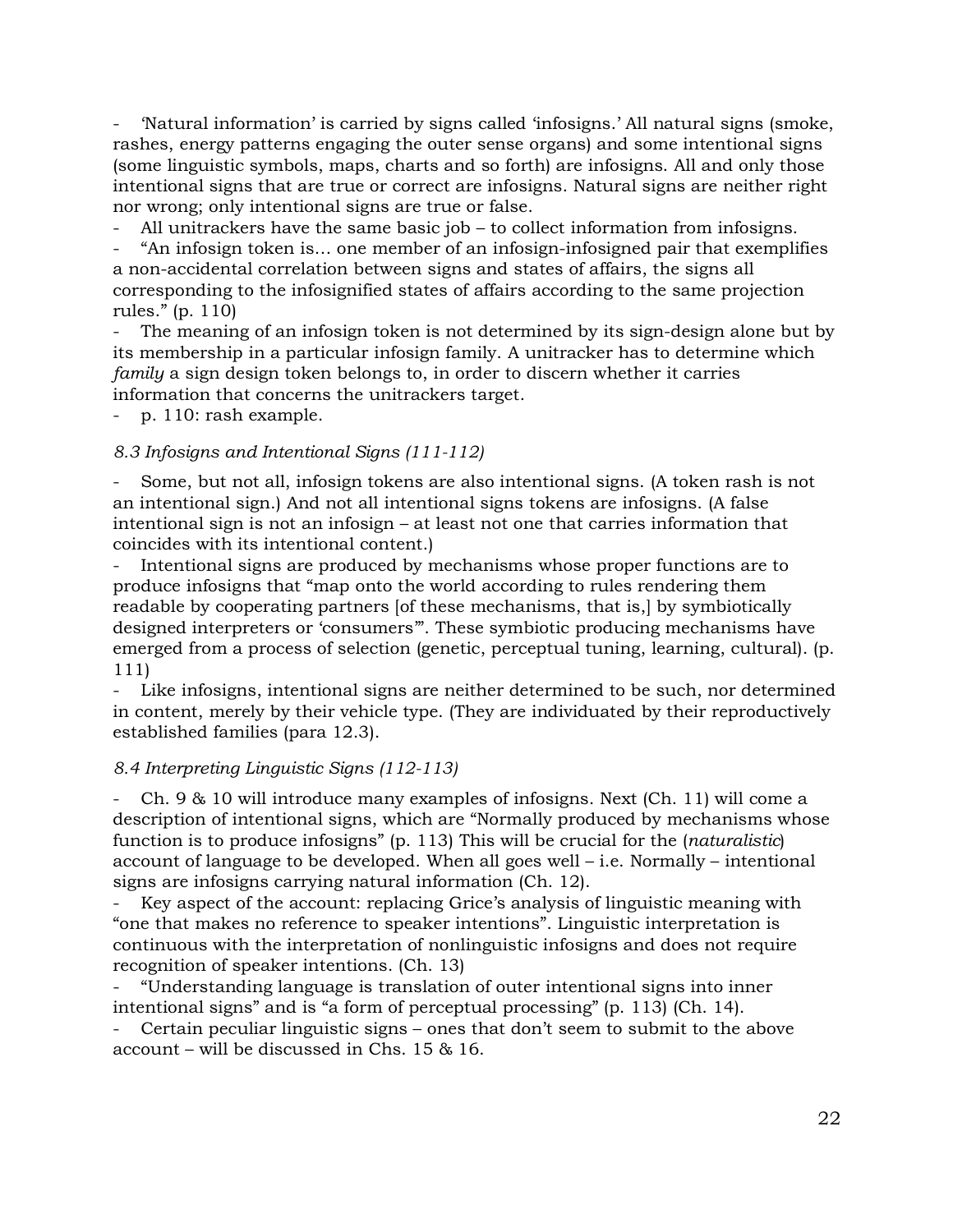- 'Natural information' is carried by signs called 'infosigns.' All natural signs (smoke, rashes, energy patterns engaging the outer sense organs) and some intentional signs (some linguistic symbols, maps, charts and so forth) are infosigns. All and only those intentional signs that are true or correct are infosigns. Natural signs are neither right nor wrong; only intentional signs are true or false.
- All unitrackers have the same basic job – to collect information from infosigns.
- "An infosign token is… one member of an infosign-infosigned pair that exemplifies a non-accidental correlation between signs and states of affairs, the signs all corresponding to the infosignified states of affairs according to the same projection rules." (p. 110)
- The meaning of an infosign token is not determined by its sign-design alone but by its membership in a particular infosign family. A unitracker has to determine which *family* a sign design token belongs to, in order to discern whether it carries information that concerns the unitrackers target.
- p. 110: rash example.

*8.3 Infosigns and Intentional Signs (111-112)*

- Some, but not all, infosign tokens are also intentional signs. (A token rash is not an intentional sign.) And not all intentional signs tokens are infosigns. (A false intentional sign is not an infosign – at least not one that carries information that coincides with its intentional content.)
- Intentional signs are produced by mechanisms whose proper functions are to produce infosigns that "map onto the world according to rules rendering them readable by cooperating partners [of these mechanisms, that is,] by symbiotically designed interpreters or 'consumers'". These symbiotic producing mechanisms have emerged from a process of selection (genetic, perceptual tuning, learning, cultural). (p. 111)
- Like infosigns, intentional signs are neither determined to be such, nor determined in content, merely by their vehicle type. (They are individuated by their reproductively established families (para 12.3).

*8.4 Interpreting Linguistic Signs (112-113)*

- Ch. 9 & 10 will introduce many examples of infosigns. Next (Ch. 11) will come a description of intentional signs, which are "Normally produced by mechanisms whose function is to produce infosigns" (p. 113) This will be crucial for the (*naturalistic*) account of language to be developed. When all goes well – i.e. Normally – intentional signs are infosigns carrying natural information (Ch. 12).
- Key aspect of the account: replacing Grice's analysis of linguistic meaning with "one that makes no reference to speaker intentions". Linguistic interpretation is continuous with the interpretation of nonlinguistic infosigns and does not require recognition of speaker intentions. (Ch. 13)
- "Understanding language is translation of outer intentional signs into inner intentional signs" and is "a form of perceptual processing" (p. 113) (Ch. 14).
- Certain peculiar linguistic signs – ones that don't seem to submit to the above account – will be discussed in Chs. 15 & 16.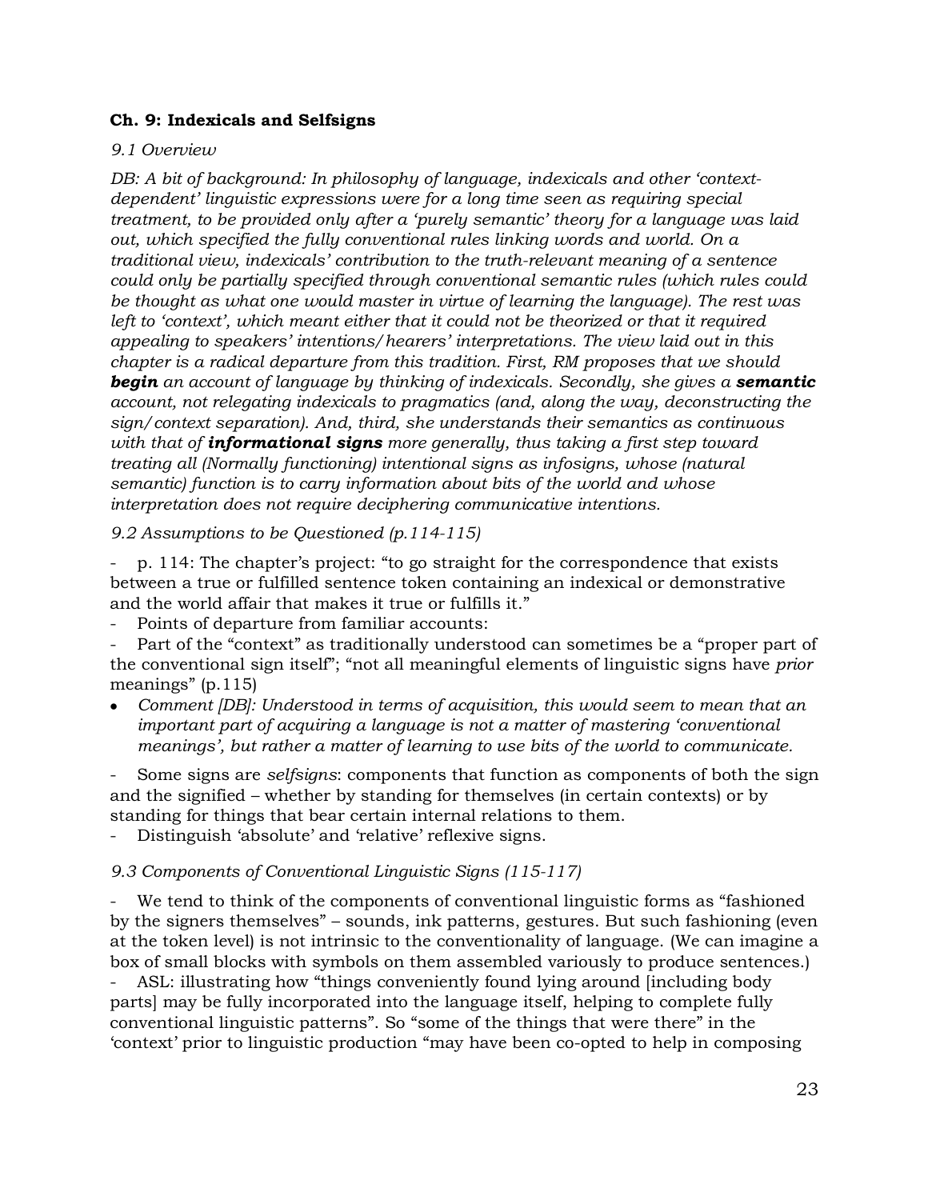### Ch. 9: Indexicals and Selfsigns

*9.1 Overview*

*DB: A bit of background: In philosophy of language, indexicals and other 'context-dependent' linguistic expressions were for a long time seen as requiring special treatment, to be provided only after a 'purely semantic' theory for a language was laid out, which specified the fully conventional rules linking words and world. On a traditional view, indexicals' contribution to the truth-relevant meaning of a sentence could only be partially specified through conventional semantic rules (which rules could be thought as what one would master in virtue of learning the language). The rest was left to 'context', which meant either that it could not be theorized or that it required appealing to speakers' intentions/hearers' interpretations. The view laid out in this chapter is a radical departure from this tradition. First, RM proposes that we should **begin** an account of language by thinking of indexicals. Secondly, she gives a **semantic** account, not relegating indexicals to pragmatics (and, along the way, deconstructing the sign/context separation). And, third, she understands their semantics as continuous with that of **informational signs** more generally, thus taking a first step toward treating all (Normally functioning) intentional signs as infosigns, whose (natural semantic) function is to carry information about bits of the world and whose interpretation does not require deciphering communicative intentions.*

*9.2 Assumptions to be Questioned (p.114-115)*

- p. 114: The chapter's project: "to go straight for the correspondence that exists between a true or fulfilled sentence token containing an indexical or demonstrative and the world affair that makes it true or fulfills it."
- Points of departure from familiar accounts:
- Part of the "context" as traditionally understood can sometimes be a "proper part of the conventional sign itself"; "not all meaningful elements of linguistic signs have *prior* meanings" (p.115)

- *Comment [DB]: Understood in terms of acquisition, this would seem to mean that an important part of acquiring a language is not a matter of mastering 'conventional meanings', but rather a matter of learning to use bits of the world to communicate.*

- Some signs are *selfsigns*: components that function as components of both the sign and the signified – whether by standing for themselves (in certain contexts) or by standing for things that bear certain internal relations to them.
- Distinguish 'absolute' and 'relative' reflexive signs.

*9.3 Components of Conventional Linguistic Signs (115-117)*

- We tend to think of the components of conventional linguistic forms as "fashioned by the signers themselves" – sounds, ink patterns, gestures. But such fashioning (even at the token level) is not intrinsic to the conventionality of language. (We can imagine a box of small blocks with symbols on them assembled variously to produce sentences.)
- ASL: illustrating how "things conveniently found lying around [including body parts] may be fully incorporated into the language itself, helping to complete fully conventional linguistic patterns". So "some of the things that were there" in the 'context' prior to linguistic production "may have been co-opted to help in composing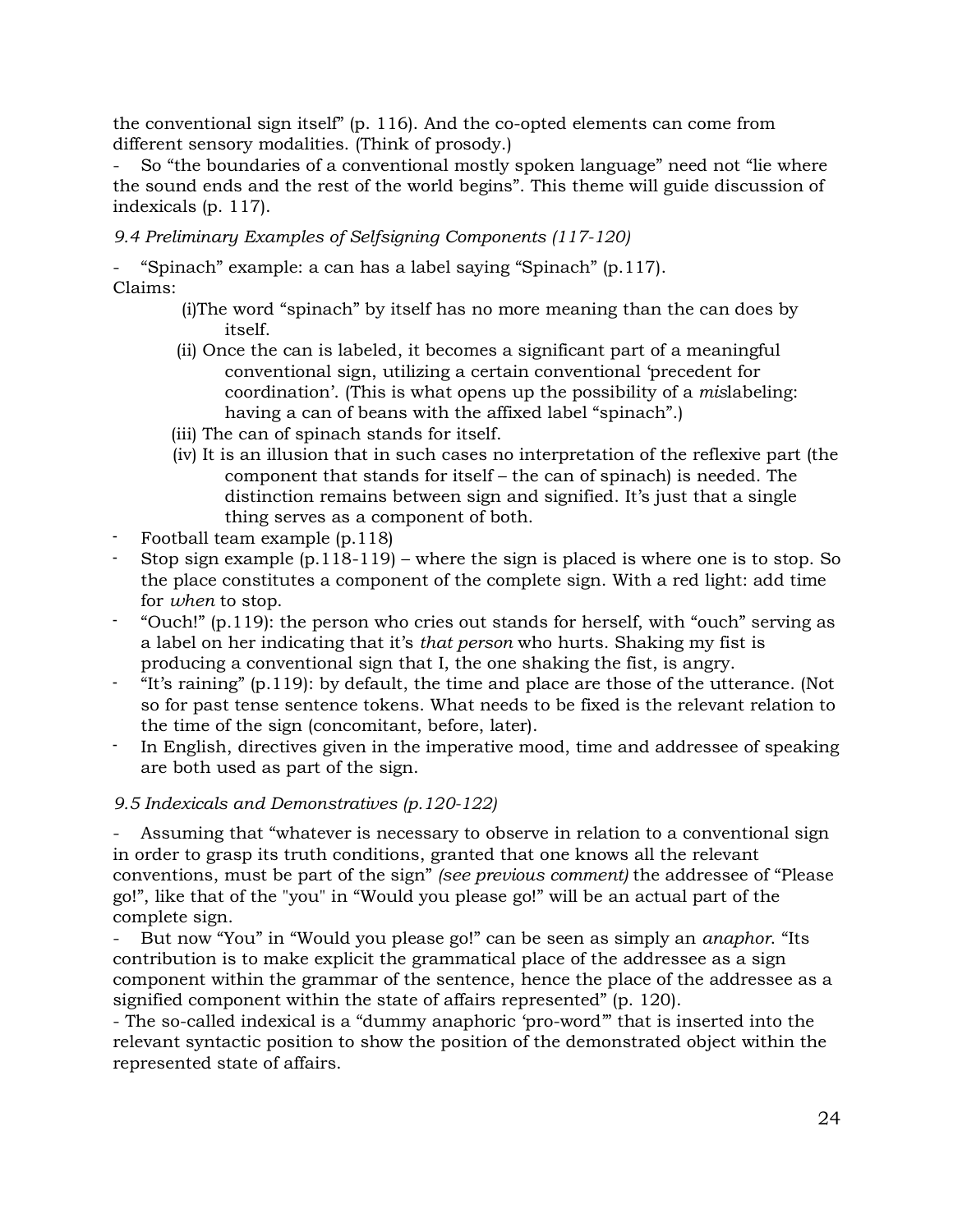the conventional sign itself" (p. 116). And the co-opted elements can come from different sensory modalities. (Think of prosody.)

- So "the boundaries of a conventional mostly spoken language" need not "lie where the sound ends and the rest of the world begins". This theme will guide discussion of indexicals (p. 117).

*9.4 Preliminary Examples of Selfsigning Components (117-120)*

- "Spinach" example: a can has a label saying "Spinach" (p.117).

Claims:

(i)The word "spinach" by itself has no more meaning than the can does by itself.

(ii) Once the can is labeled, it becomes a significant part of a meaningful conventional sign, utilizing a certain conventional 'precedent for coordination'. (This is what opens up the possibility of a *mis*labeling: having a can of beans with the affixed label "spinach".)

(iii) The can of spinach stands for itself.

(iv) It is an illusion that in such cases no interpretation of the reflexive part (the component that stands for itself – the can of spinach) is needed. The distinction remains between sign and signified. It's just that a single thing serves as a component of both.

- Football team example (p.118)
- Stop sign example (p.118-119) – where the sign is placed is where one is to stop. So the place constitutes a component of the complete sign. With a red light: add time for *when* to stop.
- "Ouch!" (p.119): the person who cries out stands for herself, with "ouch" serving as a label on her indicating that it's *that person* who hurts. Shaking my fist is producing a conventional sign that I, the one shaking the fist, is angry.
- "It's raining" (p.119): by default, the time and place are those of the utterance. (Not so for past tense sentence tokens. What needs to be fixed is the relevant relation to the time of the sign (concomitant, before, later).
- In English, directives given in the imperative mood, time and addressee of speaking are both used as part of the sign.

*9.5 Indexicals and Demonstratives (p.120-122)*

- Assuming that "whatever is necessary to observe in relation to a conventional sign in order to grasp its truth conditions, granted that one knows all the relevant conventions, must be part of the sign" *(see previous comment)* the addressee of "Please go!", like that of the "you" in "Would you please go!" will be an actual part of the complete sign.

- But now "You" in "Would you please go!" can be seen as simply an *anaphor*. "Its contribution is to make explicit the grammatical place of the addressee as a sign component within the grammar of the sentence, hence the place of the addressee as a signified component within the state of affairs represented" (p. 120).

- The so-called indexical is a "dummy anaphoric 'pro-word'" that is inserted into the relevant syntactic position to show the position of the demonstrated object within the represented state of affairs.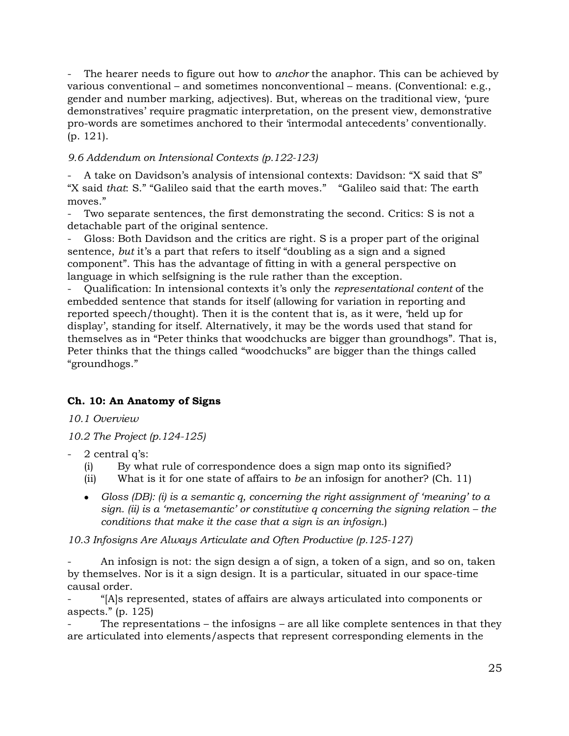- The hearer needs to figure out how to *anchor* the anaphor. This can be achieved by various conventional – and sometimes nonconventional – means. (Conventional: e.g., gender and number marking, adjectives). But, whereas on the traditional view, 'pure demonstratives' require pragmatic interpretation, on the present view, demonstrative pro-words are sometimes anchored to their 'intermodal antecedents' conventionally. (p. 121).

*9.6 Addendum on Intensional Contexts (p.122-123)*

- A take on Davidson's analysis of intensional contexts: Davidson: "X said that S" "X said *that*: S." "Galileo said that the earth moves." "Galileo said that: The earth moves."
- Two separate sentences, the first demonstrating the second. Critics: S is not a detachable part of the original sentence.
- Gloss: Both Davidson and the critics are right. S is a proper part of the original sentence, *but* it's a part that refers to itself "doubling as a sign and a signed component". This has the advantage of fitting in with a general perspective on language in which selfsigning is the rule rather than the exception.
- Qualification: In intensional contexts it's only the *representational content* of the embedded sentence that stands for itself (allowing for variation in reporting and reported speech/thought). Then it is the content that is, as it were, 'held up for display', standing for itself. Alternatively, it may be the words used that stand for themselves as in "Peter thinks that woodchucks are bigger than groundhogs". That is, Peter thinks that the things called "woodchucks" are bigger than the things called "groundhogs."

## Ch. 10: An Anatomy of Signs

*10.1 Overview*

*10.2 The Project (p.124-125)*

- 2 central q's:
  (i) By what rule of correspondence does a sign map onto its signified?
  (ii) What is it for one state of affairs to *be* an infosign for another? (Ch. 11)

  - *Gloss (DB): (i) is a semantic q, concerning the right assignment of 'meaning' to a sign. (ii) is a 'metasemantic' or constitutive q concerning the signing relation – the conditions that make it the case that a sign is an infosign.*)

*10.3 Infosigns Are Always Articulate and Often Productive (p.125-127)*

- An infosign is not: the sign design a of sign, a token of a sign, and so on, taken by themselves. Nor is it a sign design. It is a particular, situated in our space-time causal order.
- "[A]s represented, states of affairs are always articulated into components or aspects." (p. 125)
- The representations – the infosigns – are all like complete sentences in that they are articulated into elements/aspects that represent corresponding elements in the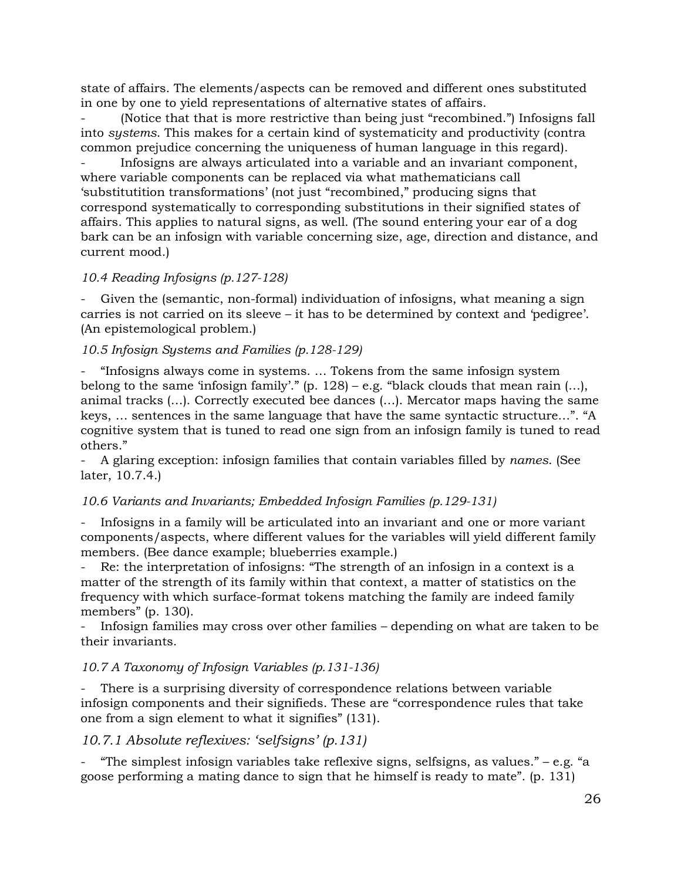state of affairs. The elements/aspects can be removed and different ones substituted in one by one to yield representations of alternative states of affairs.

- (Notice that that is more restrictive than being just "recombined.") Infosigns fall into *systems*. This makes for a certain kind of systematicity and productivity (contra common prejudice concerning the uniqueness of human language in this regard).
- Infosigns are always articulated into a variable and an invariant component, where variable components can be replaced via what mathematicians call 'substitutition transformations' (not just "recombined," producing signs that correspond systematically to corresponding substitutions in their signified states of affairs. This applies to natural signs, as well. (The sound entering your ear of a dog bark can be an infosign with variable concerning size, age, direction and distance, and current mood.)

*10.4 Reading Infosigns (p.127-128)*

- Given the (semantic, non-formal) individuation of infosigns, what meaning a sign carries is not carried on its sleeve – it has to be determined by context and 'pedigree'. (An epistemological problem.)

*10.5 Infosign Systems and Families (p.128-129)*

- "Infosigns always come in systems. … Tokens from the same infosign system belong to the same 'infosign family'." (p. 128) – e.g. "black clouds that mean rain (…), animal tracks (…). Correctly executed bee dances (…). Mercator maps having the same keys, … sentences in the same language that have the same syntactic structure…". "A cognitive system that is tuned to read one sign from an infosign family is tuned to read others."
- A glaring exception: infosign families that contain variables filled by *names*. (See later, 10.7.4.)

*10.6 Variants and Invariants; Embedded Infosign Families (p.129-131)*

- Infosigns in a family will be articulated into an invariant and one or more variant components/aspects, where different values for the variables will yield different family members. (Bee dance example; blueberries example.)
- Re: the interpretation of infosigns: "The strength of an infosign in a context is a matter of the strength of its family within that context, a matter of statistics on the frequency with which surface-format tokens matching the family are indeed family members" (p. 130).
- Infosign families may cross over other families – depending on what are taken to be their invariants.

*10.7 A Taxonomy of Infosign Variables (p.131-136)*

- There is a surprising diversity of correspondence relations between variable infosign components and their signifieds. These are "correspondence rules that take one from a sign element to what it signifies" (131).

*10.7.1 Absolute reflexives: 'selfsigns' (p.131)*

- "The simplest infosign variables take reflexive signs, selfsigns, as values." – e.g. "a goose performing a mating dance to sign that he himself is ready to mate". (p. 131)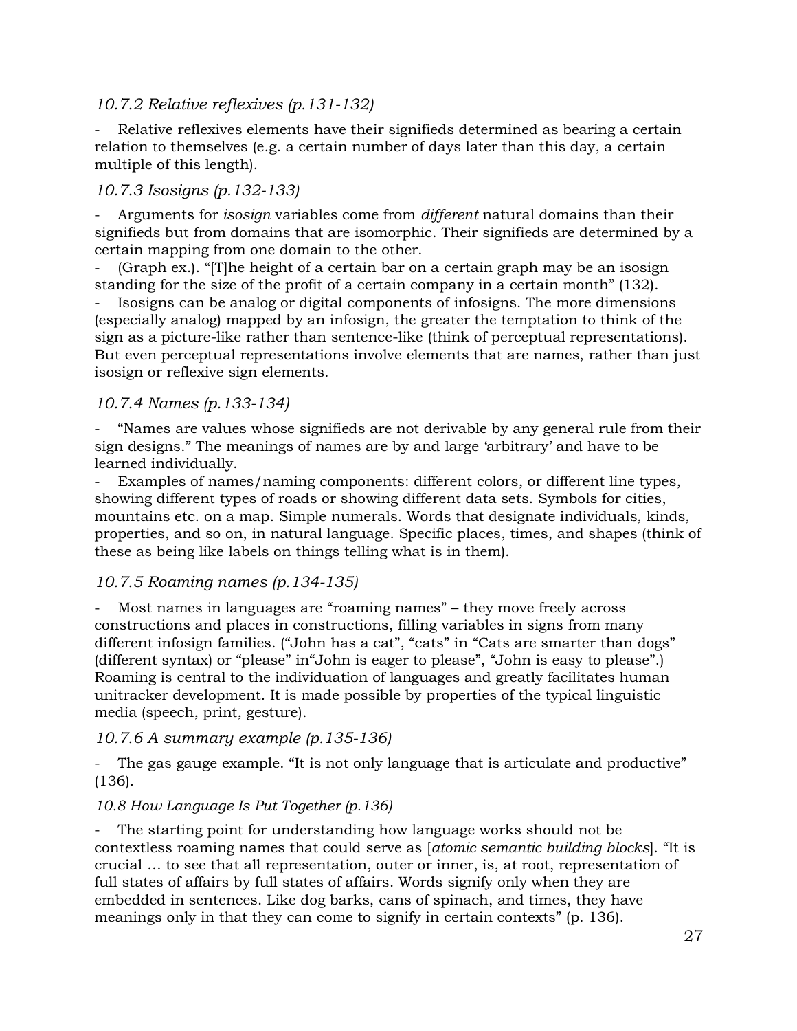### *10.7.2 Relative reflexives (p.131-132)*

- Relative reflexives elements have their signifieds determined as bearing a certain relation to themselves (e.g. a certain number of days later than this day, a certain multiple of this length).

### *10.7.3 Isosigns (p.132-133)*

- Arguments for *isosign* variables come from *different* natural domains than their signifieds but from domains that are isomorphic. Their signifieds are determined by a certain mapping from one domain to the other.
- (Graph ex.). "[T]he height of a certain bar on a certain graph may be an isosign standing for the size of the profit of a certain company in a certain month" (132).
- Isosigns can be analog or digital components of infosigns. The more dimensions (especially analog) mapped by an infosign, the greater the temptation to think of the sign as a picture-like rather than sentence-like (think of perceptual representations). But even perceptual representations involve elements that are names, rather than just isosign or reflexive sign elements.

### *10.7.4 Names (p.133-134)*

- "Names are values whose signifieds are not derivable by any general rule from their sign designs." The meanings of names are by and large 'arbitrary' and have to be learned individually.
- Examples of names/naming components: different colors, or different line types, showing different types of roads or showing different data sets. Symbols for cities, mountains etc. on a map. Simple numerals. Words that designate individuals, kinds, properties, and so on, in natural language. Specific places, times, and shapes (think of these as being like labels on things telling what is in them).

### *10.7.5 Roaming names (p.134-135)*

- Most names in languages are "roaming names" – they move freely across constructions and places in constructions, filling variables in signs from many different infosign families. ("John has a cat", "cats" in "Cats are smarter than dogs" (different syntax) or "please" in"John is eager to please", "John is easy to please".) Roaming is central to the individuation of languages and greatly facilitates human unitracker development. It is made possible by properties of the typical linguistic media (speech, print, gesture).

### *10.7.6 A summary example (p.135-136)*

- The gas gauge example. "It is not only language that is articulate and productive" (136).

#### *10.8 How Language Is Put Together (p.136)*

- The starting point for understanding how language works should not be contextless roaming names that could serve as [*atomic semantic building blocks*]. "It is crucial … to see that all representation, outer or inner, is, at root, representation of full states of affairs by full states of affairs. Words signify only when they are embedded in sentences. Like dog barks, cans of spinach, and times, they have meanings only in that they can come to signify in certain contexts" (p. 136).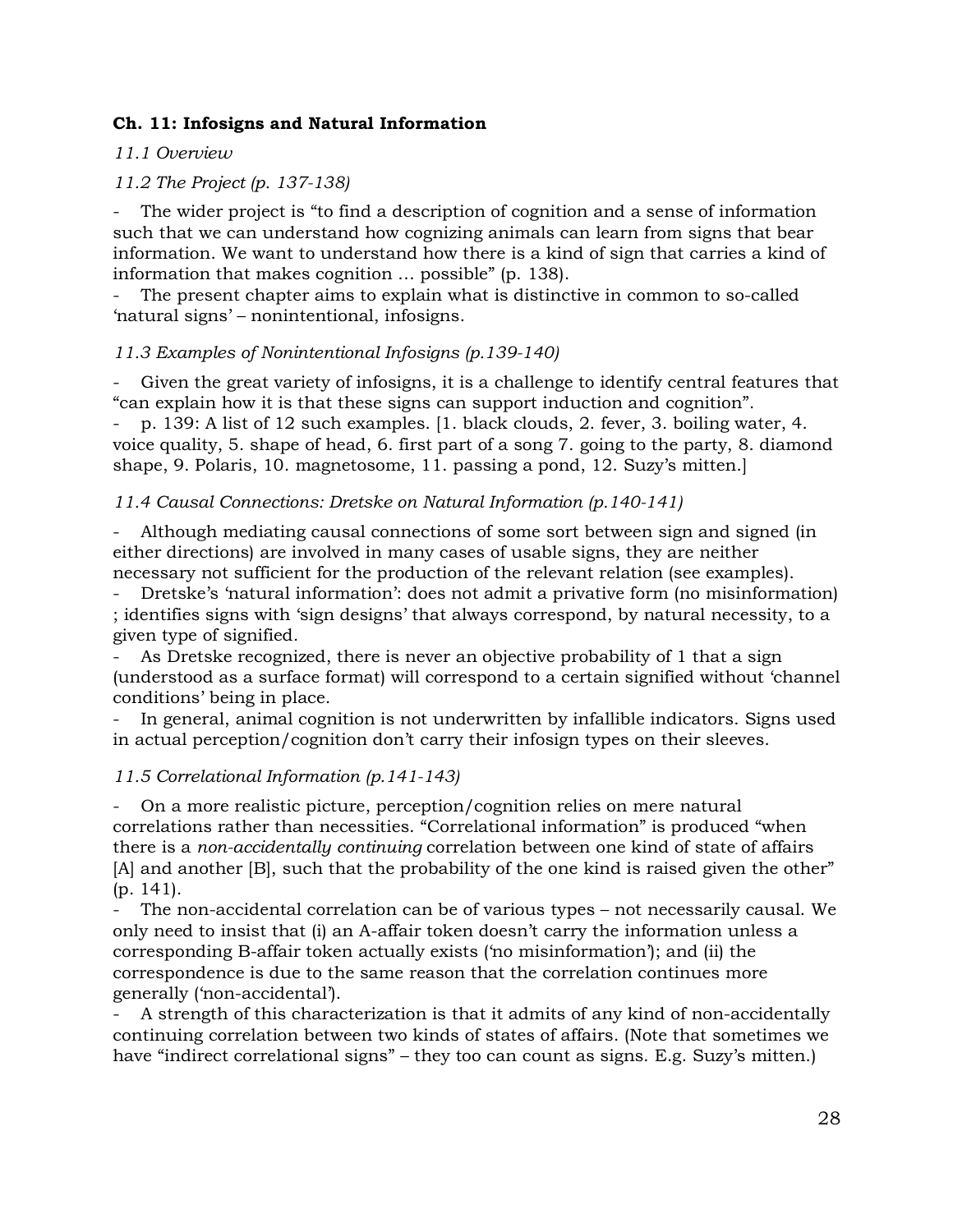**Ch. 11: Infosigns and Natural Information**

*11.1 Overview*

*11.2 The Project (p. 137-138)*

- The wider project is "to find a description of cognition and a sense of information such that we can understand how cognizing animals can learn from signs that bear information. We want to understand how there is a kind of sign that carries a kind of information that makes cognition … possible" (p. 138).
- The present chapter aims to explain what is distinctive in common to so-called 'natural signs' – nonintentional, infosigns.

*11.3 Examples of Nonintentional Infosigns (p.139-140)*

- Given the great variety of infosigns, it is a challenge to identify central features that "can explain how it is that these signs can support induction and cognition".
- p. 139: A list of 12 such examples. [1. black clouds, 2. fever, 3. boiling water, 4. voice quality, 5. shape of head, 6. first part of a song 7. going to the party, 8. diamond shape, 9. Polaris, 10. magnetosome, 11. passing a pond, 12. Suzy's mitten.]

*11.4 Causal Connections: Dretske on Natural Information (p.140-141)*

- Although mediating causal connections of some sort between sign and signed (in either directions) are involved in many cases of usable signs, they are neither necessary not sufficient for the production of the relevant relation (see examples).
- Dretske's 'natural information': does not admit a privative form (no misinformation) ; identifies signs with 'sign designs' that always correspond, by natural necessity, to a given type of signified.
- As Dretske recognized, there is never an objective probability of 1 that a sign (understood as a surface format) will correspond to a certain signified without 'channel conditions' being in place.
- In general, animal cognition is not underwritten by infallible indicators. Signs used in actual perception/cognition don't carry their infosign types on their sleeves.

*11.5 Correlational Information (p.141-143)*

- On a more realistic picture, perception/cognition relies on mere natural correlations rather than necessities. "Correlational information" is produced "when there is a *non-accidentally continuing* correlation between one kind of state of affairs [A] and another [B], such that the probability of the one kind is raised given the other" (p. 141).
- The non-accidental correlation can be of various types – not necessarily causal. We only need to insist that (i) an A-affair token doesn't carry the information unless a corresponding B-affair token actually exists ('no misinformation'); and (ii) the correspondence is due to the same reason that the correlation continues more generally ('non-accidental').
- A strength of this characterization is that it admits of any kind of non-accidentally continuing correlation between two kinds of states of affairs. (Note that sometimes we have "indirect correlational signs" – they too can count as signs. E.g. Suzy's mitten.)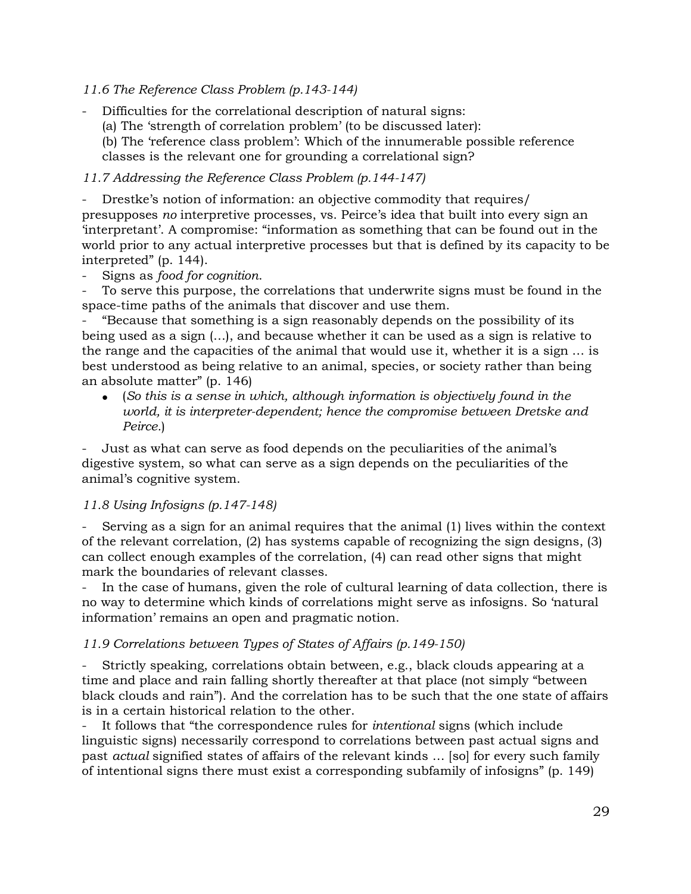*11.6 The Reference Class Problem (p.143-144)*

- Difficulties for the correlational description of natural signs:
  (a) The 'strength of correlation problem' (to be discussed later):
  (b) The 'reference class problem': Which of the innumerable possible reference classes is the relevant one for grounding a correlational sign?

*11.7 Addressing the Reference Class Problem (p.144-147)*

- Drestke's notion of information: an objective commodity that requires/ presupposes *no* interpretive processes, vs. Peirce's idea that built into every sign an 'interpretant'. A compromise: "information as something that can be found out in the world prior to any actual interpretive processes but that is defined by its capacity to be interpreted" (p. 144).
- Signs as *food for cognition*.
- To serve this purpose, the correlations that underwrite signs must be found in the space-time paths of the animals that discover and use them.
- "Because that something is a sign reasonably depends on the possibility of its being used as a sign (…), and because whether it can be used as a sign is relative to the range and the capacities of the animal that would use it, whether it is a sign … is best understood as being relative to an animal, species, or society rather than being an absolute matter" (p. 146)
  - (*So this is a sense in which, although information is objectively found in the world, it is interpreter-dependent; hence the compromise between Dretske and Peirce.*)

- Just as what can serve as food depends on the peculiarities of the animal's digestive system, so what can serve as a sign depends on the peculiarities of the animal's cognitive system.

*11.8 Using Infosigns (p.147-148)*

- Serving as a sign for an animal requires that the animal (1) lives within the context of the relevant correlation, (2) has systems capable of recognizing the sign designs, (3) can collect enough examples of the correlation, (4) can read other signs that might mark the boundaries of relevant classes.
- In the case of humans, given the role of cultural learning of data collection, there is no way to determine which kinds of correlations might serve as infosigns. So 'natural information' remains an open and pragmatic notion.

*11.9 Correlations between Types of States of Affairs (p.149-150)*

- Strictly speaking, correlations obtain between, e.g., black clouds appearing at a time and place and rain falling shortly thereafter at that place (not simply "between black clouds and rain"). And the correlation has to be such that the one state of affairs is in a certain historical relation to the other.
- It follows that "the correspondence rules for *intentional* signs (which include linguistic signs) necessarily correspond to correlations between past actual signs and past *actual* signified states of affairs of the relevant kinds … [so] for every such family of intentional signs there must exist a corresponding subfamily of infosigns" (p. 149)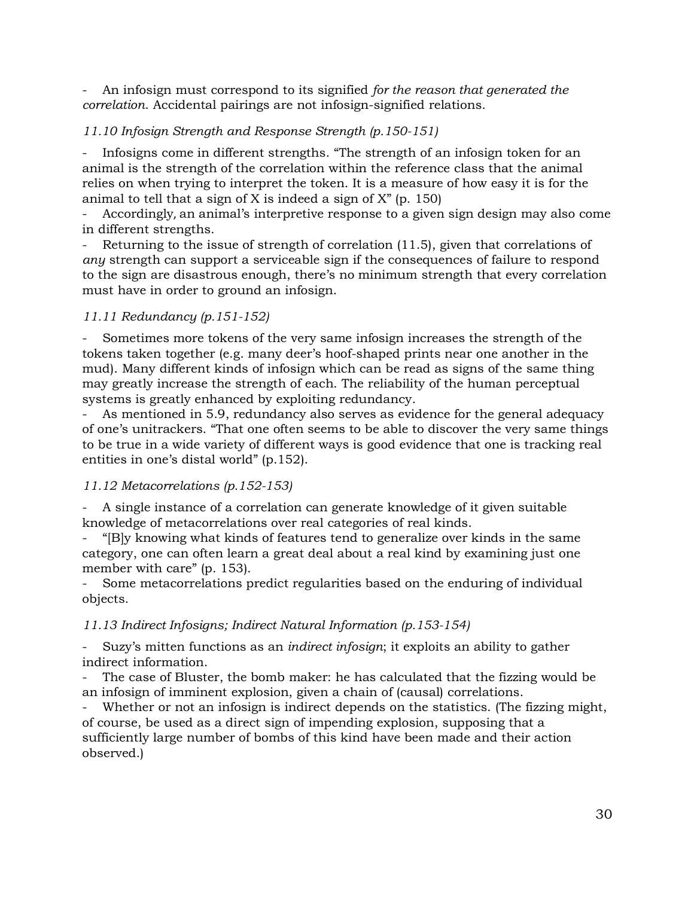- An infosign must correspond to its signified *for the reason that generated the correlation*. Accidental pairings are not infosign-signified relations.

*11.10 Infosign Strength and Response Strength (p.150-151)*

- Infosigns come in different strengths. "The strength of an infosign token for an animal is the strength of the correlation within the reference class that the animal relies on when trying to interpret the token. It is a measure of how easy it is for the animal to tell that a sign of X is indeed a sign of X" (p. 150)
- Accordingly*,* an animal's interpretive response to a given sign design may also come in different strengths.
- Returning to the issue of strength of correlation (11.5), given that correlations of *any* strength can support a serviceable sign if the consequences of failure to respond to the sign are disastrous enough, there's no minimum strength that every correlation must have in order to ground an infosign.

*11.11 Redundancy (p.151-152)*

- Sometimes more tokens of the very same infosign increases the strength of the tokens taken together (e.g. many deer's hoof-shaped prints near one another in the mud). Many different kinds of infosign which can be read as signs of the same thing may greatly increase the strength of each. The reliability of the human perceptual systems is greatly enhanced by exploiting redundancy.
- As mentioned in 5.9, redundancy also serves as evidence for the general adequacy of one's unitrackers. "That one often seems to be able to discover the very same things to be true in a wide variety of different ways is good evidence that one is tracking real entities in one's distal world" (p.152).

*11.12 Metacorrelations (p.152-153)*

- A single instance of a correlation can generate knowledge of it given suitable knowledge of metacorrelations over real categories of real kinds.
- "[B]y knowing what kinds of features tend to generalize over kinds in the same category, one can often learn a great deal about a real kind by examining just one member with care" (p. 153).
- Some metacorrelations predict regularities based on the enduring of individual objects.

*11.13 Indirect Infosigns; Indirect Natural Information (p.153-154)*

- Suzy's mitten functions as an *indirect infosign*; it exploits an ability to gather indirect information.
- The case of Bluster, the bomb maker: he has calculated that the fizzing would be an infosign of imminent explosion, given a chain of (causal) correlations.
- Whether or not an infosign is indirect depends on the statistics. (The fizzing might, of course, be used as a direct sign of impending explosion, supposing that a sufficiently large number of bombs of this kind have been made and their action observed.)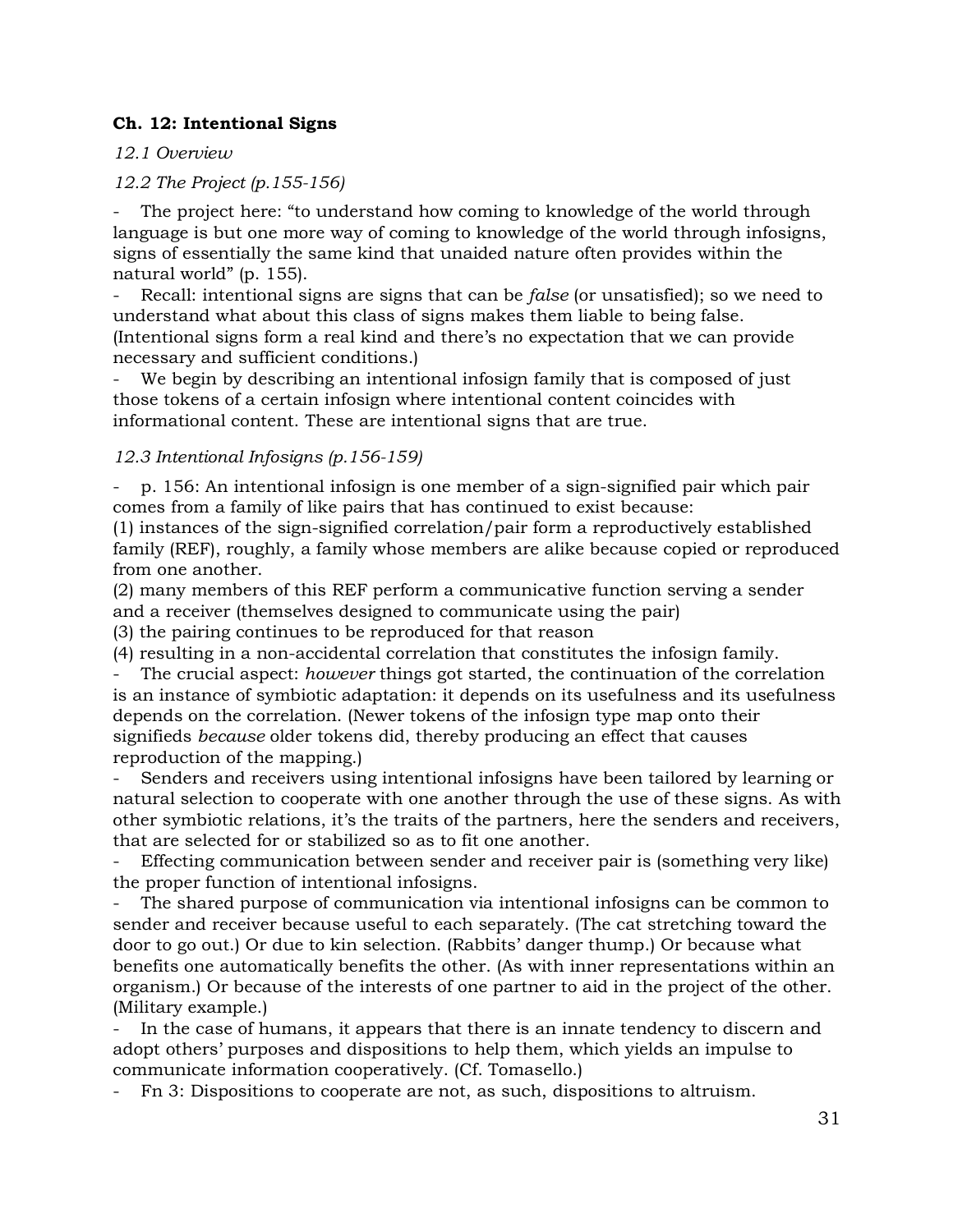**Ch. 12: Intentional Signs**

*12.1 Overview*

*12.2 The Project (p.155-156)*

- The project here: "to understand how coming to knowledge of the world through language is but one more way of coming to knowledge of the world through infosigns, signs of essentially the same kind that unaided nature often provides within the natural world" (p. 155).
- Recall: intentional signs are signs that can be *false* (or unsatisfied); so we need to understand what about this class of signs makes them liable to being false. (Intentional signs form a real kind and there's no expectation that we can provide necessary and sufficient conditions.)
- We begin by describing an intentional infosign family that is composed of just those tokens of a certain infosign where intentional content coincides with informational content. These are intentional signs that are true.

*12.3 Intentional Infosigns (p.156-159)*

- p. 156: An intentional infosign is one member of a sign-signified pair which pair comes from a family of like pairs that has continued to exist because:
(1) instances of the sign-signified correlation/pair form a reproductively established family (REF), roughly, a family whose members are alike because copied or reproduced from one another.
(2) many members of this REF perform a communicative function serving a sender and a receiver (themselves designed to communicate using the pair)
(3) the pairing continues to be reproduced for that reason
(4) resulting in a non-accidental correlation that constitutes the infosign family.
- The crucial aspect: *however* things got started, the continuation of the correlation is an instance of symbiotic adaptation: it depends on its usefulness and its usefulness depends on the correlation. (Newer tokens of the infosign type map onto their signifieds *because* older tokens did, thereby producing an effect that causes reproduction of the mapping.)
- Senders and receivers using intentional infosigns have been tailored by learning or natural selection to cooperate with one another through the use of these signs. As with other symbiotic relations, it's the traits of the partners, here the senders and receivers, that are selected for or stabilized so as to fit one another.
- Effecting communication between sender and receiver pair is (something very like) the proper function of intentional infosigns.
- The shared purpose of communication via intentional infosigns can be common to sender and receiver because useful to each separately. (The cat stretching toward the door to go out.) Or due to kin selection. (Rabbits' danger thump.) Or because what benefits one automatically benefits the other. (As with inner representations within an organism.) Or because of the interests of one partner to aid in the project of the other. (Military example.)
- In the case of humans, it appears that there is an innate tendency to discern and adopt others' purposes and dispositions to help them, which yields an impulse to communicate information cooperatively. (Cf. Tomasello.)
- Fn 3: Dispositions to cooperate are not, as such, dispositions to altruism.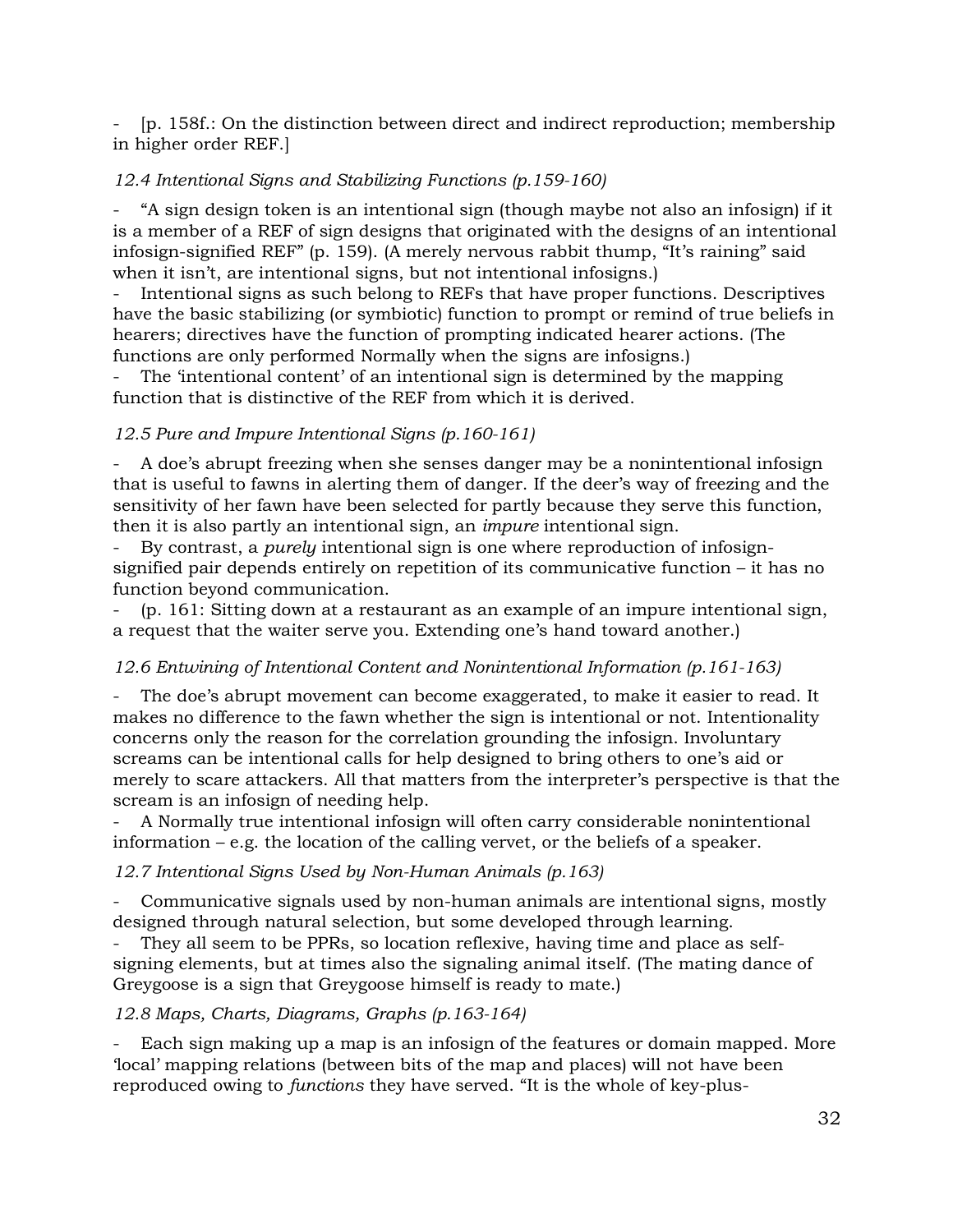- [p. 158f.: On the distinction between direct and indirect reproduction; membership in higher order REF.]

*12.4 Intentional Signs and Stabilizing Functions (p.159-160)*

- "A sign design token is an intentional sign (though maybe not also an infosign) if it is a member of a REF of sign designs that originated with the designs of an intentional infosign-signified REF" (p. 159). (A merely nervous rabbit thump, "It's raining" said when it isn't, are intentional signs, but not intentional infosigns.)
- Intentional signs as such belong to REFs that have proper functions. Descriptives have the basic stabilizing (or symbiotic) function to prompt or remind of true beliefs in hearers; directives have the function of prompting indicated hearer actions. (The functions are only performed Normally when the signs are infosigns.)
- The 'intentional content' of an intentional sign is determined by the mapping function that is distinctive of the REF from which it is derived.

*12.5 Pure and Impure Intentional Signs (p.160-161)*

- A doe's abrupt freezing when she senses danger may be a nonintentional infosign that is useful to fawns in alerting them of danger. If the deer's way of freezing and the sensitivity of her fawn have been selected for partly because they serve this function, then it is also partly an intentional sign, an *impure* intentional sign.
- By contrast, a *purely* intentional sign is one where reproduction of infosign-signified pair depends entirely on repetition of its communicative function – it has no function beyond communication.
- (p. 161: Sitting down at a restaurant as an example of an impure intentional sign, a request that the waiter serve you. Extending one's hand toward another.)

*12.6 Entwining of Intentional Content and Nonintentional Information (p.161-163)*

- The doe's abrupt movement can become exaggerated, to make it easier to read. It makes no difference to the fawn whether the sign is intentional or not. Intentionality concerns only the reason for the correlation grounding the infosign. Involuntary screams can be intentional calls for help designed to bring others to one's aid or merely to scare attackers. All that matters from the interpreter's perspective is that the scream is an infosign of needing help.
- A Normally true intentional infosign will often carry considerable nonintentional information – e.g. the location of the calling vervet, or the beliefs of a speaker.

*12.7 Intentional Signs Used by Non-Human Animals (p.163)*

- Communicative signals used by non-human animals are intentional signs, mostly designed through natural selection, but some developed through learning.
- They all seem to be PPRs, so location reflexive, having time and place as self-signing elements, but at times also the signaling animal itself. (The mating dance of Greygoose is a sign that Greygoose himself is ready to mate.)

*12.8 Maps, Charts, Diagrams, Graphs (p.163-164)*

- Each sign making up a map is an infosign of the features or domain mapped. More 'local' mapping relations (between bits of the map and places) will not have been reproduced owing to *functions* they have served. "It is the whole of key-plus-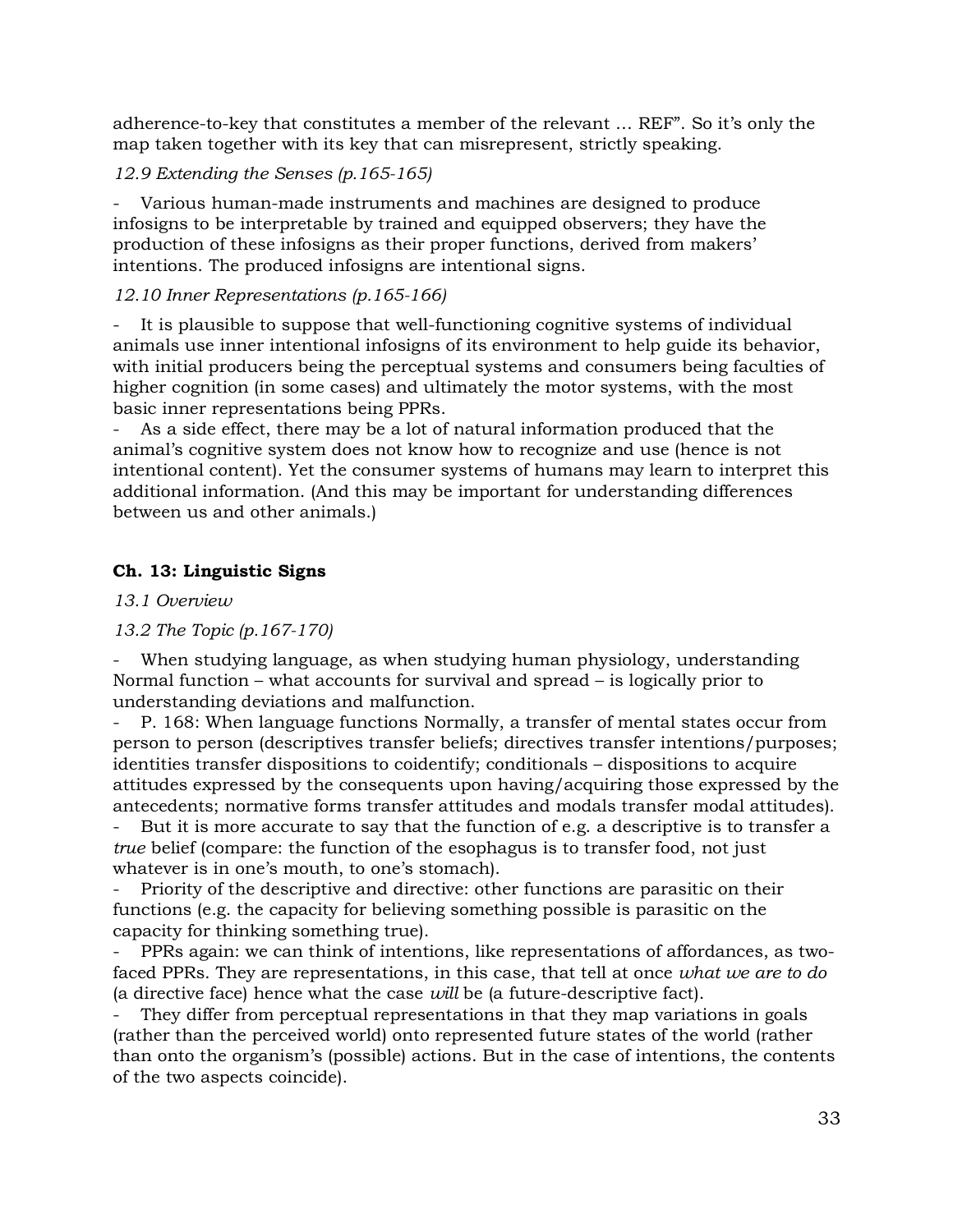adherence-to-key that constitutes a member of the relevant … REF". So it's only the map taken together with its key that can misrepresent, strictly speaking.

*12.9 Extending the Senses (p.165-165)*

- Various human-made instruments and machines are designed to produce infosigns to be interpretable by trained and equipped observers; they have the production of these infosigns as their proper functions, derived from makers' intentions. The produced infosigns are intentional signs.

*12.10 Inner Representations (p.165-166)*

- It is plausible to suppose that well-functioning cognitive systems of individual animals use inner intentional infosigns of its environment to help guide its behavior, with initial producers being the perceptual systems and consumers being faculties of higher cognition (in some cases) and ultimately the motor systems, with the most basic inner representations being PPRs.
- As a side effect, there may be a lot of natural information produced that the animal's cognitive system does not know how to recognize and use (hence is not intentional content). Yet the consumer systems of humans may learn to interpret this additional information. (And this may be important for understanding differences between us and other animals.)

**Ch. 13: Linguistic Signs**

*13.1 Overview*

*13.2 The Topic (p.167-170)*

- When studying language, as when studying human physiology, understanding Normal function – what accounts for survival and spread – is logically prior to understanding deviations and malfunction.
- P. 168: When language functions Normally, a transfer of mental states occur from person to person (descriptives transfer beliefs; directives transfer intentions/purposes; identities transfer dispositions to coidentify; conditionals – dispositions to acquire attitudes expressed by the consequents upon having/acquiring those expressed by the antecedents; normative forms transfer attitudes and modals transfer modal attitudes).
- But it is more accurate to say that the function of e.g. a descriptive is to transfer a *true* belief (compare: the function of the esophagus is to transfer food, not just whatever is in one's mouth, to one's stomach).
- Priority of the descriptive and directive: other functions are parasitic on their functions (e.g. the capacity for believing something possible is parasitic on the capacity for thinking something true).
- PPRs again: we can think of intentions, like representations of affordances, as two-faced PPRs. They are representations, in this case, that tell at once *what we are to do* (a directive face) hence what the case *will* be (a future-descriptive fact).
- They differ from perceptual representations in that they map variations in goals (rather than the perceived world) onto represented future states of the world (rather than onto the organism's (possible) actions. But in the case of intentions, the contents of the two aspects coincide).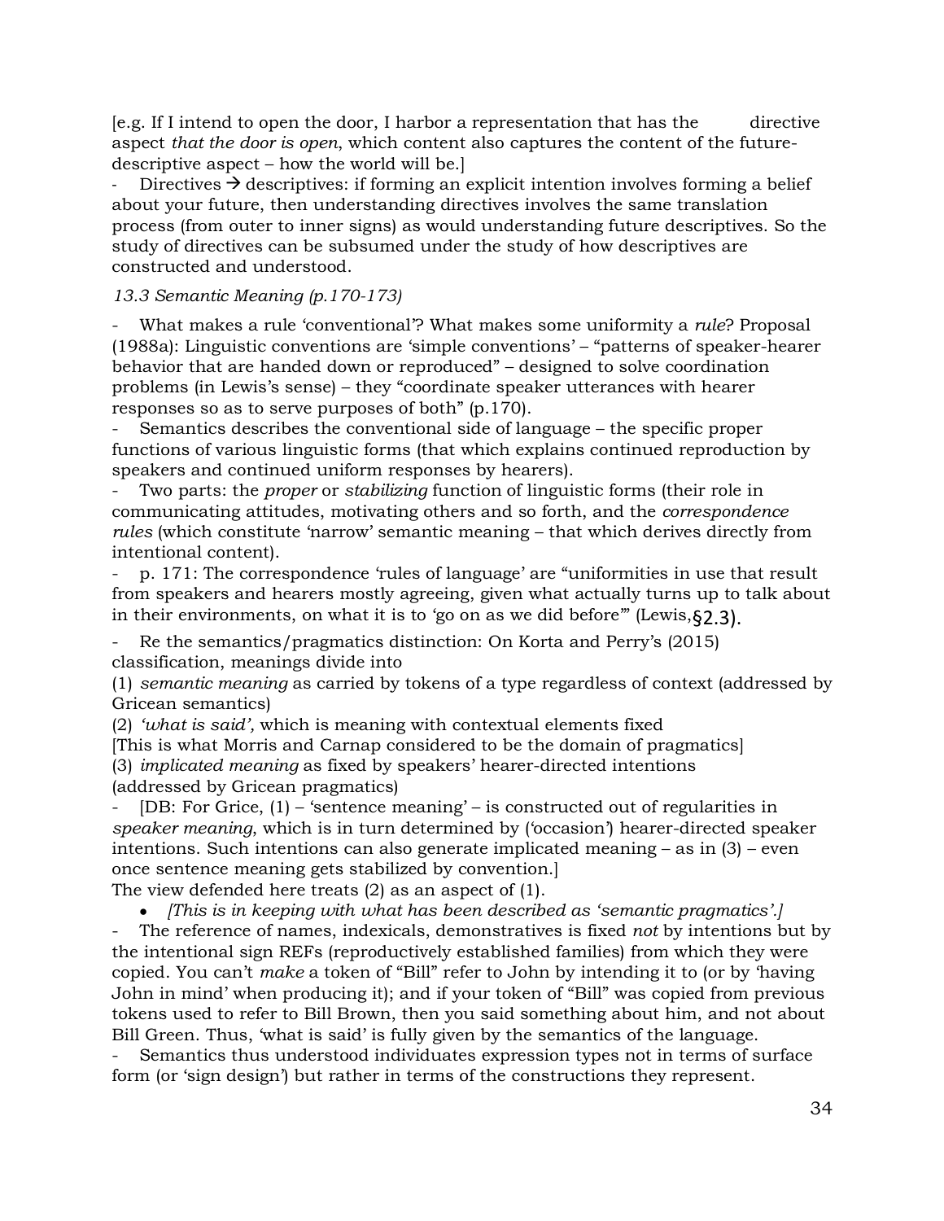[e.g. If I intend to open the door, I harbor a representation that has the directive aspect *that the door is open*, which content also captures the content of the future-descriptive aspect – how the world will be.]

- Directives → descriptives: if forming an explicit intention involves forming a belief about your future, then understanding directives involves the same translation process (from outer to inner signs) as would understanding future descriptives. So the study of directives can be subsumed under the study of how descriptives are constructed and understood.

*13.3 Semantic Meaning (p.170-173)*

- What makes a rule 'conventional'? What makes some uniformity a *rule*? Proposal (1988a): Linguistic conventions are 'simple conventions' – "patterns of speaker-hearer behavior that are handed down or reproduced" – designed to solve coordination problems (in Lewis's sense) – they "coordinate speaker utterances with hearer responses so as to serve purposes of both" (p.170).
- Semantics describes the conventional side of language – the specific proper functions of various linguistic forms (that which explains continued reproduction by speakers and continued uniform responses by hearers).
- Two parts: the *proper* or *stabilizing* function of linguistic forms (their role in communicating attitudes, motivating others and so forth, and the *correspondence rules* (which constitute 'narrow' semantic meaning – that which derives directly from intentional content).
- p. 171: The correspondence 'rules of language' are "uniformities in use that result from speakers and hearers mostly agreeing, given what actually turns up to talk about in their environments, on what it is to 'go on as we did before'" (Lewis,§2.3).
- Re the semantics/pragmatics distinction: On Korta and Perry's (2015) classification, meanings divide into

(1) *semantic meaning* as carried by tokens of a type regardless of context (addressed by Gricean semantics)
(2) *'what is said',* which is meaning with contextual elements fixed
[This is what Morris and Carnap considered to be the domain of pragmatics]
(3) *implicated meaning* as fixed by speakers' hearer-directed intentions (addressed by Gricean pragmatics)

- [DB: For Grice, (1) – 'sentence meaning' – is constructed out of regularities in *speaker meaning*, which is in turn determined by ('occasion') hearer-directed speaker intentions. Such intentions can also generate implicated meaning – as in (3) – even once sentence meaning gets stabilized by convention.]

The view defended here treats (2) as an aspect of (1).

- *[This is in keeping with what has been described as 'semantic pragmatics'.]*

- The reference of names, indexicals, demonstratives is fixed *not* by intentions but by the intentional sign REFs (reproductively established families) from which they were copied. You can't *make* a token of "Bill" refer to John by intending it to (or by 'having John in mind' when producing it); and if your token of "Bill" was copied from previous tokens used to refer to Bill Brown, then you said something about him, and not about Bill Green. Thus, 'what is said' is fully given by the semantics of the language.
- Semantics thus understood individuates expression types not in terms of surface form (or 'sign design') but rather in terms of the constructions they represent.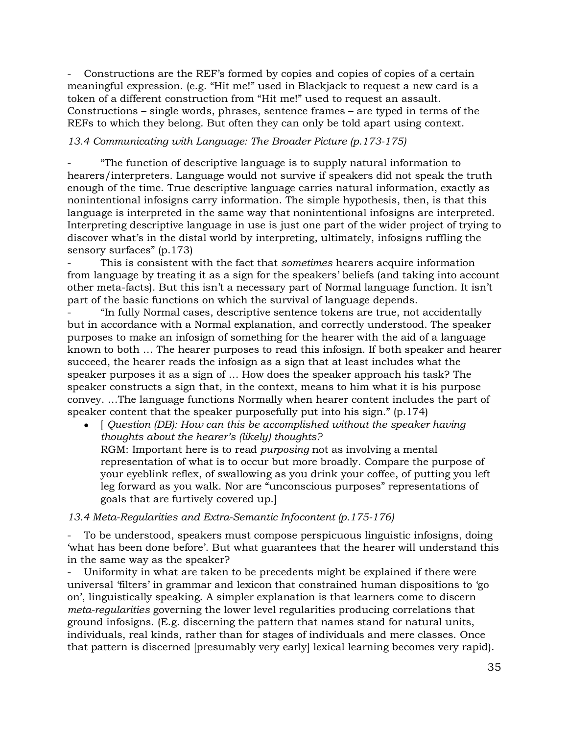- Constructions are the REF's formed by copies and copies of copies of a certain meaningful expression. (e.g. "Hit me!" used in Blackjack to request a new card is a token of a different construction from "Hit me!" used to request an assault. Constructions – single words, phrases, sentence frames – are typed in terms of the REFs to which they belong. But often they can only be told apart using context.

*13.4 Communicating with Language: The Broader Picture (p.173-175)*

- "The function of descriptive language is to supply natural information to hearers/interpreters. Language would not survive if speakers did not speak the truth enough of the time. True descriptive language carries natural information, exactly as nonintentional infosigns carry information. The simple hypothesis, then, is that this language is interpreted in the same way that nonintentional infosigns are interpreted. Interpreting descriptive language in use is just one part of the wider project of trying to discover what's in the distal world by interpreting, ultimately, infosigns ruffling the sensory surfaces" (p.173)
- This is consistent with the fact that *sometimes* hearers acquire information from language by treating it as a sign for the speakers' beliefs (and taking into account other meta-facts). But this isn't a necessary part of Normal language function. It isn't part of the basic functions on which the survival of language depends.
- "In fully Normal cases, descriptive sentence tokens are true, not accidentally but in accordance with a Normal explanation, and correctly understood. The speaker purposes to make an infosign of something for the hearer with the aid of a language known to both … The hearer purposes to read this infosign. If both speaker and hearer succeed, the hearer reads the infosign as a sign that at least includes what the speaker purposes it as a sign of … How does the speaker approach his task? The speaker constructs a sign that, in the context, means to him what it is his purpose convey. …The language functions Normally when hearer content includes the part of speaker content that the speaker purposefully put into his sign." (p.174)
  - [ *Question (DB): How can this be accomplished without the speaker having thoughts about the hearer's (likely) thoughts?*
    RGM: Important here is to read *purposing* not as involving a mental representation of what is to occur but more broadly. Compare the purpose of your eyeblink reflex, of swallowing as you drink your coffee, of putting you left leg forward as you walk. Nor are "unconscious purposes" representations of goals that are furtively covered up.]

*13.4 Meta-Regularities and Extra-Semantic Infocontent (p.175-176)*

- To be understood, speakers must compose perspicuous linguistic infosigns, doing 'what has been done before'. But what guarantees that the hearer will understand this in the same way as the speaker?
- Uniformity in what are taken to be precedents might be explained if there were universal 'filters' in grammar and lexicon that constrained human dispositions to 'go on', linguistically speaking. A simpler explanation is that learners come to discern *meta-regularities* governing the lower level regularities producing correlations that ground infosigns. (E.g. discerning the pattern that names stand for natural units, individuals, real kinds, rather than for stages of individuals and mere classes. Once that pattern is discerned [presumably very early] lexical learning becomes very rapid).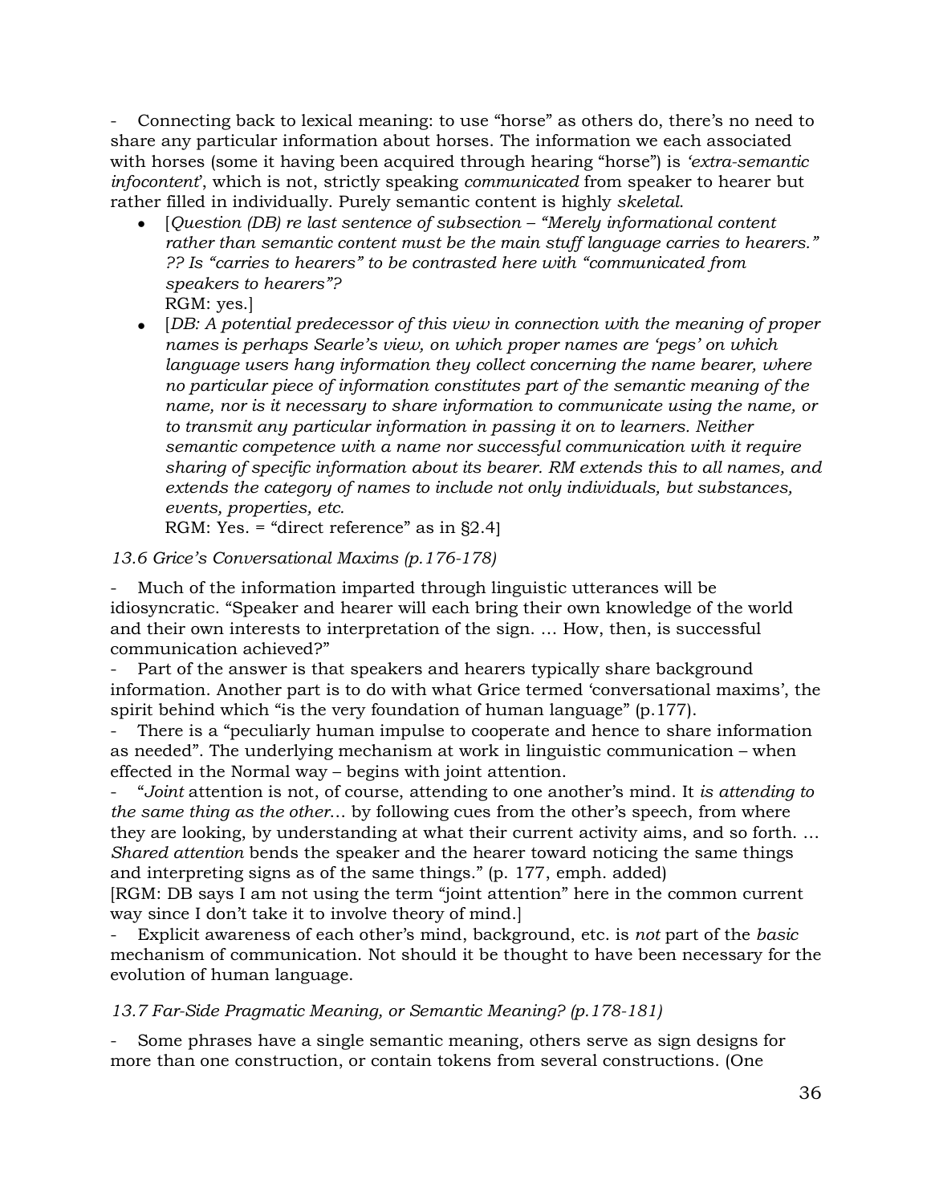- Connecting back to lexical meaning: to use "horse" as others do, there's no need to share any particular information about horses. The information we each associated with horses (some it having been acquired through hearing "horse") is *'extra-semantic infocontent'*, which is not, strictly speaking *communicated* from speaker to hearer but rather filled in individually. Purely semantic content is highly *skeletal*.

- [*Question (DB) re last sentence of subsection – "Merely informational content rather than semantic content must be the main stuff language carries to hearers." ?? Is "carries to hearers" to be contrasted here with "communicated from speakers to hearers"?*
  RGM: yes.]
- [*DB: A potential predecessor of this view in connection with the meaning of proper names is perhaps Searle's view, on which proper names are 'pegs' on which language users hang information they collect concerning the name bearer, where no particular piece of information constitutes part of the semantic meaning of the name, nor is it necessary to share information to communicate using the name, or to transmit any particular information in passing it on to learners. Neither semantic competence with a name nor successful communication with it require sharing of specific information about its bearer. RM extends this to all names, and extends the category of names to include not only individuals, but substances, events, properties, etc.*
  RGM: Yes. = "direct reference" as in §2.4]

*13.6 Grice's Conversational Maxims (p.176-178)*

- Much of the information imparted through linguistic utterances will be idiosyncratic. "Speaker and hearer will each bring their own knowledge of the world and their own interests to interpretation of the sign. … How, then, is successful communication achieved?"
- Part of the answer is that speakers and hearers typically share background information. Another part is to do with what Grice termed 'conversational maxims', the spirit behind which "is the very foundation of human language" (p.177).
- There is a "peculiarly human impulse to cooperate and hence to share information as needed". The underlying mechanism at work in linguistic communication – when effected in the Normal way – begins with joint attention.
- "*Joint* attention is not, of course, attending to one another's mind. It *is attending to the same thing as the other*… by following cues from the other's speech, from where they are looking, by understanding at what their current activity aims, and so forth. … *Shared attention* bends the speaker and the hearer toward noticing the same things and interpreting signs as of the same things." (p. 177, emph. added)

[RGM: DB says I am not using the term "joint attention" here in the common current way since I don't take it to involve theory of mind.]

- Explicit awareness of each other's mind, background, etc. is *not* part of the *basic* mechanism of communication. Not should it be thought to have been necessary for the evolution of human language.

*13.7 Far-Side Pragmatic Meaning, or Semantic Meaning? (p.178-181)*

- Some phrases have a single semantic meaning, others serve as sign designs for more than one construction, or contain tokens from several constructions. (One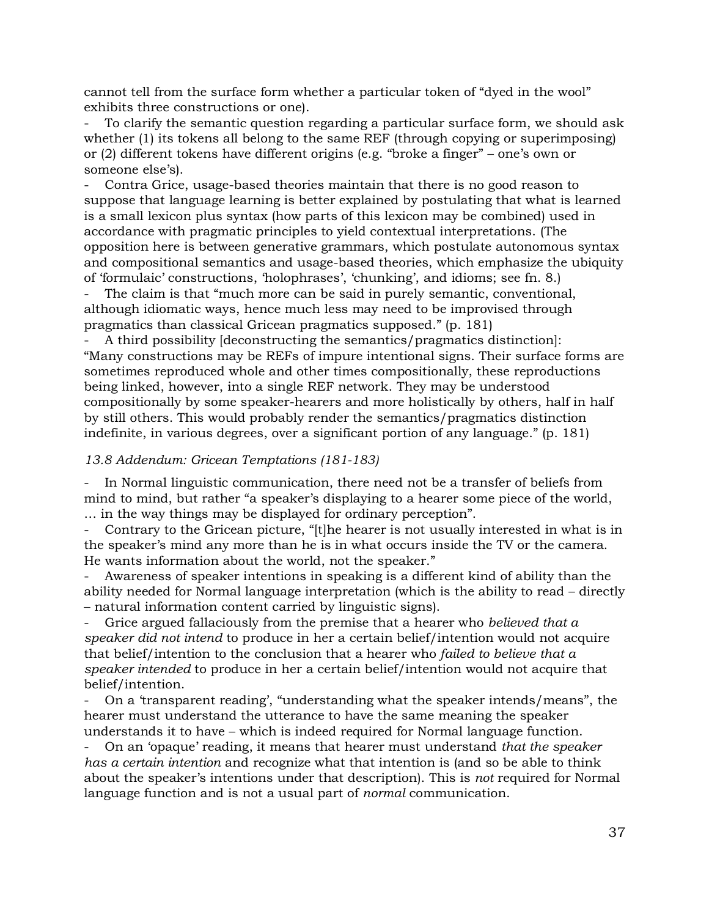cannot tell from the surface form whether a particular token of "dyed in the wool" exhibits three constructions or one).

- To clarify the semantic question regarding a particular surface form, we should ask whether (1) its tokens all belong to the same REF (through copying or superimposing) or (2) different tokens have different origins (e.g. "broke a finger" – one's own or someone else's).
- Contra Grice, usage-based theories maintain that there is no good reason to suppose that language learning is better explained by postulating that what is learned is a small lexicon plus syntax (how parts of this lexicon may be combined) used in accordance with pragmatic principles to yield contextual interpretations. (The opposition here is between generative grammars, which postulate autonomous syntax and compositional semantics and usage-based theories, which emphasize the ubiquity of 'formulaic' constructions, 'holophrases', 'chunking', and idioms; see fn. 8.)
- The claim is that "much more can be said in purely semantic, conventional, although idiomatic ways, hence much less may need to be improvised through pragmatics than classical Gricean pragmatics supposed." (p. 181)
- A third possibility [deconstructing the semantics/pragmatics distinction]: "Many constructions may be REFs of impure intentional signs. Their surface forms are sometimes reproduced whole and other times compositionally, these reproductions being linked, however, into a single REF network. They may be understood compositionally by some speaker-hearers and more holistically by others, half in half by still others. This would probably render the semantics/pragmatics distinction indefinite, in various degrees, over a significant portion of any language." (p. 181)

*13.8 Addendum: Gricean Temptations (181-183)*

- In Normal linguistic communication, there need not be a transfer of beliefs from mind to mind, but rather "a speaker's displaying to a hearer some piece of the world, … in the way things may be displayed for ordinary perception".
- Contrary to the Gricean picture, "[t]he hearer is not usually interested in what is in the speaker's mind any more than he is in what occurs inside the TV or the camera. He wants information about the world, not the speaker."
- Awareness of speaker intentions in speaking is a different kind of ability than the ability needed for Normal language interpretation (which is the ability to read – directly – natural information content carried by linguistic signs).
- Grice argued fallaciously from the premise that a hearer who *believed that a speaker did not intend* to produce in her a certain belief/intention would not acquire that belief/intention to the conclusion that a hearer who *failed to believe that a speaker intended* to produce in her a certain belief/intention would not acquire that belief/intention.
- On a 'transparent reading', "understanding what the speaker intends/means", the hearer must understand the utterance to have the same meaning the speaker understands it to have – which is indeed required for Normal language function.
- On an 'opaque' reading, it means that hearer must understand *that the speaker has a certain intention* and recognize what that intention is (and so be able to think about the speaker's intentions under that description). This is *not* required for Normal language function and is not a usual part of *normal* communication.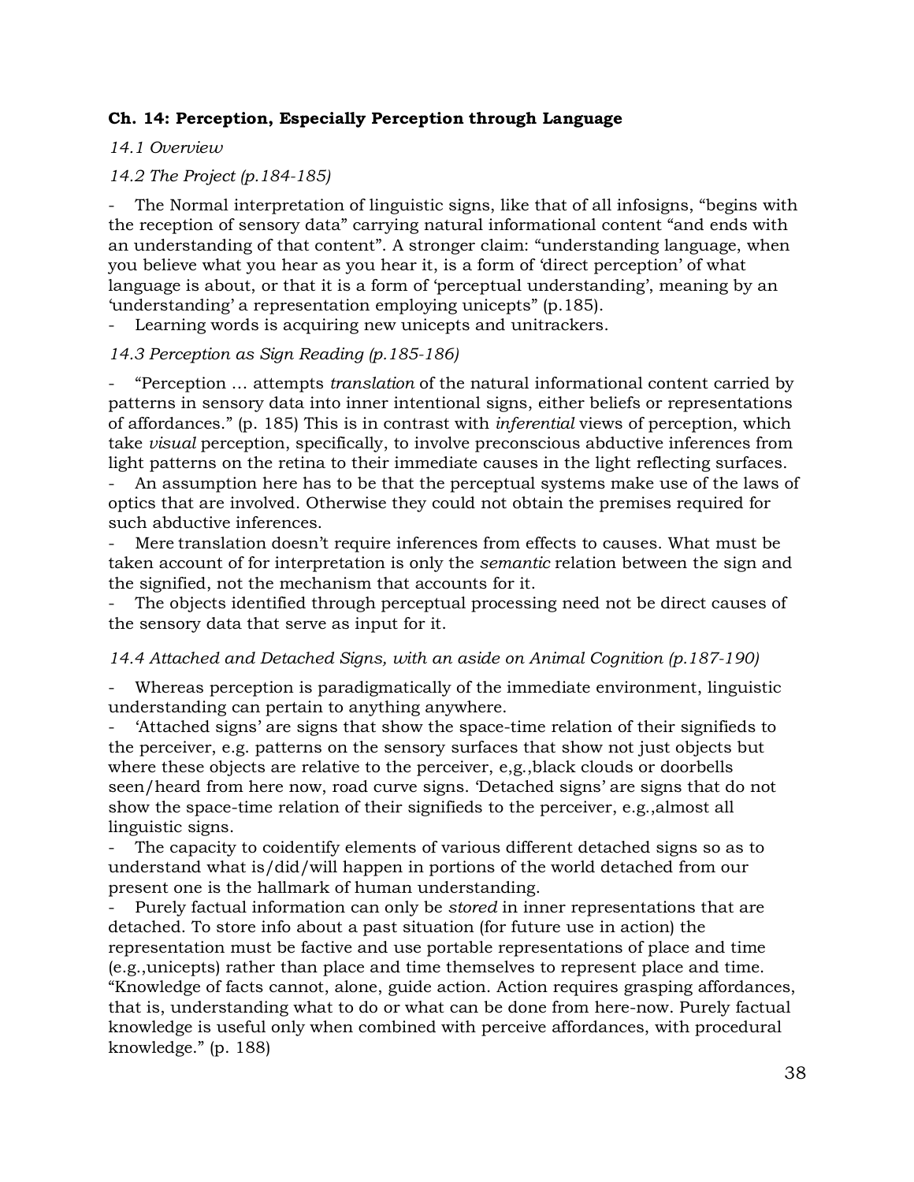**Ch. 14: Perception, Especially Perception through Language**

*14.1 Overview*

*14.2 The Project (p.184-185)*

- The Normal interpretation of linguistic signs, like that of all infosigns, "begins with the reception of sensory data" carrying natural informational content "and ends with an understanding of that content". A stronger claim: "understanding language, when you believe what you hear as you hear it, is a form of 'direct perception' of what language is about, or that it is a form of 'perceptual understanding', meaning by an 'understanding' a representation employing unicepts" (p.185).
- Learning words is acquiring new unicepts and unitrackers.

*14.3 Perception as Sign Reading (p.185-186)*

- "Perception … attempts *translation* of the natural informational content carried by patterns in sensory data into inner intentional signs, either beliefs or representations of affordances." (p. 185) This is in contrast with *inferential* views of perception, which take *visual* perception, specifically, to involve preconscious abductive inferences from light patterns on the retina to their immediate causes in the light reflecting surfaces.
- An assumption here has to be that the perceptual systems make use of the laws of optics that are involved. Otherwise they could not obtain the premises required for such abductive inferences.
- Mere translation doesn't require inferences from effects to causes. What must be taken account of for interpretation is only the *semantic* relation between the sign and the signified, not the mechanism that accounts for it.
- The objects identified through perceptual processing need not be direct causes of the sensory data that serve as input for it.

*14.4 Attached and Detached Signs, with an aside on Animal Cognition (p.187-190)*

- Whereas perception is paradigmatically of the immediate environment, linguistic understanding can pertain to anything anywhere.
- 'Attached signs' are signs that show the space-time relation of their signifieds to the perceiver, e.g. patterns on the sensory surfaces that show not just objects but where these objects are relative to the perceiver, e,g.,black clouds or doorbells seen/heard from here now, road curve signs. 'Detached signs' are signs that do not show the space-time relation of their signifieds to the perceiver, e.g.,almost all linguistic signs.
- The capacity to coidentify elements of various different detached signs so as to understand what is/did/will happen in portions of the world detached from our present one is the hallmark of human understanding.
- Purely factual information can only be *stored* in inner representations that are detached. To store info about a past situation (for future use in action) the representation must be factive and use portable representations of place and time (e.g.,unicepts) rather than place and time themselves to represent place and time. "Knowledge of facts cannot, alone, guide action. Action requires grasping affordances, that is, understanding what to do or what can be done from here-now. Purely factual knowledge is useful only when combined with perceive affordances, with procedural knowledge." (p. 188)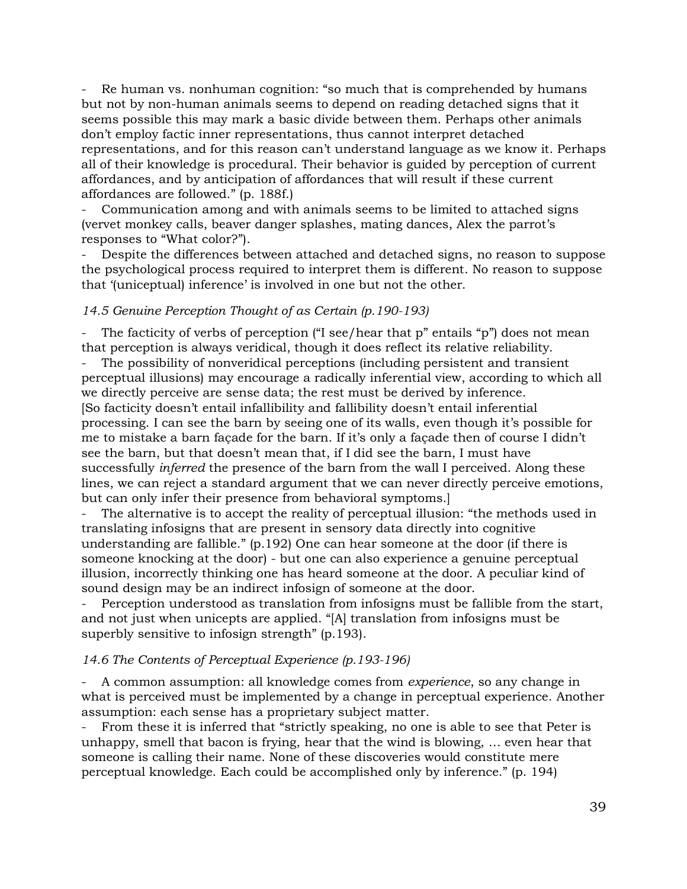- Re human vs. nonhuman cognition: "so much that is comprehended by humans but not by non-human animals seems to depend on reading detached signs that it seems possible this may mark a basic divide between them. Perhaps other animals don't employ factic inner representations, thus cannot interpret detached representations, and for this reason can't understand language as we know it. Perhaps all of their knowledge is procedural. Their behavior is guided by perception of current affordances, and by anticipation of affordances that will result if these current affordances are followed." (p. 188f.)
- Communication among and with animals seems to be limited to attached signs (vervet monkey calls, beaver danger splashes, mating dances, Alex the parrot's responses to "What color?").
- Despite the differences between attached and detached signs, no reason to suppose the psychological process required to interpret them is different. No reason to suppose that '(uniceptual) inference' is involved in one but not the other.

*14.5 Genuine Perception Thought of as Certain (p.190-193)*

- The facticity of verbs of perception ("I see/hear that p" entails "p") does not mean that perception is always veridical, though it does reflect its relative reliability.
- The possibility of nonveridical perceptions (including persistent and transient perceptual illusions) may encourage a radically inferential view, according to which all we directly perceive are sense data; the rest must be derived by inference.
[So facticity doesn't entail infallibility and fallibility doesn't entail inferential processing. I can see the barn by seeing one of its walls, even though it's possible for me to mistake a barn façade for the barn. If it's only a façade then of course I didn't see the barn, but that doesn't mean that, if I did see the barn, I must have successfully *inferred* the presence of the barn from the wall I perceived. Along these lines, we can reject a standard argument that we can never directly perceive emotions, but can only infer their presence from behavioral symptoms.]
- The alternative is to accept the reality of perceptual illusion: "the methods used in translating infosigns that are present in sensory data directly into cognitive understanding are fallible." (p.192) One can hear someone at the door (if there is someone knocking at the door) - but one can also experience a genuine perceptual illusion, incorrectly thinking one has heard someone at the door. A peculiar kind of sound design may be an indirect infosign of someone at the door.
- Perception understood as translation from infosigns must be fallible from the start, and not just when unicepts are applied. "[A] translation from infosigns must be superbly sensitive to infosign strength" (p.193).

*14.6 The Contents of Perceptual Experience (p.193-196)*

- A common assumption: all knowledge comes from *experience*, so any change in what is perceived must be implemented by a change in perceptual experience. Another assumption: each sense has a proprietary subject matter.
- From these it is inferred that "strictly speaking, no one is able to see that Peter is unhappy, smell that bacon is frying, hear that the wind is blowing, … even hear that someone is calling their name. None of these discoveries would constitute mere perceptual knowledge. Each could be accomplished only by inference." (p. 194)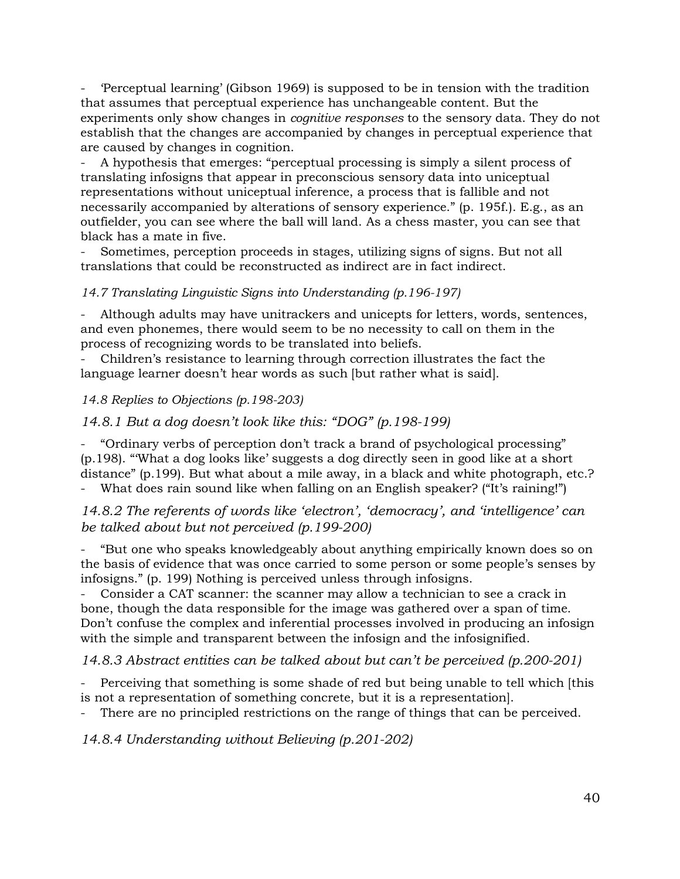- 'Perceptual learning' (Gibson 1969) is supposed to be in tension with the tradition that assumes that perceptual experience has unchangeable content. But the experiments only show changes in *cognitive responses* to the sensory data. They do not establish that the changes are accompanied by changes in perceptual experience that are caused by changes in cognition.
- A hypothesis that emerges: "perceptual processing is simply a silent process of translating infosigns that appear in preconscious sensory data into uniceptual representations without uniceptual inference, a process that is fallible and not necessarily accompanied by alterations of sensory experience." (p. 195f.). E.g., as an outfielder, you can see where the ball will land. As a chess master, you can see that black has a mate in five.
- Sometimes, perception proceeds in stages, utilizing signs of signs. But not all translations that could be reconstructed as indirect are in fact indirect.

*14.7 Translating Linguistic Signs into Understanding (p.196-197)*

- Although adults may have unitrackers and unicepts for letters, words, sentences, and even phonemes, there would seem to be no necessity to call on them in the process of recognizing words to be translated into beliefs.
- Children's resistance to learning through correction illustrates the fact the language learner doesn't hear words as such [but rather what is said].

*14.8 Replies to Objections (p.198-203)*

### *14.8.1 But a dog doesn't look like this: "DOG" (p.198-199)*

- "Ordinary verbs of perception don't track a brand of psychological processing" (p.198). "'What a dog looks like' suggests a dog directly seen in good like at a short distance" (p.199). But what about a mile away, in a black and white photograph, etc.?
- What does rain sound like when falling on an English speaker? ("It's raining!")

### *14.8.2 The referents of words like 'electron', 'democracy', and 'intelligence' can be talked about but not perceived (p.199-200)*

- "But one who speaks knowledgeably about anything empirically known does so on the basis of evidence that was once carried to some person or some people's senses by infosigns." (p. 199) Nothing is perceived unless through infosigns.
- Consider a CAT scanner: the scanner may allow a technician to see a crack in bone, though the data responsible for the image was gathered over a span of time. Don't confuse the complex and inferential processes involved in producing an infosign with the simple and transparent between the infosign and the infosignified.

### *14.8.3 Abstract entities can be talked about but can't be perceived (p.200-201)*

- Perceiving that something is some shade of red but being unable to tell which [this is not a representation of something concrete, but it is a representation].
- There are no principled restrictions on the range of things that can be perceived.

### *14.8.4 Understanding without Believing (p.201-202)*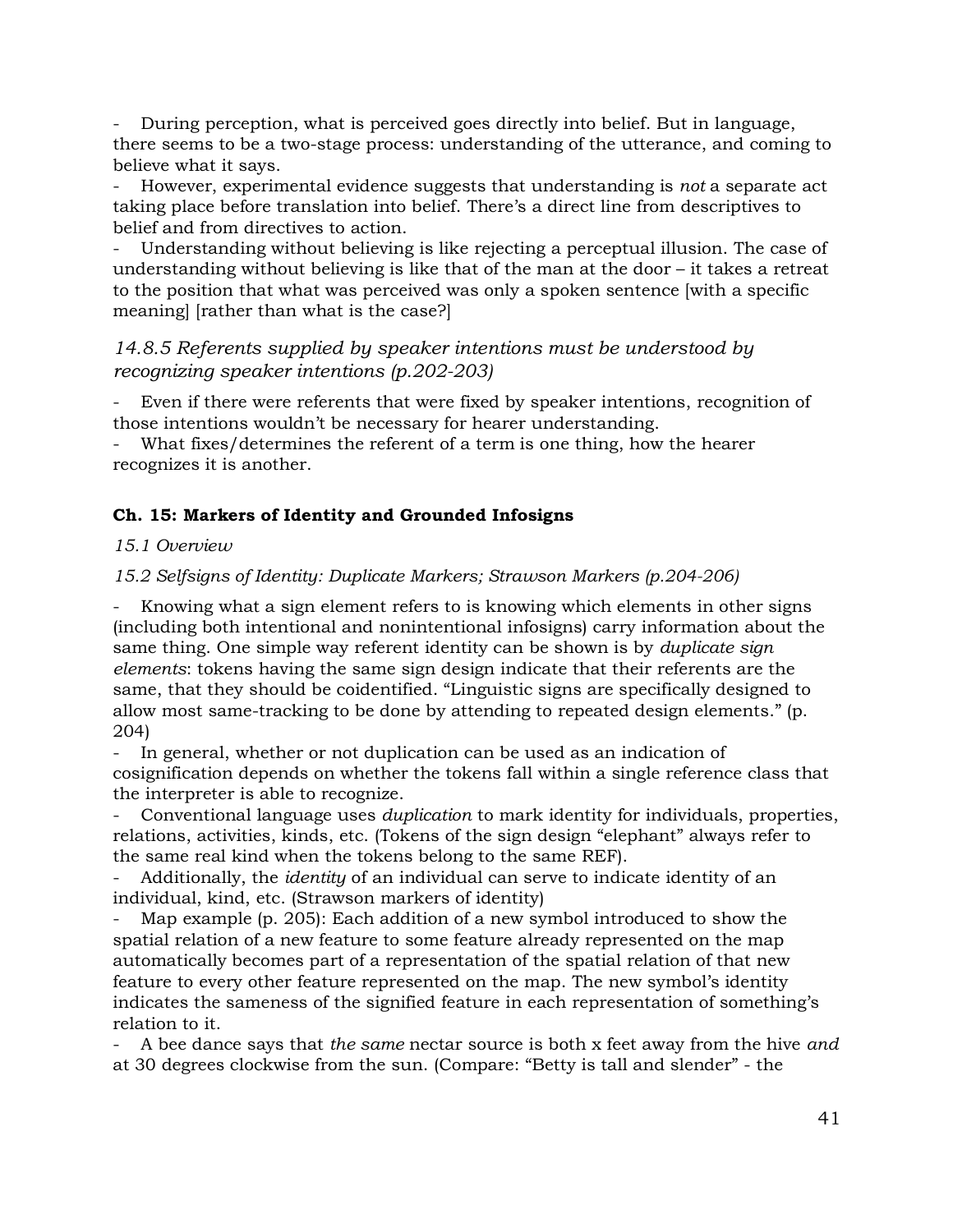- During perception, what is perceived goes directly into belief. But in language, there seems to be a two-stage process: understanding of the utterance, and coming to believe what it says.
- However, experimental evidence suggests that understanding is *not* a separate act taking place before translation into belief. There's a direct line from descriptives to belief and from directives to action.
- Understanding without believing is like rejecting a perceptual illusion. The case of understanding without believing is like that of the man at the door – it takes a retreat to the position that what was perceived was only a spoken sentence [with a specific meaning] [rather than what is the case?]

### *14.8.5 Referents supplied by speaker intentions must be understood by recognizing speaker intentions (p.202-203)*

- Even if there were referents that were fixed by speaker intentions, recognition of those intentions wouldn't be necessary for hearer understanding.
- What fixes/determines the referent of a term is one thing, how the hearer recognizes it is another.

## Ch. 15: Markers of Identity and Grounded Infosigns

*15.1 Overview*

*15.2 Selfsigns of Identity: Duplicate Markers; Strawson Markers (p.204-206)*

- Knowing what a sign element refers to is knowing which elements in other signs (including both intentional and nonintentional infosigns) carry information about the same thing. One simple way referent identity can be shown is by *duplicate sign elements*: tokens having the same sign design indicate that their referents are the same, that they should be coidentified. "Linguistic signs are specifically designed to allow most same-tracking to be done by attending to repeated design elements." (p. 204)
- In general, whether or not duplication can be used as an indication of cosignification depends on whether the tokens fall within a single reference class that the interpreter is able to recognize.
- Conventional language uses *duplication* to mark identity for individuals, properties, relations, activities, kinds, etc. (Tokens of the sign design "elephant" always refer to the same real kind when the tokens belong to the same REF).
- Additionally, the *identity* of an individual can serve to indicate identity of an individual, kind, etc. (Strawson markers of identity)
- Map example (p. 205): Each addition of a new symbol introduced to show the spatial relation of a new feature to some feature already represented on the map automatically becomes part of a representation of the spatial relation of that new feature to every other feature represented on the map. The new symbol's identity indicates the sameness of the signified feature in each representation of something's relation to it.
- A bee dance says that *the same* nectar source is both x feet away from the hive *and* at 30 degrees clockwise from the sun. (Compare: "Betty is tall and slender" - the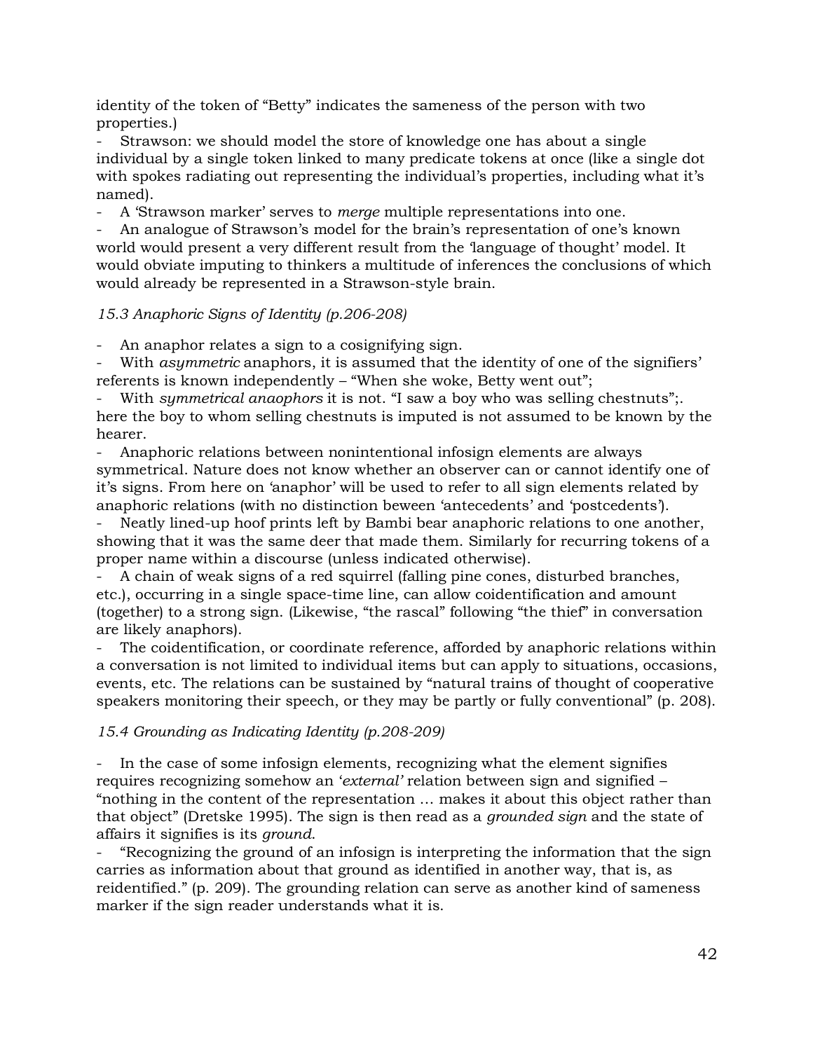identity of the token of "Betty" indicates the sameness of the person with two properties.)

- Strawson: we should model the store of knowledge one has about a single individual by a single token linked to many predicate tokens at once (like a single dot with spokes radiating out representing the individual's properties, including what it's named).
- A 'Strawson marker' serves to *merge* multiple representations into one.
- An analogue of Strawson's model for the brain's representation of one's known world would present a very different result from the 'language of thought' model. It would obviate imputing to thinkers a multitude of inferences the conclusions of which would already be represented in a Strawson-style brain.

*15.3 Anaphoric Signs of Identity (p.206-208)*

- An anaphor relates a sign to a cosignifying sign.
- With *asymmetric* anaphors, it is assumed that the identity of one of the signifiers' referents is known independently – "When she woke, Betty went out";
- With *symmetrical anaophors* it is not. "I saw a boy who was selling chestnuts";. here the boy to whom selling chestnuts is imputed is not assumed to be known by the hearer.
- Anaphoric relations between nonintentional infosign elements are always symmetrical. Nature does not know whether an observer can or cannot identify one of it's signs. From here on 'anaphor' will be used to refer to all sign elements related by anaphoric relations (with no distinction beween 'antecedents' and 'postcedents').
- Neatly lined-up hoof prints left by Bambi bear anaphoric relations to one another, showing that it was the same deer that made them. Similarly for recurring tokens of a proper name within a discourse (unless indicated otherwise).
- A chain of weak signs of a red squirrel (falling pine cones, disturbed branches, etc.), occurring in a single space-time line, can allow coidentification and amount (together) to a strong sign. (Likewise, "the rascal" following "the thief" in conversation are likely anaphors).
- The coidentification, or coordinate reference, afforded by anaphoric relations within a conversation is not limited to individual items but can apply to situations, occasions, events, etc. The relations can be sustained by "natural trains of thought of cooperative speakers monitoring their speech, or they may be partly or fully conventional" (p. 208).

*15.4 Grounding as Indicating Identity (p.208-209)*

- In the case of some infosign elements, recognizing what the element signifies requires recognizing somehow an '*external*' relation between sign and signified – "nothing in the content of the representation … makes it about this object rather than that object" (Dretske 1995). The sign is then read as a *grounded sign* and the state of affairs it signifies is its *ground*.
- "Recognizing the ground of an infosign is interpreting the information that the sign carries as information about that ground as identified in another way, that is, as reidentified." (p. 209). The grounding relation can serve as another kind of sameness marker if the sign reader understands what it is.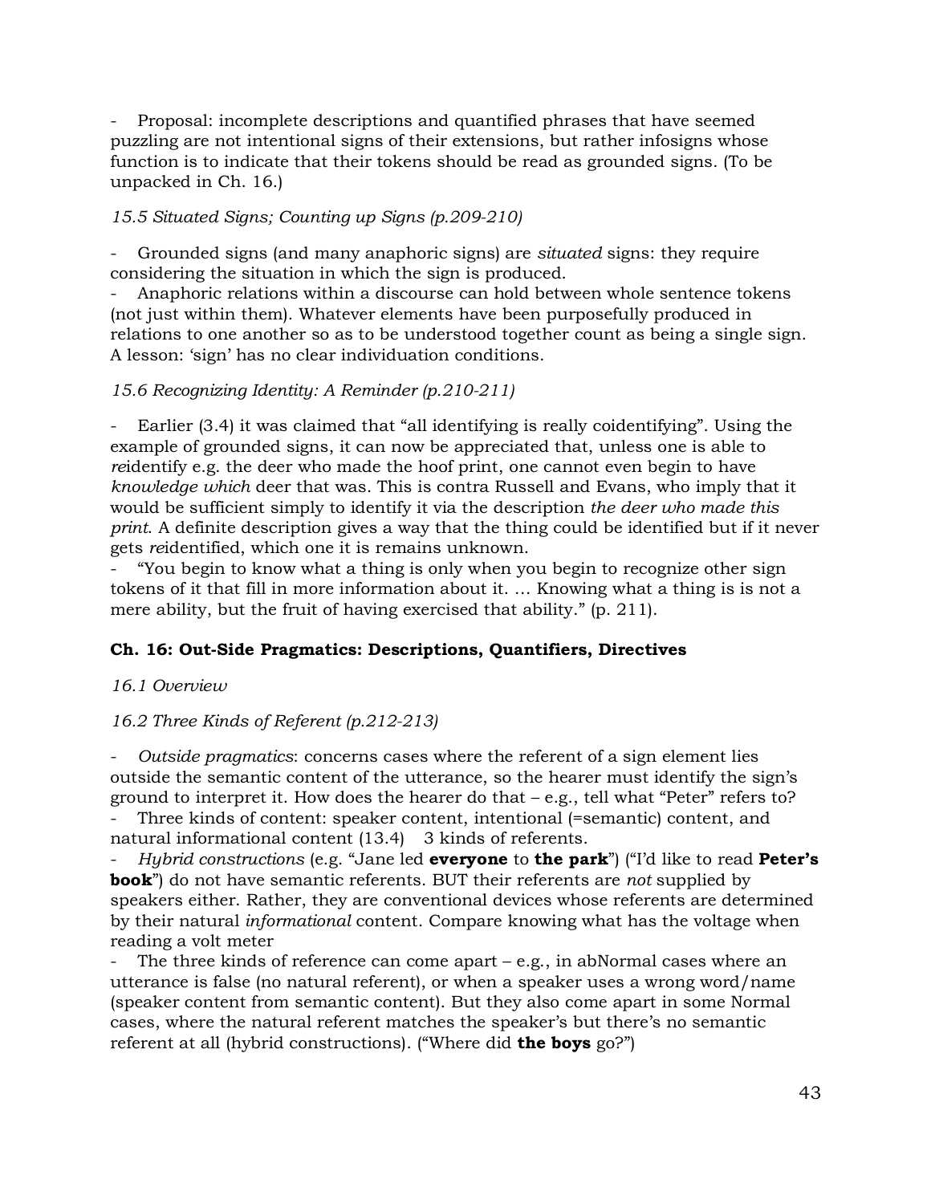- Proposal: incomplete descriptions and quantified phrases that have seemed puzzling are not intentional signs of their extensions, but rather infosigns whose function is to indicate that their tokens should be read as grounded signs. (To be unpacked in Ch. 16.)

*15.5 Situated Signs; Counting up Signs (p.209-210)*

- Grounded signs (and many anaphoric signs) are *situated* signs: they require considering the situation in which the sign is produced.
- Anaphoric relations within a discourse can hold between whole sentence tokens (not just within them). Whatever elements have been purposefully produced in relations to one another so as to be understood together count as being a single sign. A lesson: 'sign' has no clear individuation conditions.

*15.6 Recognizing Identity: A Reminder (p.210-211)*

- Earlier (3.4) it was claimed that "all identifying is really coidentifying". Using the example of grounded signs, it can now be appreciated that, unless one is able to *re*identify e.g. the deer who made the hoof print, one cannot even begin to have *knowledge which* deer that was. This is contra Russell and Evans, who imply that it would be sufficient simply to identify it via the description *the deer who made this print*. A definite description gives a way that the thing could be identified but if it never gets *re*identified, which one it is remains unknown.
- "You begin to know what a thing is only when you begin to recognize other sign tokens of it that fill in more information about it. … Knowing what a thing is is not a mere ability, but the fruit of having exercised that ability." (p. 211).

**Ch. 16: Out-Side Pragmatics: Descriptions, Quantifiers, Directives**

*16.1 Overview*

*16.2 Three Kinds of Referent (p.212-213)*

- *Outside pragmatics*: concerns cases where the referent of a sign element lies outside the semantic content of the utterance, so the hearer must identify the sign's ground to interpret it. How does the hearer do that – e.g., tell what "Peter" refers to?
- Three kinds of content: speaker content, intentional (=semantic) content, and natural informational content (13.4)  3 kinds of referents.
- *Hybrid constructions* (e.g. "Jane led **everyone** to **the park**") ("I'd like to read **Peter's book**") do not have semantic referents. BUT their referents are *not* supplied by speakers either. Rather, they are conventional devices whose referents are determined by their natural *informational* content. Compare knowing what has the voltage when reading a volt meter
- The three kinds of reference can come apart – e.g., in abNormal cases where an utterance is false (no natural referent), or when a speaker uses a wrong word/name (speaker content from semantic content). But they also come apart in some Normal cases, where the natural referent matches the speaker's but there's no semantic referent at all (hybrid constructions). ("Where did **the boys** go?")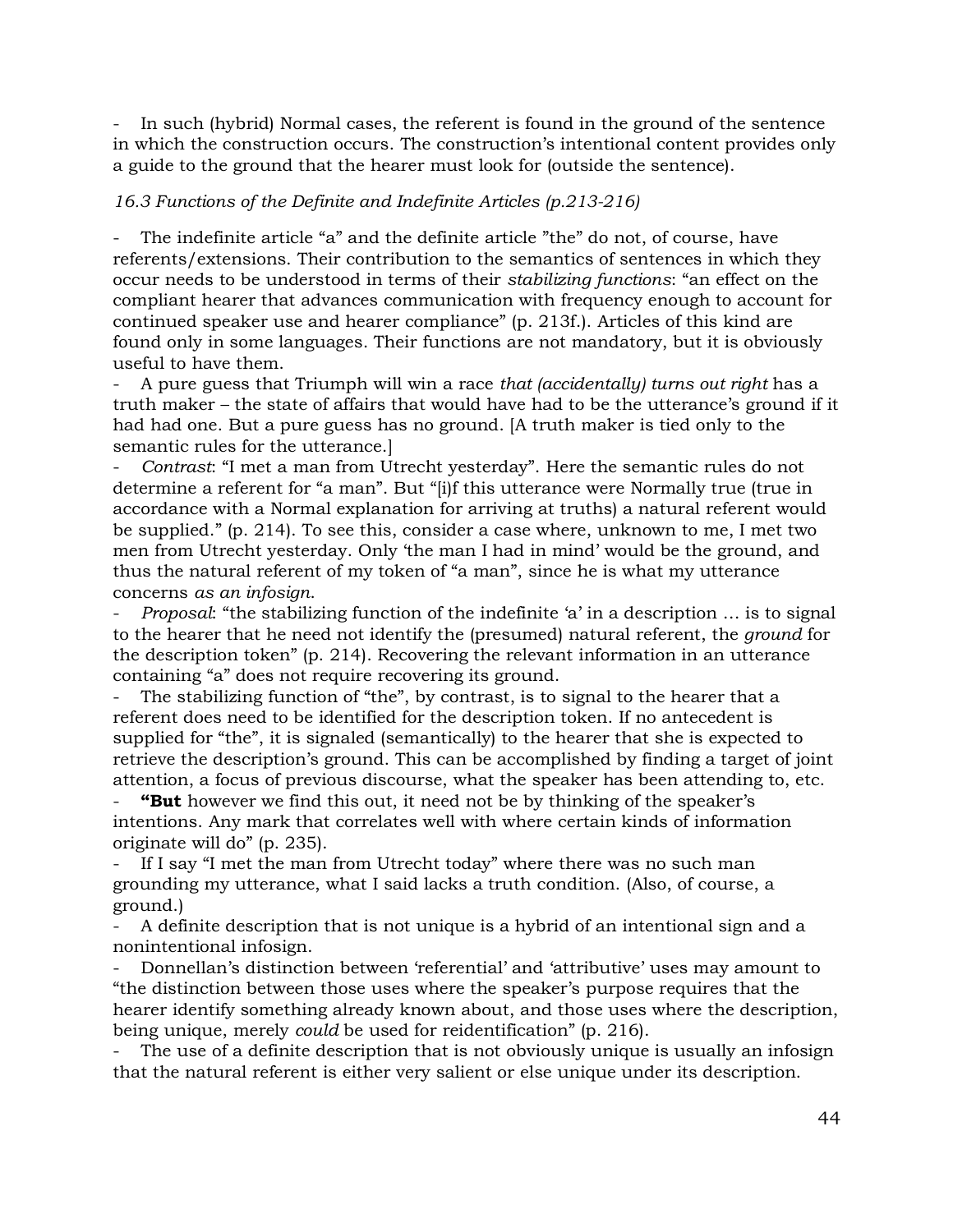- In such (hybrid) Normal cases, the referent is found in the ground of the sentence in which the construction occurs. The construction's intentional content provides only a guide to the ground that the hearer must look for (outside the sentence).

*16.3 Functions of the Definite and Indefinite Articles (p.213-216)*

- The indefinite article "a" and the definite article "the" do not, of course, have referents/extensions. Their contribution to the semantics of sentences in which they occur needs to be understood in terms of their *stabilizing functions*: "an effect on the compliant hearer that advances communication with frequency enough to account for continued speaker use and hearer compliance" (p. 213f.). Articles of this kind are found only in some languages. Their functions are not mandatory, but it is obviously useful to have them.
- A pure guess that Triumph will win a race *that (accidentally) turns out right* has a truth maker – the state of affairs that would have had to be the utterance's ground if it had had one. But a pure guess has no ground. [A truth maker is tied only to the semantic rules for the utterance.]
- *Contrast*: "I met a man from Utrecht yesterday". Here the semantic rules do not determine a referent for "a man". But "[i]f this utterance were Normally true (true in accordance with a Normal explanation for arriving at truths) a natural referent would be supplied." (p. 214). To see this, consider a case where, unknown to me, I met two men from Utrecht yesterday. Only 'the man I had in mind' would be the ground, and thus the natural referent of my token of "a man", since he is what my utterance concerns *as an infosign*.
- *Proposal*: "the stabilizing function of the indefinite 'a' in a description … is to signal to the hearer that he need not identify the (presumed) natural referent, the *ground* for the description token" (p. 214). Recovering the relevant information in an utterance containing "a" does not require recovering its ground.
- The stabilizing function of "the", by contrast, is to signal to the hearer that a referent does need to be identified for the description token. If no antecedent is supplied for "the", it is signaled (semantically) to the hearer that she is expected to retrieve the description's ground. This can be accomplished by finding a target of joint attention, a focus of previous discourse, what the speaker has been attending to, etc.
- **"But** however we find this out, it need not be by thinking of the speaker's intentions. Any mark that correlates well with where certain kinds of information originate will do" (p. 235).
- If I say "I met the man from Utrecht today" where there was no such man grounding my utterance, what I said lacks a truth condition. (Also, of course, a ground.)
- A definite description that is not unique is a hybrid of an intentional sign and a nonintentional infosign.
- Donnellan's distinction between 'referential' and 'attributive' uses may amount to "the distinction between those uses where the speaker's purpose requires that the hearer identify something already known about, and those uses where the description, being unique, merely *could* be used for reidentification" (p. 216).
- The use of a definite description that is not obviously unique is usually an infosign that the natural referent is either very salient or else unique under its description.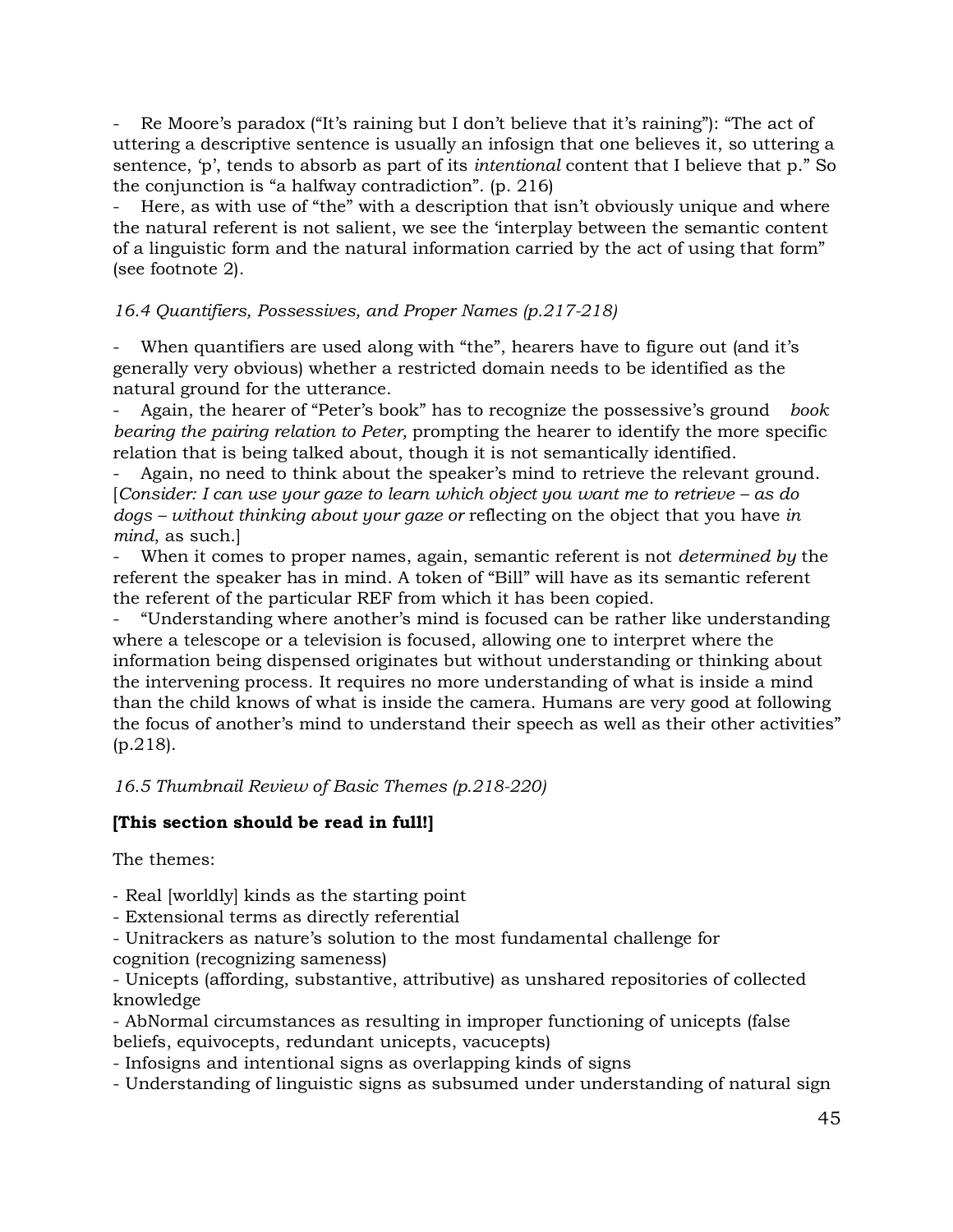- Re Moore's paradox ("It's raining but I don't believe that it's raining"): "The act of uttering a descriptive sentence is usually an infosign that one believes it, so uttering a sentence, 'p', tends to absorb as part of its *intentional* content that I believe that p." So the conjunction is "a halfway contradiction". (p. 216)
- Here, as with use of "the" with a description that isn't obviously unique and where the natural referent is not salient, we see the 'interplay between the semantic content of a linguistic form and the natural information carried by the act of using that form" (see footnote 2).

*16.4 Quantifiers, Possessives, and Proper Names (p.217-218)*

- When quantifiers are used along with "the", hearers have to figure out (and it's generally very obvious) whether a restricted domain needs to be identified as the natural ground for the utterance.
- Again, the hearer of "Peter's book" has to recognize the possessive's ground *book bearing the pairing relation to Peter,* prompting the hearer to identify the more specific relation that is being talked about, though it is not semantically identified.
- Again, no need to think about the speaker's mind to retrieve the relevant ground. [*Consider: I can use your gaze to learn which object you want me to retrieve – as do dogs – without thinking about your gaze or* reflecting on the object that you have *in mind*, as such.]
- When it comes to proper names, again, semantic referent is not *determined by* the referent the speaker has in mind. A token of "Bill" will have as its semantic referent the referent of the particular REF from which it has been copied.
- "Understanding where another's mind is focused can be rather like understanding where a telescope or a television is focused, allowing one to interpret where the information being dispensed originates but without understanding or thinking about the intervening process. It requires no more understanding of what is inside a mind than the child knows of what is inside the camera. Humans are very good at following the focus of another's mind to understand their speech as well as their other activities" (p.218).

*16.5 Thumbnail Review of Basic Themes (p.218-220)*

**[This section should be read in full!]**

The themes:

- Real [worldly] kinds as the starting point
- Extensional terms as directly referential
- Unitrackers as nature's solution to the most fundamental challenge for cognition (recognizing sameness)
- Unicepts (affording, substantive, attributive) as unshared repositories of collected knowledge
- AbNormal circumstances as resulting in improper functioning of unicepts (false beliefs, equivocepts, redundant unicepts, vacucepts)
- Infosigns and intentional signs as overlapping kinds of signs
- Understanding of linguistic signs as subsumed under understanding of natural sign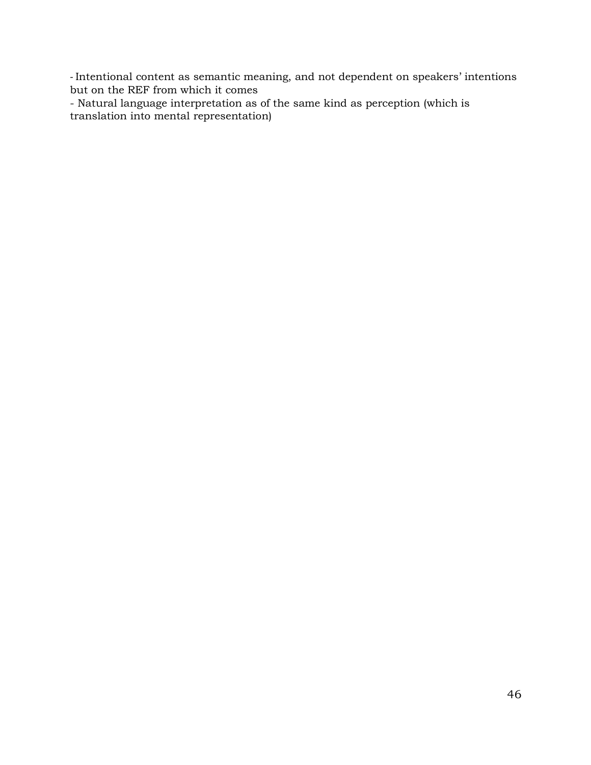- Intentional content as semantic meaning, and not dependent on speakers' intentions but on the REF from which it comes
- Natural language interpretation as of the same kind as perception (which is translation into mental representation)